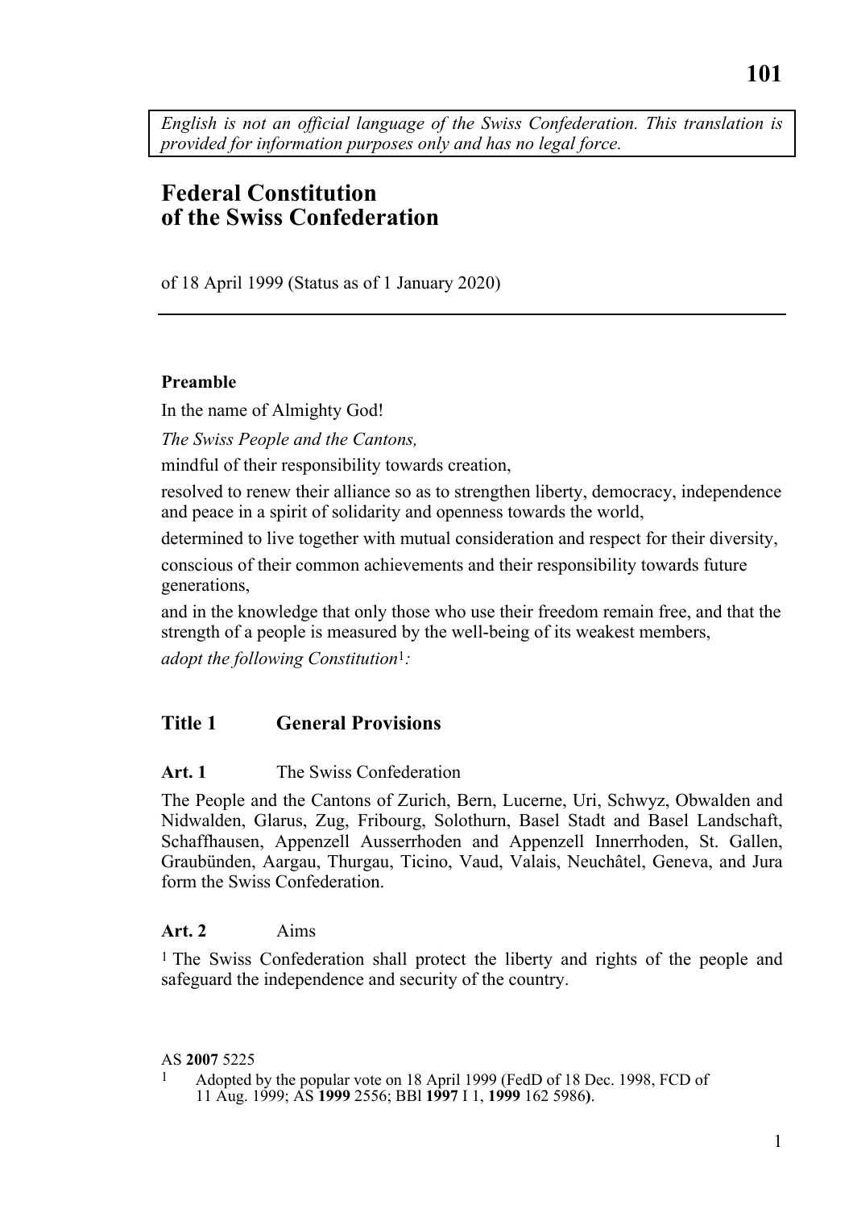*English is not an official language of the Swiss Confederation. This translation is provided for information purposes only and has no legal force.*

# Federal Constitution of the Swiss Confederation

of 18 April 1999 (Status as of 1 January 2020)

---

**Preamble**

In the name of Almighty God!

*The Swiss People and the Cantons,*

mindful of their responsibility towards creation,

resolved to renew their alliance so as to strengthen liberty, democracy, independence and peace in a spirit of solidarity and openness towards the world,

determined to live together with mutual consideration and respect for their diversity,

conscious of their common achievements and their responsibility towards future generations,

and in the knowledge that only those who use their freedom remain free, and that the strength of a people is measured by the well-being of its weakest members,

*adopt the following Constitution*[1]*:*

## Title 1 General Provisions

### Art. 1 The Swiss Confederation

The People and the Cantons of Zurich, Bern, Lucerne, Uri, Schwyz, Obwalden and Nidwalden, Glarus, Zug, Fribourg, Solothurn, Basel Stadt and Basel Landschaft, Schaffhausen, Appenzell Ausserrhoden and Appenzell Innerrhoden, St. Gallen, Graubünden, Aargau, Thurgau, Ticino, Vaud, Valais, Neuchâtel, Geneva, and Jura form the Swiss Confederation.

### Art. 2 Aims

[1] The Swiss Confederation shall protect the liberty and rights of the people and safeguard the independence and security of the country.

AS **2007** 5225

[1] Adopted by the popular vote on 18 April 1999 (FedD of 18 Dec. 1998, FCD of 11 Aug. 1999; AS **1999** 2556; BBl **1997** I 1, **1999** 162 5986**)**.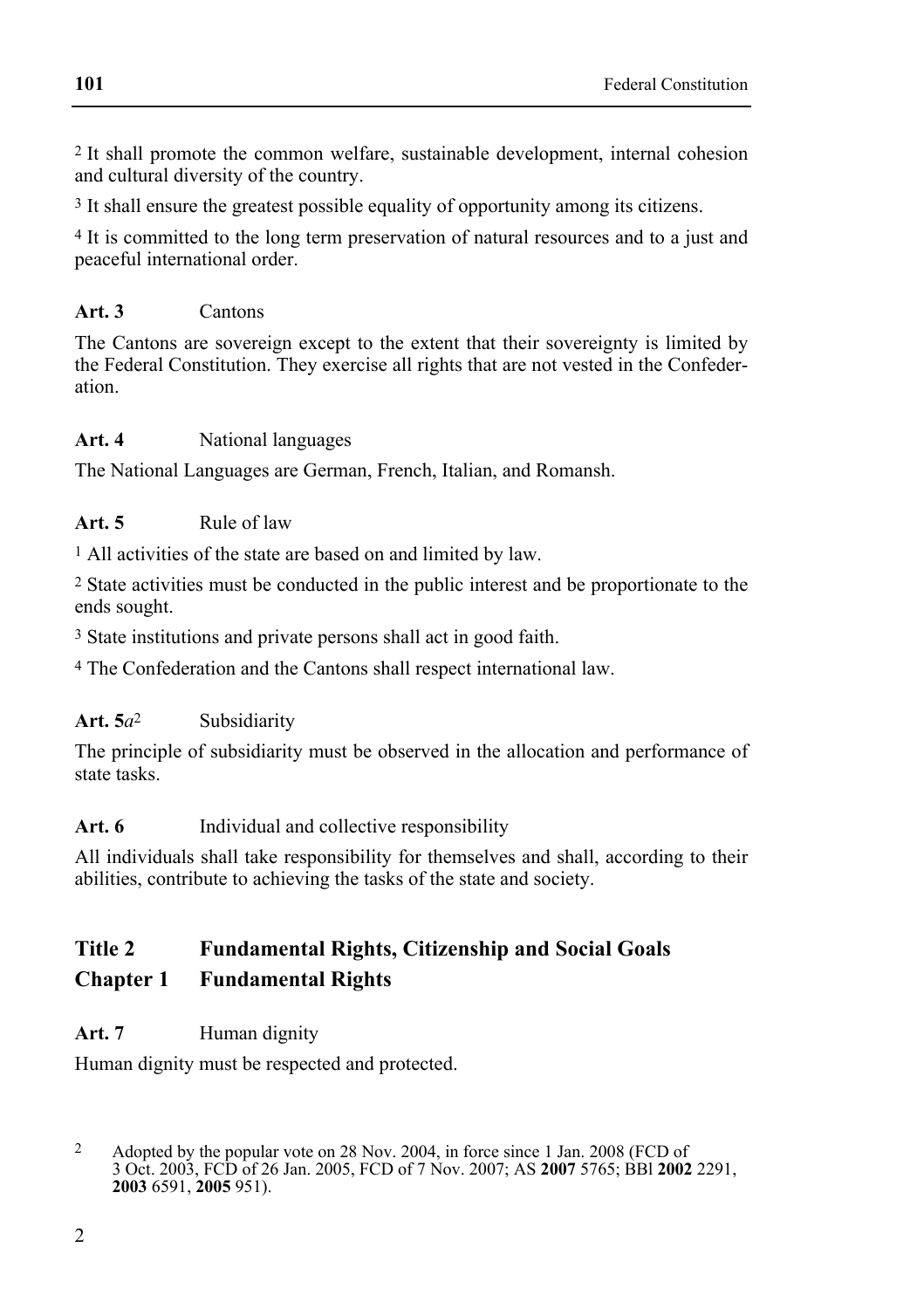[2] It shall promote the common welfare, sustainable development, internal cohesion and cultural diversity of the country.

[3] It shall ensure the greatest possible equality of opportunity among its citizens.

[4] It is committed to the long term preservation of natural resources and to a just and peaceful international order.

**Art. 3** Cantons

The Cantons are sovereign except to the extent that their sovereignty is limited by the Federal Constitution. They exercise all rights that are not vested in the Confederation.

**Art. 4** National languages

The National Languages are German, French, Italian, and Romansh.

**Art. 5** Rule of law

[1] All activities of the state are based on and limited by law.

[2] State activities must be conducted in the public interest and be proportionate to the ends sought.

[3] State institutions and private persons shall act in good faith.

[4] The Confederation and the Cantons shall respect international law.

**Art. 5*a***[2] Subsidiarity

The principle of subsidiarity must be observed in the allocation and performance of state tasks.

**Art. 6** Individual and collective responsibility

All individuals shall take responsibility for themselves and shall, according to their abilities, contribute to achieving the tasks of the state and society.

## Title 2 Fundamental Rights, Citizenship and Social Goals

## Chapter 1 Fundamental Rights

**Art. 7** Human dignity

Human dignity must be respected and protected.

---

[2] Adopted by the popular vote on 28 Nov. 2004, in force since 1 Jan. 2008 (FCD of 3 Oct. 2003, FCD of 26 Jan. 2005, FCD of 7 Nov. 2007; AS **2007** 5765; BBl **2002** 2291, **2003** 6591, **2005** 951).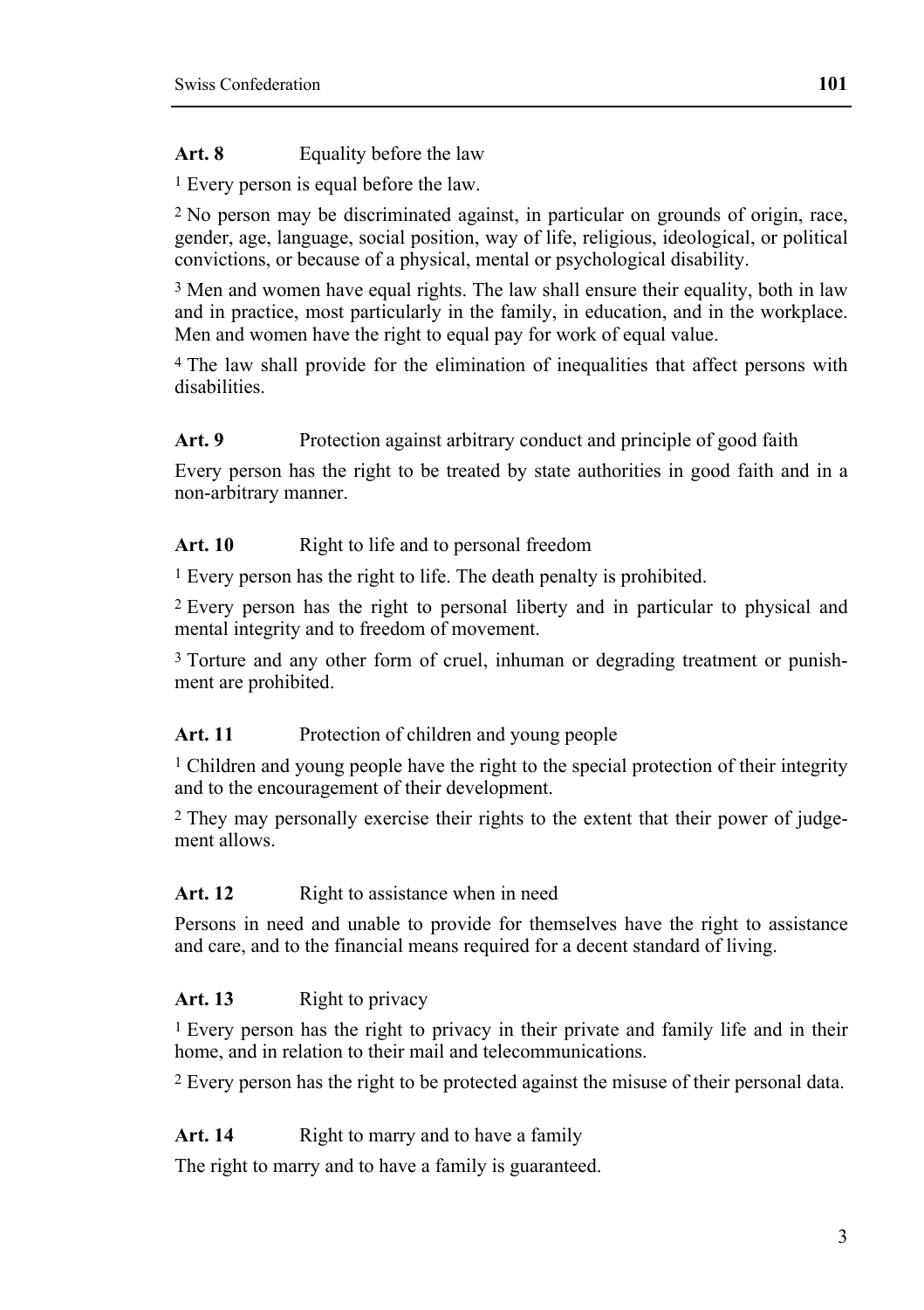**Art. 8** Equality before the law

[1] Every person is equal before the law.

[2] No person may be discriminated against, in particular on grounds of origin, race, gender, age, language, social position, way of life, religious, ideological, or political convictions, or because of a physical, mental or psychological disability.

[3] Men and women have equal rights. The law shall ensure their equality, both in law and in practice, most particularly in the family, in education, and in the workplace. Men and women have the right to equal pay for work of equal value.

[4] The law shall provide for the elimination of inequalities that affect persons with disabilities.

**Art. 9** Protection against arbitrary conduct and principle of good faith

Every person has the right to be treated by state authorities in good faith and in a non-arbitrary manner.

**Art. 10** Right to life and to personal freedom

[1] Every person has the right to life. The death penalty is prohibited.

[2] Every person has the right to personal liberty and in particular to physical and mental integrity and to freedom of movement.

[3] Torture and any other form of cruel, inhuman or degrading treatment or punishment are prohibited.

**Art. 11** Protection of children and young people

[1] Children and young people have the right to the special protection of their integrity and to the encouragement of their development.

[2] They may personally exercise their rights to the extent that their power of judgement allows.

**Art. 12** Right to assistance when in need

Persons in need and unable to provide for themselves have the right to assistance and care, and to the financial means required for a decent standard of living.

**Art. 13** Right to privacy

[1] Every person has the right to privacy in their private and family life and in their home, and in relation to their mail and telecommunications.

[2] Every person has the right to be protected against the misuse of their personal data.

**Art. 14** Right to marry and to have a family

The right to marry and to have a family is guaranteed.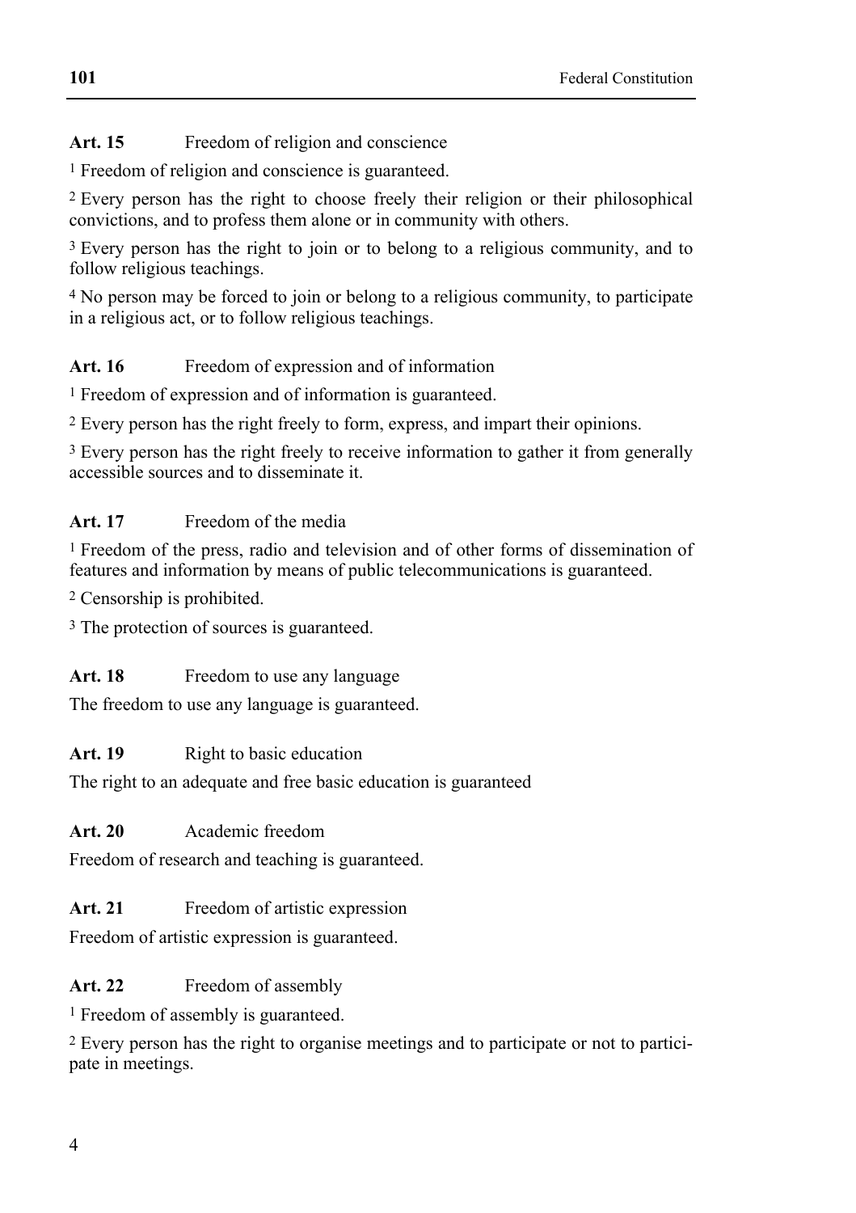**Art. 15** Freedom of religion and conscience

[1] Freedom of religion and conscience is guaranteed.

[2] Every person has the right to choose freely their religion or their philosophical convictions, and to profess them alone or in community with others.

[3] Every person has the right to join or to belong to a religious community, and to follow religious teachings.

[4] No person may be forced to join or belong to a religious community, to participate in a religious act, or to follow religious teachings.

**Art. 16** Freedom of expression and of information

[1] Freedom of expression and of information is guaranteed.

[2] Every person has the right freely to form, express, and impart their opinions.

[3] Every person has the right freely to receive information to gather it from generally accessible sources and to disseminate it.

**Art. 17** Freedom of the media

[1] Freedom of the press, radio and television and of other forms of dissemination of features and information by means of public telecommunications is guaranteed.

[2] Censorship is prohibited.

[3] The protection of sources is guaranteed.

**Art. 18** Freedom to use any language

The freedom to use any language is guaranteed.

**Art. 19** Right to basic education

The right to an adequate and free basic education is guaranteed

**Art. 20** Academic freedom

Freedom of research and teaching is guaranteed.

**Art. 21** Freedom of artistic expression

Freedom of artistic expression is guaranteed.

**Art. 22** Freedom of assembly

[1] Freedom of assembly is guaranteed.

[2] Every person has the right to organise meetings and to participate or not to participate in meetings.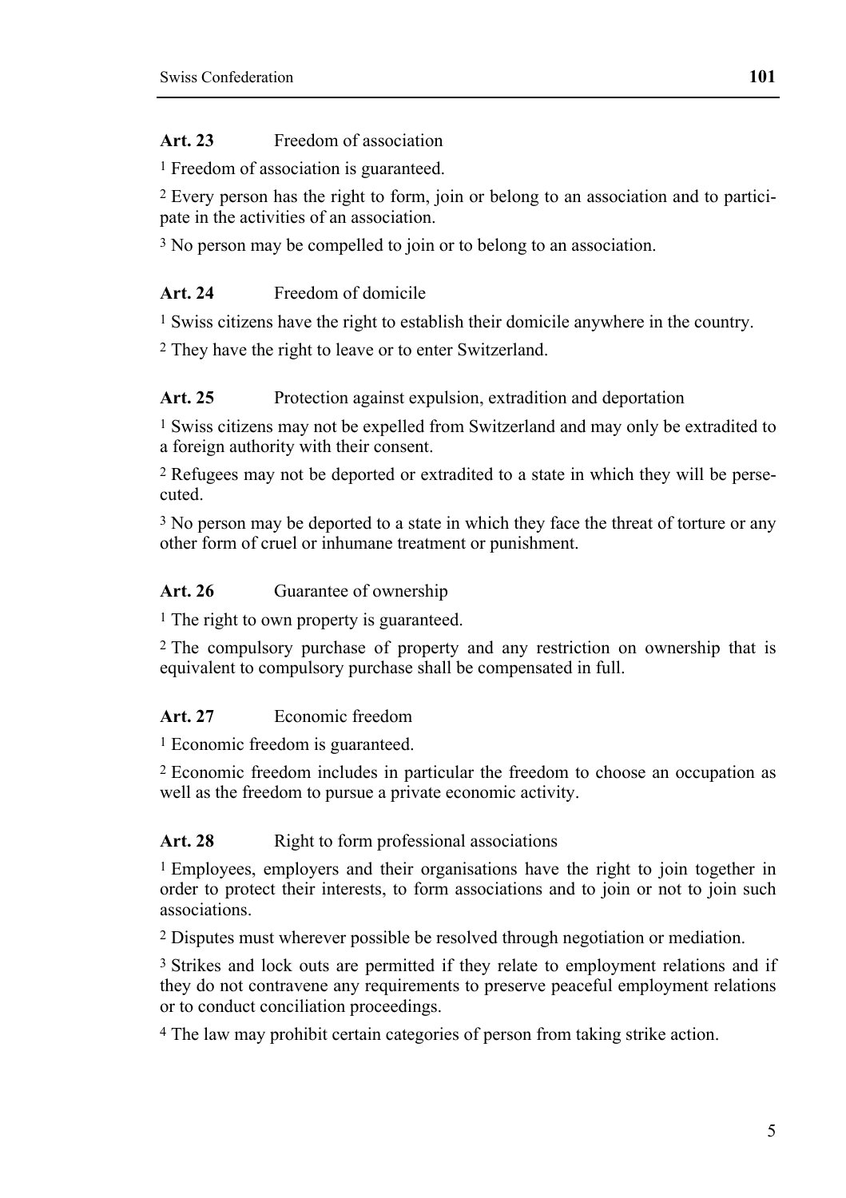**Art. 23** Freedom of association

[1] Freedom of association is guaranteed.

[2] Every person has the right to form, join or belong to an association and to participate in the activities of an association.

[3] No person may be compelled to join or to belong to an association.

**Art. 24** Freedom of domicile

[1] Swiss citizens have the right to establish their domicile anywhere in the country.

[2] They have the right to leave or to enter Switzerland.

**Art. 25** Protection against expulsion, extradition and deportation

[1] Swiss citizens may not be expelled from Switzerland and may only be extradited to a foreign authority with their consent.

[2] Refugees may not be deported or extradited to a state in which they will be persecuted.

[3] No person may be deported to a state in which they face the threat of torture or any other form of cruel or inhumane treatment or punishment.

**Art. 26** Guarantee of ownership

[1] The right to own property is guaranteed.

[2] The compulsory purchase of property and any restriction on ownership that is equivalent to compulsory purchase shall be compensated in full.

**Art. 27** Economic freedom

[1] Economic freedom is guaranteed.

[2] Economic freedom includes in particular the freedom to choose an occupation as well as the freedom to pursue a private economic activity.

**Art. 28** Right to form professional associations

[1] Employees, employers and their organisations have the right to join together in order to protect their interests, to form associations and to join or not to join such associations.

[2] Disputes must wherever possible be resolved through negotiation or mediation.

[3] Strikes and lock outs are permitted if they relate to employment relations and if they do not contravene any requirements to preserve peaceful employment relations or to conduct conciliation proceedings.

[4] The law may prohibit certain categories of person from taking strike action.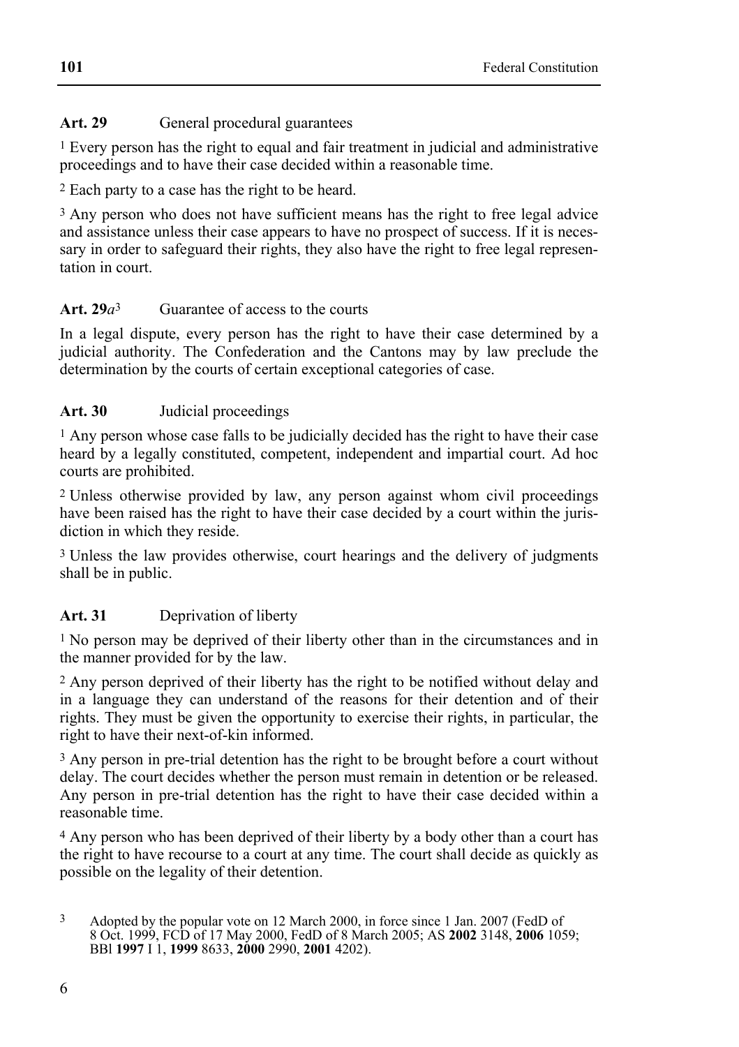**Art. 29** General procedural guarantees

[1] Every person has the right to equal and fair treatment in judicial and administrative proceedings and to have their case decided within a reasonable time.

[2] Each party to a case has the right to be heard.

[3] Any person who does not have sufficient means has the right to free legal advice and assistance unless their case appears to have no prospect of success. If it is necessary in order to safeguard their rights, they also have the right to free legal representation in court.

**Art. 29*a***[3] Guarantee of access to the courts

In a legal dispute, every person has the right to have their case determined by a judicial authority. The Confederation and the Cantons may by law preclude the determination by the courts of certain exceptional categories of case.

**Art. 30** Judicial proceedings

[1] Any person whose case falls to be judicially decided has the right to have their case heard by a legally constituted, competent, independent and impartial court. Ad hoc courts are prohibited.

[2] Unless otherwise provided by law, any person against whom civil proceedings have been raised has the right to have their case decided by a court within the jurisdiction in which they reside.

[3] Unless the law provides otherwise, court hearings and the delivery of judgments shall be in public.

**Art. 31** Deprivation of liberty

[1] No person may be deprived of their liberty other than in the circumstances and in the manner provided for by the law.

[2] Any person deprived of their liberty has the right to be notified without delay and in a language they can understand of the reasons for their detention and of their rights. They must be given the opportunity to exercise their rights, in particular, the right to have their next-of-kin informed.

[3] Any person in pre-trial detention has the right to be brought before a court without delay. The court decides whether the person must remain in detention or be released. Any person in pre-trial detention has the right to have their case decided within a reasonable time.

[4] Any person who has been deprived of their liberty by a body other than a court has the right to have recourse to a court at any time. The court shall decide as quickly as possible on the legality of their detention.

---

[3] Adopted by the popular vote on 12 March 2000, in force since 1 Jan. 2007 (FedD of 8 Oct. 1999, FCD of 17 May 2000, FedD of 8 March 2005; AS **2002** 3148, **2006** 1059; BBl **1997** I 1, **1999** 8633, **2000** 2990, **2001** 4202).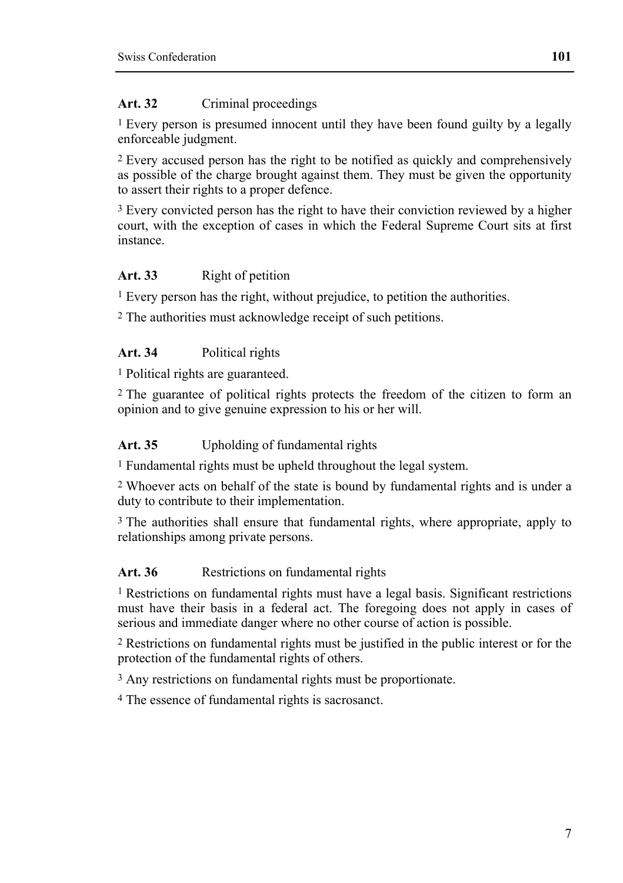**Art. 32** Criminal proceedings

[1] Every person is presumed innocent until they have been found guilty by a legally enforceable judgment.

[2] Every accused person has the right to be notified as quickly and comprehensively as possible of the charge brought against them. They must be given the opportunity to assert their rights to a proper defence.

[3] Every convicted person has the right to have their conviction reviewed by a higher court, with the exception of cases in which the Federal Supreme Court sits at first instance.

**Art. 33** Right of petition

[1] Every person has the right, without prejudice, to petition the authorities.

[2] The authorities must acknowledge receipt of such petitions.

**Art. 34** Political rights

[1] Political rights are guaranteed.

[2] The guarantee of political rights protects the freedom of the citizen to form an opinion and to give genuine expression to his or her will.

**Art. 35** Upholding of fundamental rights

[1] Fundamental rights must be upheld throughout the legal system.

[2] Whoever acts on behalf of the state is bound by fundamental rights and is under a duty to contribute to their implementation.

[3] The authorities shall ensure that fundamental rights, where appropriate, apply to relationships among private persons.

**Art. 36** Restrictions on fundamental rights

[1] Restrictions on fundamental rights must have a legal basis. Significant restrictions must have their basis in a federal act. The foregoing does not apply in cases of serious and immediate danger where no other course of action is possible.

[2] Restrictions on fundamental rights must be justified in the public interest or for the protection of the fundamental rights of others.

[3] Any restrictions on fundamental rights must be proportionate.

[4] The essence of fundamental rights is sacrosanct.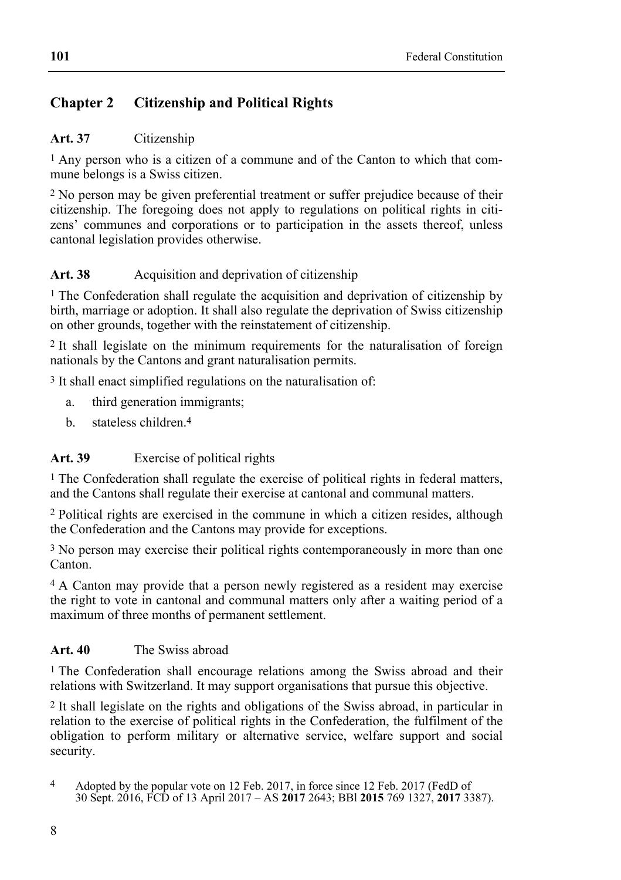## Chapter 2 Citizenship and Political Rights

**Art. 37** Citizenship

[1] Any person who is a citizen of a commune and of the Canton to which that commune belongs is a Swiss citizen.

[2] No person may be given preferential treatment or suffer prejudice because of their citizenship. The foregoing does not apply to regulations on political rights in citizens' communes and corporations or to participation in the assets thereof, unless cantonal legislation provides otherwise.

**Art. 38** Acquisition and deprivation of citizenship

[1] The Confederation shall regulate the acquisition and deprivation of citizenship by birth, marriage or adoption. It shall also regulate the deprivation of Swiss citizenship on other grounds, together with the reinstatement of citizenship.

[2] It shall legislate on the minimum requirements for the naturalisation of foreign nationals by the Cantons and grant naturalisation permits.

[3] It shall enact simplified regulations on the naturalisation of:

a. third generation immigrants;

b. stateless children.[4]

**Art. 39** Exercise of political rights

[1] The Confederation shall regulate the exercise of political rights in federal matters, and the Cantons shall regulate their exercise at cantonal and communal matters.

[2] Political rights are exercised in the commune in which a citizen resides, although the Confederation and the Cantons may provide for exceptions.

[3] No person may exercise their political rights contemporaneously in more than one Canton.

[4] A Canton may provide that a person newly registered as a resident may exercise the right to vote in cantonal and communal matters only after a waiting period of a maximum of three months of permanent settlement.

**Art. 40** The Swiss abroad

[1] The Confederation shall encourage relations among the Swiss abroad and their relations with Switzerland. It may support organisations that pursue this objective.

[2] It shall legislate on the rights and obligations of the Swiss abroad, in particular in relation to the exercise of political rights in the Confederation, the fulfilment of the obligation to perform military or alternative service, welfare support and social security.

[4] Adopted by the popular vote on 12 Feb. 2017, in force since 12 Feb. 2017 (FedD of 30 Sept. 2016, FCD of 13 April 2017 – AS **2017** 2643; BBl **2015** 769 1327, **2017** 3387).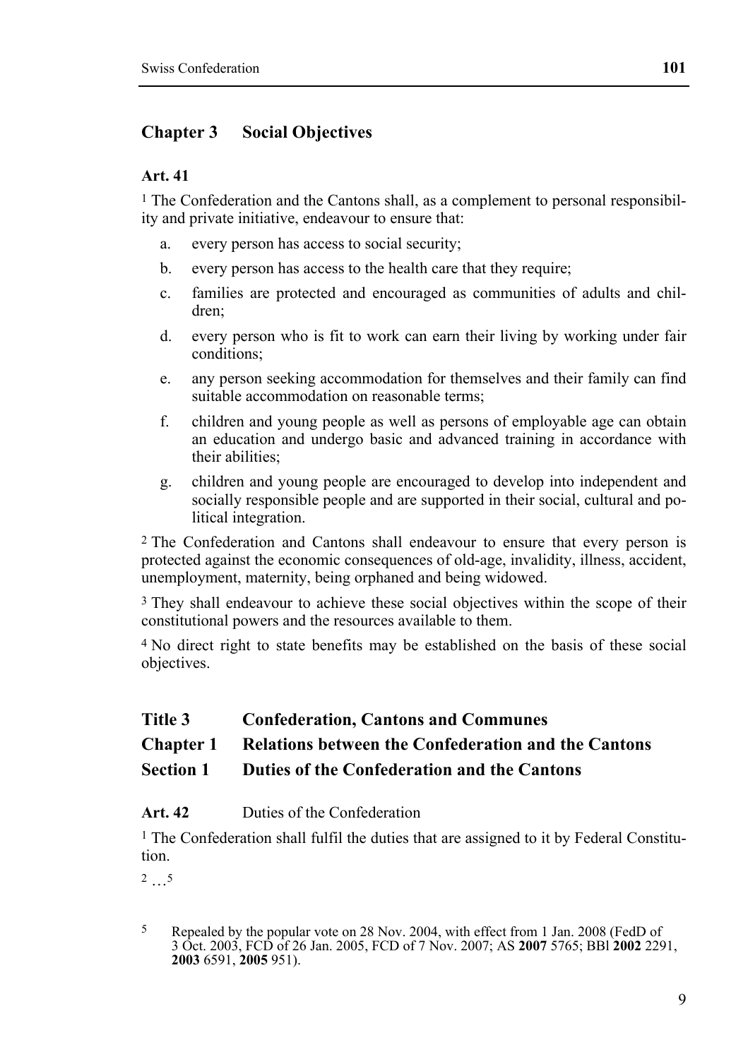## Chapter 3 Social Objectives

**Art. 41**

[1] The Confederation and the Cantons shall, as a complement to personal responsibility and private initiative, endeavour to ensure that:

- a. every person has access to social security;
- b. every person has access to the health care that they require;
- c. families are protected and encouraged as communities of adults and children;
- d. every person who is fit to work can earn their living by working under fair conditions;
- e. any person seeking accommodation for themselves and their family can find suitable accommodation on reasonable terms;
- f. children and young people as well as persons of employable age can obtain an education and undergo basic and advanced training in accordance with their abilities;
- g. children and young people are encouraged to develop into independent and socially responsible people and are supported in their social, cultural and political integration.

[2] The Confederation and Cantons shall endeavour to ensure that every person is protected against the economic consequences of old-age, invalidity, illness, accident, unemployment, maternity, being orphaned and being widowed.

[3] They shall endeavour to achieve these social objectives within the scope of their constitutional powers and the resources available to them.

[4] No direct right to state benefits may be established on the basis of these social objectives.

# Title 3 Confederation, Cantons and Communes

## Chapter 1 Relations between the Confederation and the Cantons

### Section 1 Duties of the Confederation and the Cantons

**Art. 42** Duties of the Confederation

[1] The Confederation shall fulfil the duties that are assigned to it by Federal Constitution.

[2] …[5]

[5] Repealed by the popular vote on 28 Nov. 2004, with effect from 1 Jan. 2008 (FedD of 3 Oct. 2003, FCD of 26 Jan. 2005, FCD of 7 Nov. 2007; AS **2007** 5765; BBl **2002** 2291, **2003** 6591, **2005** 951).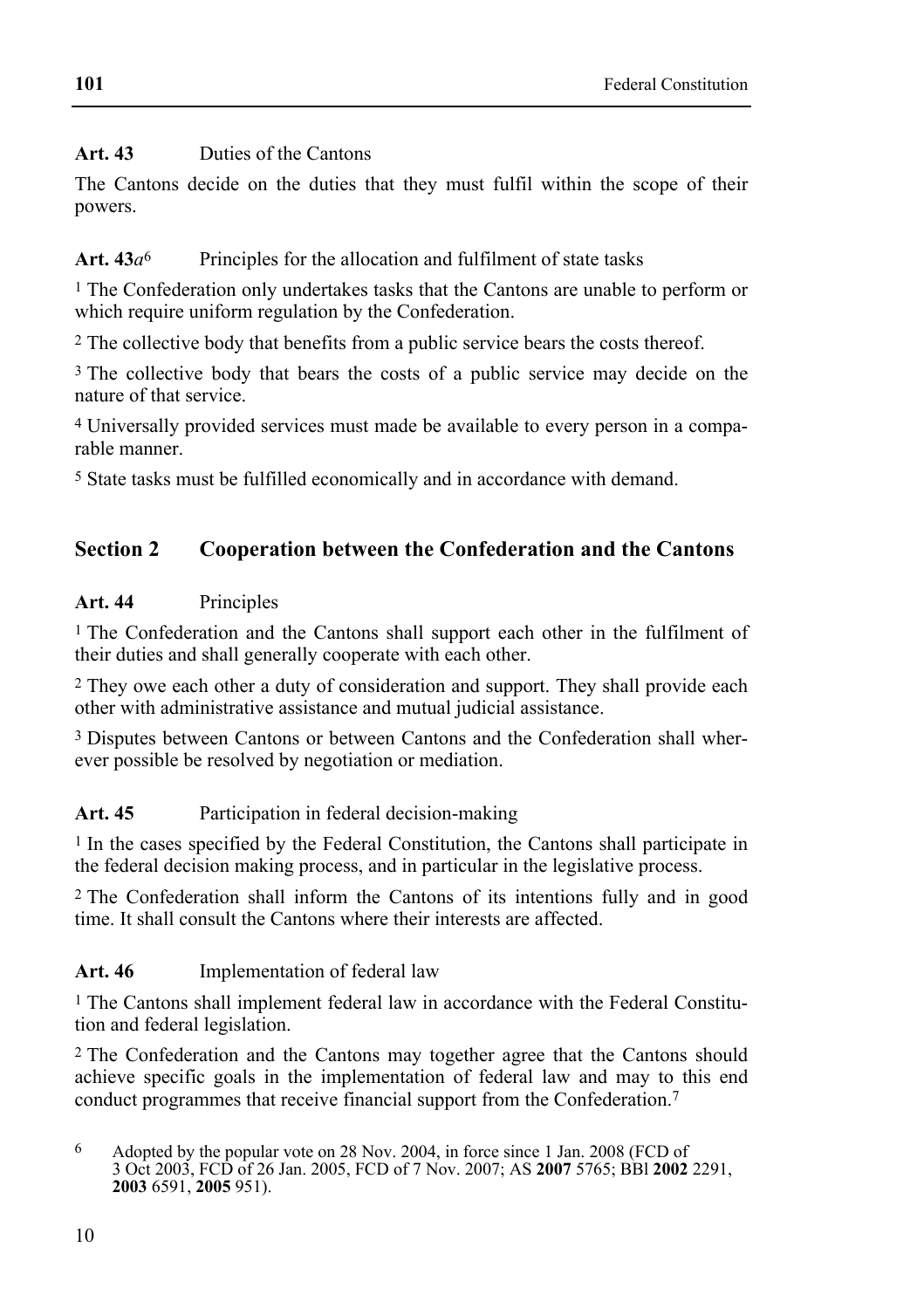**Art. 43** Duties of the Cantons

The Cantons decide on the duties that they must fulfil within the scope of their powers.

**Art. 43*a*[6]** Principles for the allocation and fulfilment of state tasks

[1] The Confederation only undertakes tasks that the Cantons are unable to perform or which require uniform regulation by the Confederation.

[2] The collective body that benefits from a public service bears the costs thereof.

[3] The collective body that bears the costs of a public service may decide on the nature of that service.

[4] Universally provided services must made be available to every person in a comparable manner.

[5] State tasks must be fulfilled economically and in accordance with demand.

## Section 2 Cooperation between the Confederation and the Cantons

**Art. 44** Principles

[1] The Confederation and the Cantons shall support each other in the fulfilment of their duties and shall generally cooperate with each other.

[2] They owe each other a duty of consideration and support. They shall provide each other with administrative assistance and mutual judicial assistance.

[3] Disputes between Cantons or between Cantons and the Confederation shall wherever possible be resolved by negotiation or mediation.

**Art. 45** Participation in federal decision-making

[1] In the cases specified by the Federal Constitution, the Cantons shall participate in the federal decision making process, and in particular in the legislative process.

[2] The Confederation shall inform the Cantons of its intentions fully and in good time. It shall consult the Cantons where their interests are affected.

**Art. 46** Implementation of federal law

[1] The Cantons shall implement federal law in accordance with the Federal Constitution and federal legislation.

[2] The Confederation and the Cantons may together agree that the Cantons should achieve specific goals in the implementation of federal law and may to this end conduct programmes that receive financial support from the Confederation.[7]

[6] Adopted by the popular vote on 28 Nov. 2004, in force since 1 Jan. 2008 (FCD of 3 Oct 2003, FCD of 26 Jan. 2005, FCD of 7 Nov. 2007; AS **2007** 5765; BBl **2002** 2291, **2003** 6591, **2005** 951).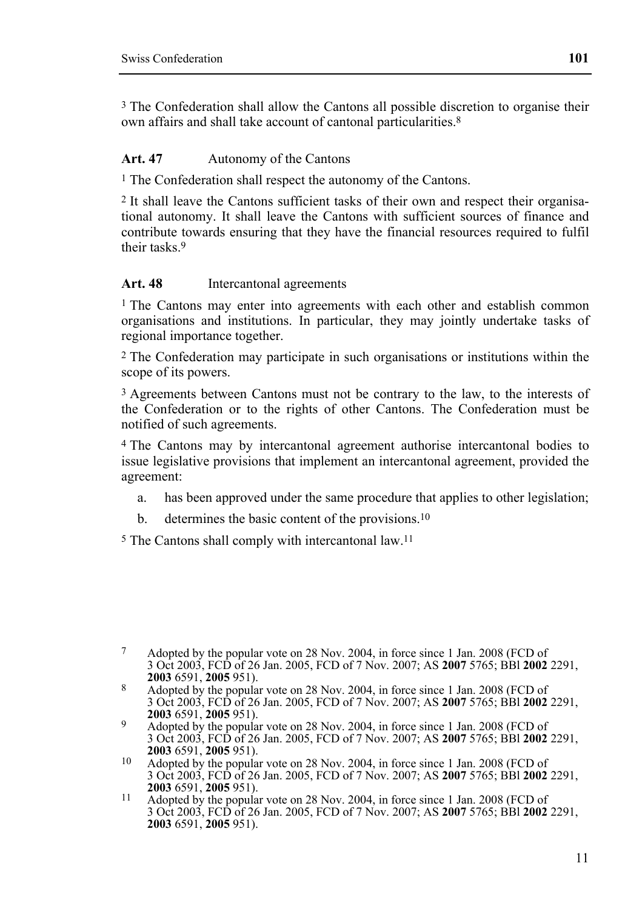[3] The Confederation shall allow the Cantons all possible discretion to organise their own affairs and shall take account of cantonal particularities.[8]

**Art. 47** Autonomy of the Cantons

[1] The Confederation shall respect the autonomy of the Cantons.

[2] It shall leave the Cantons sufficient tasks of their own and respect their organisational autonomy. It shall leave the Cantons with sufficient sources of finance and contribute towards ensuring that they have the financial resources required to fulfil their tasks.[9]

**Art. 48** Intercantonal agreements

[1] The Cantons may enter into agreements with each other and establish common organisations and institutions. In particular, they may jointly undertake tasks of regional importance together.

[2] The Confederation may participate in such organisations or institutions within the scope of its powers.

[3] Agreements between Cantons must not be contrary to the law, to the interests of the Confederation or to the rights of other Cantons. The Confederation must be notified of such agreements.

[4] The Cantons may by intercantonal agreement authorise intercantonal bodies to issue legislative provisions that implement an intercantonal agreement, provided the agreement:

a. has been approved under the same procedure that applies to other legislation;

b. determines the basic content of the provisions.[10]

[5] The Cantons shall comply with intercantonal law.[11]

---

7 Adopted by the popular vote on 28 Nov. 2004, in force since 1 Jan. 2008 (FCD of 3 Oct 2003, FCD of 26 Jan. 2005, FCD of 7 Nov. 2007; AS **2007** 5765; BBl **2002** 2291, **2003** 6591, **2005** 951).

8 Adopted by the popular vote on 28 Nov. 2004, in force since 1 Jan. 2008 (FCD of 3 Oct 2003, FCD of 26 Jan. 2005, FCD of 7 Nov. 2007; AS **2007** 5765; BBl **2002** 2291, **2003** 6591, **2005** 951).

9 Adopted by the popular vote on 28 Nov. 2004, in force since 1 Jan. 2008 (FCD of 3 Oct 2003, FCD of 26 Jan. 2005, FCD of 7 Nov. 2007; AS **2007** 5765; BBl **2002** 2291, **2003** 6591, **2005** 951).

10 Adopted by the popular vote on 28 Nov. 2004, in force since 1 Jan. 2008 (FCD of 3 Oct 2003, FCD of 26 Jan. 2005, FCD of 7 Nov. 2007; AS **2007** 5765; BBl **2002** 2291, **2003** 6591, **2005** 951).

11 Adopted by the popular vote on 28 Nov. 2004, in force since 1 Jan. 2008 (FCD of 3 Oct 2003, FCD of 26 Jan. 2005, FCD of 7 Nov. 2007; AS **2007** 5765; BBl **2002** 2291, **2003** 6591, **2005** 951).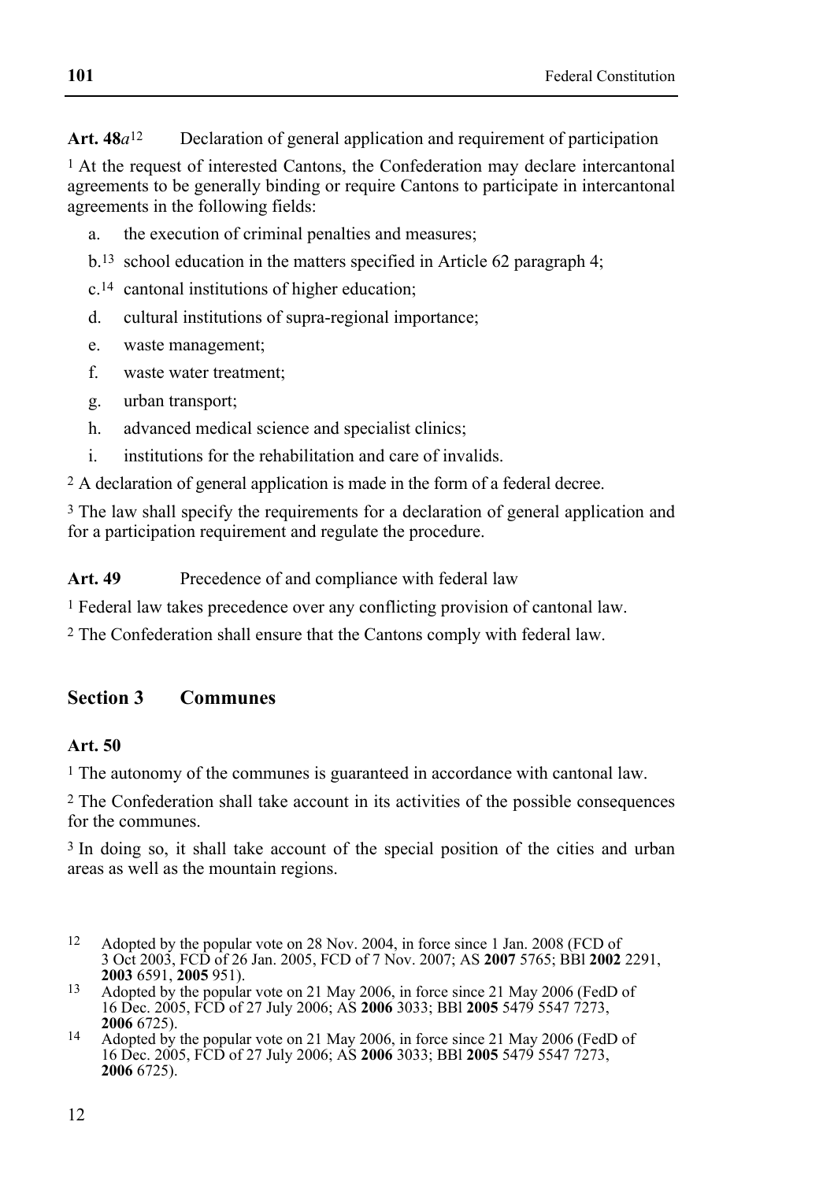**Art. 48*a*[12]** Declaration of general application and requirement of participation

[1] At the request of interested Cantons, the Confederation may declare intercantonal agreements to be generally binding or require Cantons to participate in intercantonal agreements in the following fields:

a. the execution of criminal penalties and measures;

b.[13] school education in the matters specified in Article 62 paragraph 4;

c.[14] cantonal institutions of higher education;

d. cultural institutions of supra-regional importance;

e. waste management;

f. waste water treatment;

g. urban transport;

h. advanced medical science and specialist clinics;

i. institutions for the rehabilitation and care of invalids.

[2] A declaration of general application is made in the form of a federal decree.

[3] The law shall specify the requirements for a declaration of general application and for a participation requirement and regulate the procedure.

**Art. 49** Precedence of and compliance with federal law

[1] Federal law takes precedence over any conflicting provision of cantonal law.

[2] The Confederation shall ensure that the Cantons comply with federal law.

## Section 3 Communes

**Art. 50**

[1] The autonomy of the communes is guaranteed in accordance with cantonal law.

[2] The Confederation shall take account in its activities of the possible consequences for the communes.

[3] In doing so, it shall take account of the special position of the cities and urban areas as well as the mountain regions.

---

12 Adopted by the popular vote on 28 Nov. 2004, in force since 1 Jan. 2008 (FCD of 3 Oct 2003, FCD of 26 Jan. 2005, FCD of 7 Nov. 2007; AS **2007** 5765; BBl **2002** 2291, **2003** 6591, **2005** 951).

13 Adopted by the popular vote on 21 May 2006, in force since 21 May 2006 (FedD of 16 Dec. 2005, FCD of 27 July 2006; AS **2006** 3033; BBl **2005** 5479 5547 7273, **2006** 6725).

14 Adopted by the popular vote on 21 May 2006, in force since 21 May 2006 (FedD of 16 Dec. 2005, FCD of 27 July 2006; AS **2006** 3033; BBl **2005** 5479 5547 7273, **2006** 6725).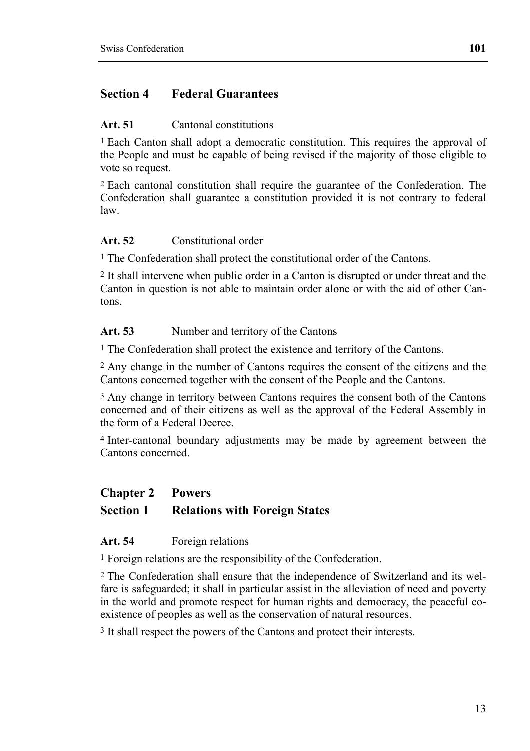## Section 4 Federal Guarantees

**Art. 51** Cantonal constitutions

[1] Each Canton shall adopt a democratic constitution. This requires the approval of the People and must be capable of being revised if the majority of those eligible to vote so request.

[2] Each cantonal constitution shall require the guarantee of the Confederation. The Confederation shall guarantee a constitution provided it is not contrary to federal law.

**Art. 52** Constitutional order

[1] The Confederation shall protect the constitutional order of the Cantons.

[2] It shall intervene when public order in a Canton is disrupted or under threat and the Canton in question is not able to maintain order alone or with the aid of other Cantons.

**Art. 53** Number and territory of the Cantons

[1] The Confederation shall protect the existence and territory of the Cantons.

[2] Any change in the number of Cantons requires the consent of the citizens and the Cantons concerned together with the consent of the People and the Cantons.

[3] Any change in territory between Cantons requires the consent both of the Cantons concerned and of their citizens as well as the approval of the Federal Assembly in the form of a Federal Decree.

[4] Inter-cantonal boundary adjustments may be made by agreement between the Cantons concerned.

# Chapter 2 Powers

## Section 1 Relations with Foreign States

**Art. 54** Foreign relations

[1] Foreign relations are the responsibility of the Confederation.

[2] The Confederation shall ensure that the independence of Switzerland and its welfare is safeguarded; it shall in particular assist in the alleviation of need and poverty in the world and promote respect for human rights and democracy, the peaceful co-existence of peoples as well as the conservation of natural resources.

[3] It shall respect the powers of the Cantons and protect their interests.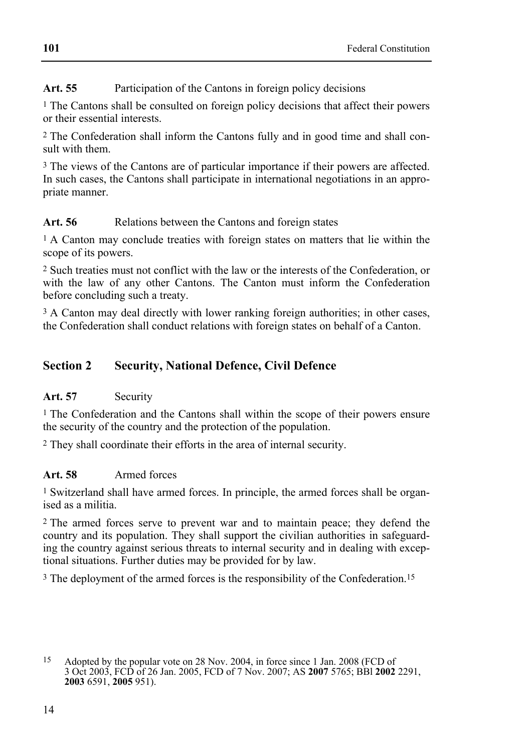**Art. 55** Participation of the Cantons in foreign policy decisions

[1] The Cantons shall be consulted on foreign policy decisions that affect their powers or their essential interests.

[2] The Confederation shall inform the Cantons fully and in good time and shall consult with them.

[3] The views of the Cantons are of particular importance if their powers are affected. In such cases, the Cantons shall participate in international negotiations in an appropriate manner.

**Art. 56** Relations between the Cantons and foreign states

[1] A Canton may conclude treaties with foreign states on matters that lie within the scope of its powers.

[2] Such treaties must not conflict with the law or the interests of the Confederation, or with the law of any other Cantons. The Canton must inform the Confederation before concluding such a treaty.

[3] A Canton may deal directly with lower ranking foreign authorities; in other cases, the Confederation shall conduct relations with foreign states on behalf of a Canton.

## Section 2 Security, National Defence, Civil Defence

**Art. 57** Security

[1] The Confederation and the Cantons shall within the scope of their powers ensure the security of the country and the protection of the population.

[2] They shall coordinate their efforts in the area of internal security.

**Art. 58** Armed forces

[1] Switzerland shall have armed forces. In principle, the armed forces shall be organised as a militia.

[2] The armed forces serve to prevent war and to maintain peace; they defend the country and its population. They shall support the civilian authorities in safeguarding the country against serious threats to internal security and in dealing with exceptional situations. Further duties may be provided for by law.

[3] The deployment of the armed forces is the responsibility of the Confederation.[15]

---

[15] Adopted by the popular vote on 28 Nov. 2004, in force since 1 Jan. 2008 (FCD of 3 Oct 2003, FCD of 26 Jan. 2005, FCD of 7 Nov. 2007; AS **2007** 5765; BBl **2002** 2291, **2003** 6591, **2005** 951).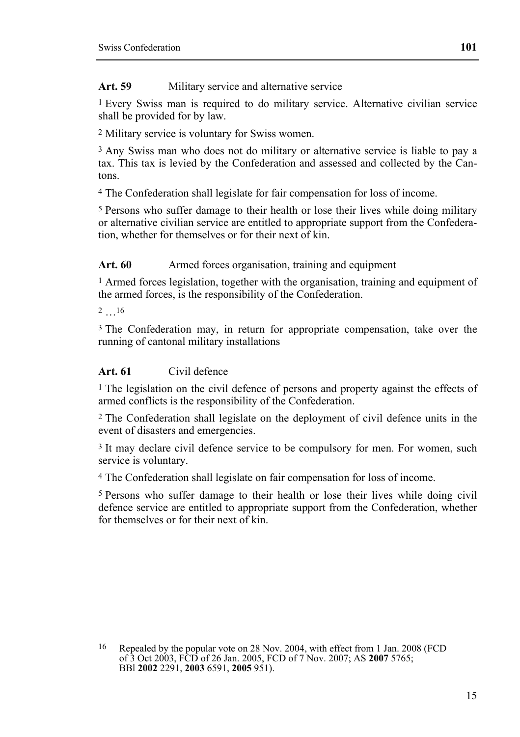**Art. 59** Military service and alternative service

[1] Every Swiss man is required to do military service. Alternative civilian service shall be provided for by law.

[2] Military service is voluntary for Swiss women.

[3] Any Swiss man who does not do military or alternative service is liable to pay a tax. This tax is levied by the Confederation and assessed and collected by the Cantons.

[4] The Confederation shall legislate for fair compensation for loss of income.

[5] Persons who suffer damage to their health or lose their lives while doing military or alternative civilian service are entitled to appropriate support from the Confederation, whether for themselves or for their next of kin.

**Art. 60** Armed forces organisation, training and equipment

[1] Armed forces legislation, together with the organisation, training and equipment of the armed forces, is the responsibility of the Confederation.

[2] …[16]

[3] The Confederation may, in return for appropriate compensation, take over the running of cantonal military installations

**Art. 61** Civil defence

[1] The legislation on the civil defence of persons and property against the effects of armed conflicts is the responsibility of the Confederation.

[2] The Confederation shall legislate on the deployment of civil defence units in the event of disasters and emergencies.

[3] It may declare civil defence service to be compulsory for men. For women, such service is voluntary.

[4] The Confederation shall legislate on fair compensation for loss of income.

[5] Persons who suffer damage to their health or lose their lives while doing civil defence service are entitled to appropriate support from the Confederation, whether for themselves or for their next of kin.

---

[16] Repealed by the popular vote on 28 Nov. 2004, with effect from 1 Jan. 2008 (FCD of 3 Oct 2003, FCD of 26 Jan. 2005, FCD of 7 Nov. 2007; AS **2007** 5765; BBl **2002** 2291, **2003** 6591, **2005** 951).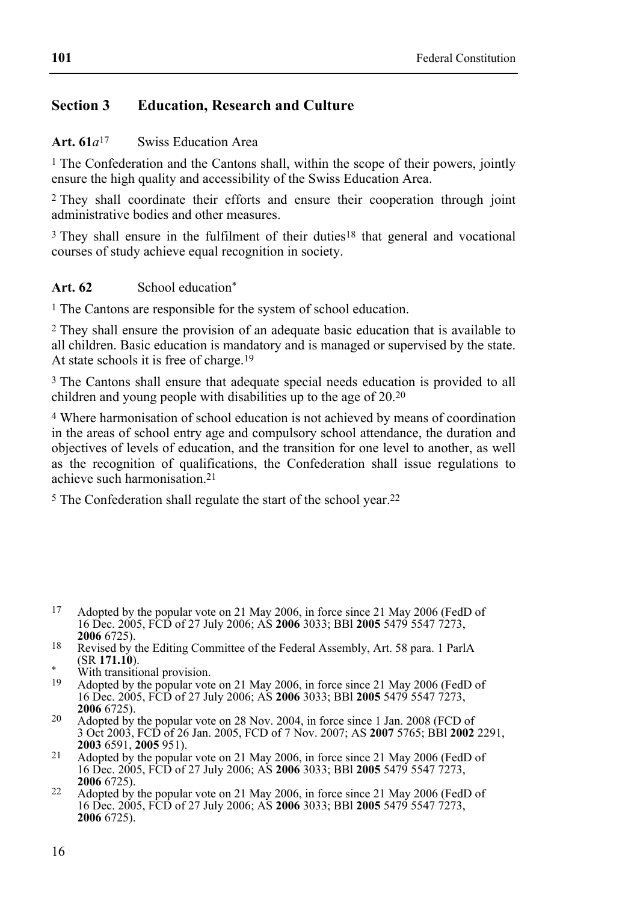## Section 3 Education, Research and Culture

**Art. 61*a***[17] Swiss Education Area

[1] The Confederation and the Cantons shall, within the scope of their powers, jointly ensure the high quality and accessibility of the Swiss Education Area.

[2] They shall coordinate their efforts and ensure their cooperation through joint administrative bodies and other measures.

[3] They shall ensure in the fulfilment of their duties[18] that general and vocational courses of study achieve equal recognition in society.

**Art. 62** School education[*]

[1] The Cantons are responsible for the system of school education.

[2] They shall ensure the provision of an adequate basic education that is available to all children. Basic education is mandatory and is managed or supervised by the state. At state schools it is free of charge.[19]

[3] The Cantons shall ensure that adequate special needs education is provided to all children and young people with disabilities up to the age of 20.[20]

[4] Where harmonisation of school education is not achieved by means of coordination in the areas of school entry age and compulsory school attendance, the duration and objectives of levels of education, and the transition for one level to another, as well as the recognition of qualifications, the Confederation shall issue regulations to achieve such harmonisation.[21]

[5] The Confederation shall regulate the start of the school year.[22]

---

[17] Adopted by the popular vote on 21 May 2006, in force since 21 May 2006 (FedD of 16 Dec. 2005, FCD of 27 July 2006; AS **2006** 3033; BBl **2005** 5479 5547 7273, **2006** 6725).

[18] Revised by the Editing Committee of the Federal Assembly, Art. 58 para. 1 ParlA (SR **171.10**).

[*] With transitional provision.

[19] Adopted by the popular vote on 21 May 2006, in force since 21 May 2006 (FedD of 16 Dec. 2005, FCD of 27 July 2006; AS **2006** 3033; BBl **2005** 5479 5547 7273, **2006** 6725).

[20] Adopted by the popular vote on 28 Nov. 2004, in force since 1 Jan. 2008 (FCD of 3 Oct 2003, FCD of 26 Jan. 2005, FCD of 7 Nov. 2007; AS **2007** 5765; BBl **2002** 2291, **2003** 6591, **2005** 951).

[21] Adopted by the popular vote on 21 May 2006, in force since 21 May 2006 (FedD of 16 Dec. 2005, FCD of 27 July 2006; AS **2006** 3033; BBl **2005** 5479 5547 7273, **2006** 6725).

[22] Adopted by the popular vote on 21 May 2006, in force since 21 May 2006 (FedD of 16 Dec. 2005, FCD of 27 July 2006; AS **2006** 3033; BBl **2005** 5479 5547 7273, **2006** 6725).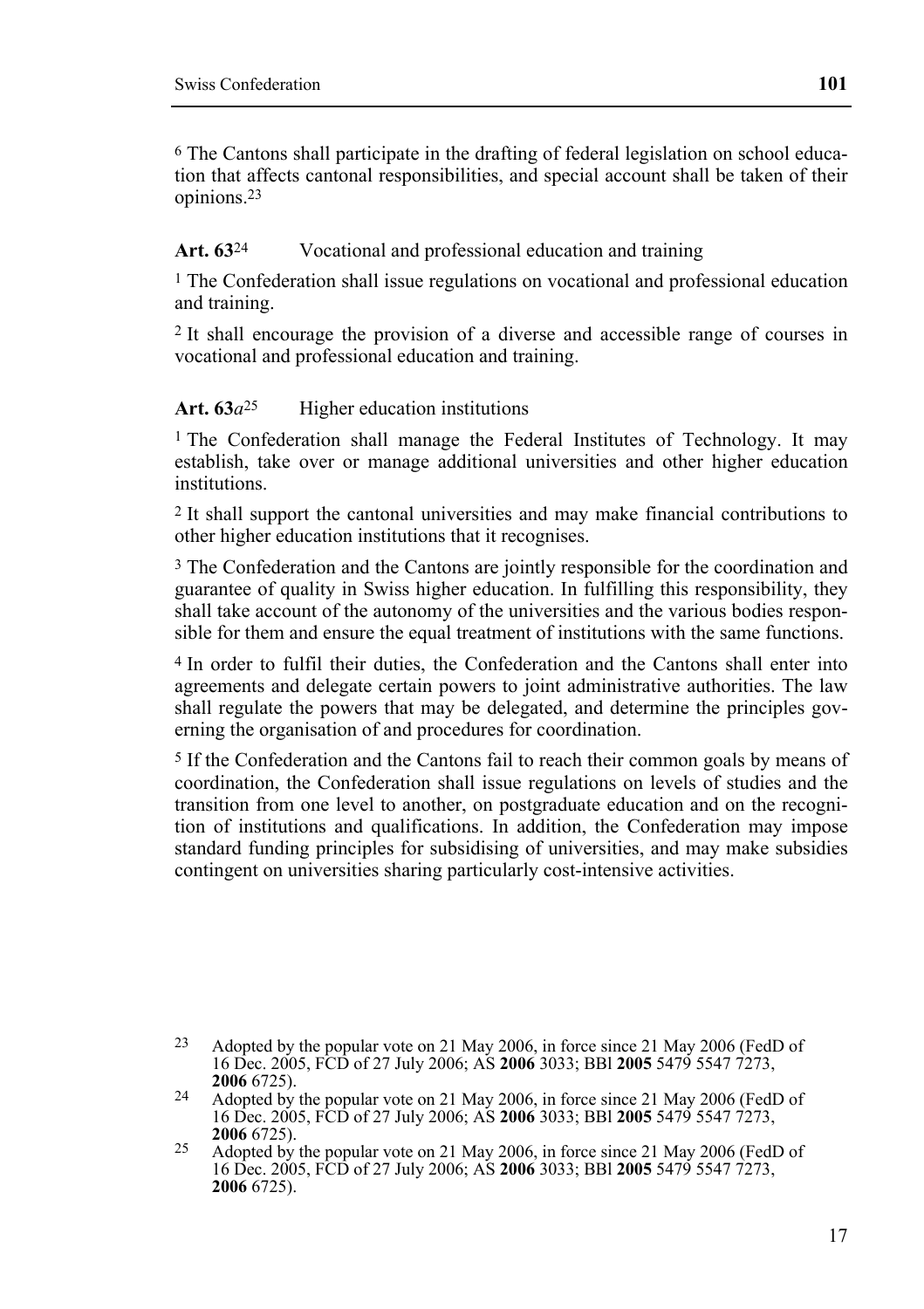[6] The Cantons shall participate in the drafting of federal legislation on school education that affects cantonal responsibilities, and special account shall be taken of their opinions.[23]

**Art. 63**[24] Vocational and professional education and training

[1] The Confederation shall issue regulations on vocational and professional education and training.

[2] It shall encourage the provision of a diverse and accessible range of courses in vocational and professional education and training.

**Art. 63*a***[25] Higher education institutions

[1] The Confederation shall manage the Federal Institutes of Technology. It may establish, take over or manage additional universities and other higher education institutions.

[2] It shall support the cantonal universities and may make financial contributions to other higher education institutions that it recognises.

[3] The Confederation and the Cantons are jointly responsible for the coordination and guarantee of quality in Swiss higher education. In fulfilling this responsibility, they shall take account of the autonomy of the universities and the various bodies responsible for them and ensure the equal treatment of institutions with the same functions.

[4] In order to fulfil their duties, the Confederation and the Cantons shall enter into agreements and delegate certain powers to joint administrative authorities. The law shall regulate the powers that may be delegated, and determine the principles governing the organisation of and procedures for coordination.

[5] If the Confederation and the Cantons fail to reach their common goals by means of coordination, the Confederation shall issue regulations on levels of studies and the transition from one level to another, on postgraduate education and on the recognition of institutions and qualifications. In addition, the Confederation may impose standard funding principles for subsidising of universities, and may make subsidies contingent on universities sharing particularly cost-intensive activities.

---

[23] Adopted by the popular vote on 21 May 2006, in force since 21 May 2006 (FedD of 16 Dec. 2005, FCD of 27 July 2006; AS **2006** 3033; BBl **2005** 5479 5547 7273, **2006** 6725).

[24] Adopted by the popular vote on 21 May 2006, in force since 21 May 2006 (FedD of 16 Dec. 2005, FCD of 27 July 2006; AS **2006** 3033; BBl **2005** 5479 5547 7273, **2006** 6725).

[25] Adopted by the popular vote on 21 May 2006, in force since 21 May 2006 (FedD of 16 Dec. 2005, FCD of 27 July 2006; AS **2006** 3033; BBl **2005** 5479 5547 7273, **2006** 6725).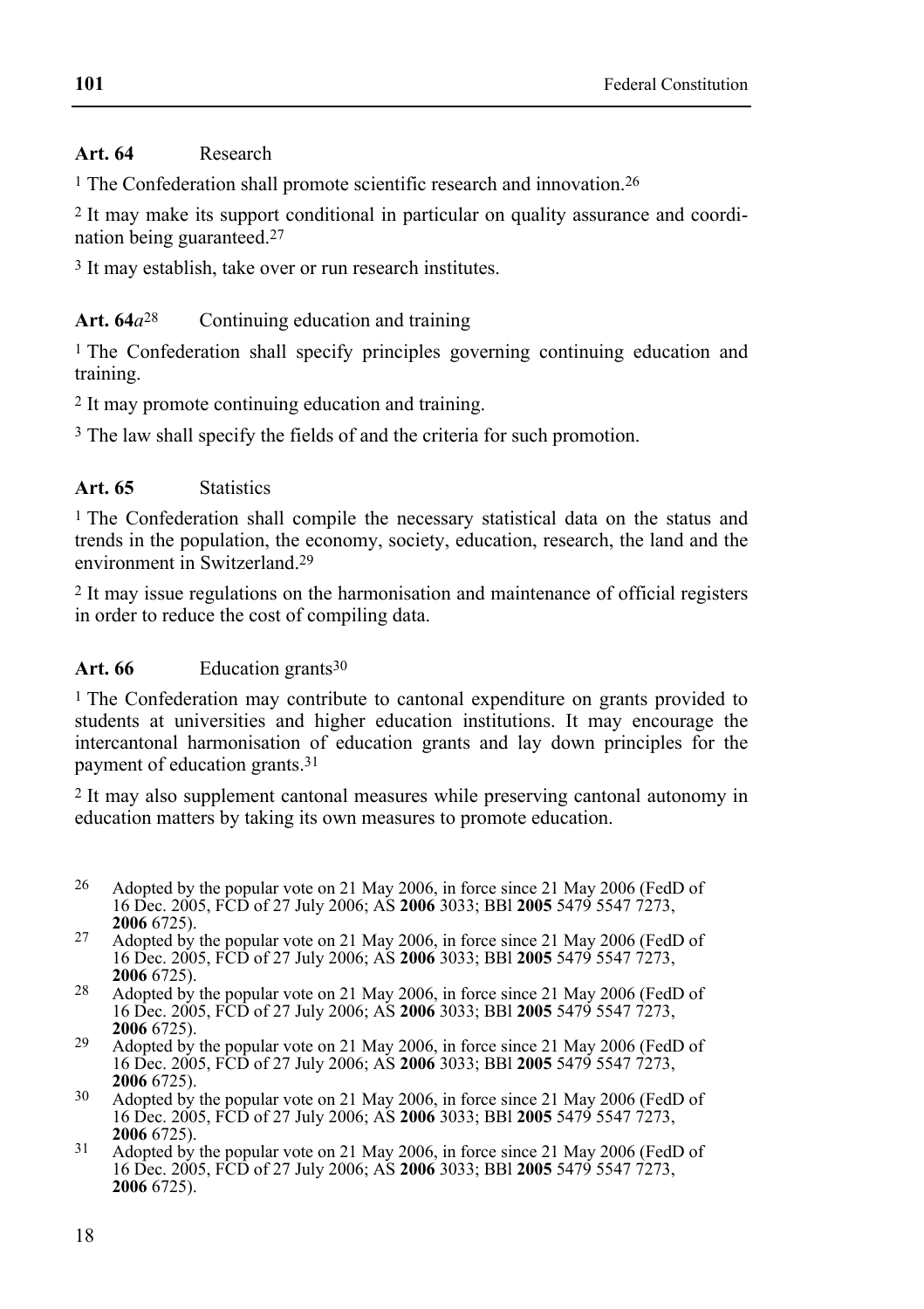**Art. 64** Research

[1] The Confederation shall promote scientific research and innovation.[26]

[2] It may make its support conditional in particular on quality assurance and coordination being guaranteed.[27]

[3] It may establish, take over or run research institutes.

**Art. 64*a***[28] Continuing education and training

[1] The Confederation shall specify principles governing continuing education and training.

[2] It may promote continuing education and training.

[3] The law shall specify the fields of and the criteria for such promotion.

**Art. 65** Statistics

[1] The Confederation shall compile the necessary statistical data on the status and trends in the population, the economy, society, education, research, the land and the environment in Switzerland.[29]

[2] It may issue regulations on the harmonisation and maintenance of official registers in order to reduce the cost of compiling data.

**Art. 66** Education grants[30]

[1] The Confederation may contribute to cantonal expenditure on grants provided to students at universities and higher education institutions. It may encourage the intercantonal harmonisation of education grants and lay down principles for the payment of education grants.[31]

[2] It may also supplement cantonal measures while preserving cantonal autonomy in education matters by taking its own measures to promote education.

---

26 Adopted by the popular vote on 21 May 2006, in force since 21 May 2006 (FedD of 16 Dec. 2005, FCD of 27 July 2006; AS **2006** 3033; BBl **2005** 5479 5547 7273, **2006** 6725).

27 Adopted by the popular vote on 21 May 2006, in force since 21 May 2006 (FedD of 16 Dec. 2005, FCD of 27 July 2006; AS **2006** 3033; BBl **2005** 5479 5547 7273, **2006** 6725).

28 Adopted by the popular vote on 21 May 2006, in force since 21 May 2006 (FedD of 16 Dec. 2005, FCD of 27 July 2006; AS **2006** 3033; BBl **2005** 5479 5547 7273, **2006** 6725).

29 Adopted by the popular vote on 21 May 2006, in force since 21 May 2006 (FedD of 16 Dec. 2005, FCD of 27 July 2006; AS **2006** 3033; BBl **2005** 5479 5547 7273, **2006** 6725).

30 Adopted by the popular vote on 21 May 2006, in force since 21 May 2006 (FedD of 16 Dec. 2005, FCD of 27 July 2006; AS **2006** 3033; BBl **2005** 5479 5547 7273, **2006** 6725).

31 Adopted by the popular vote on 21 May 2006, in force since 21 May 2006 (FedD of 16 Dec. 2005, FCD of 27 July 2006; AS **2006** 3033; BBl **2005** 5479 5547 7273, **2006** 6725).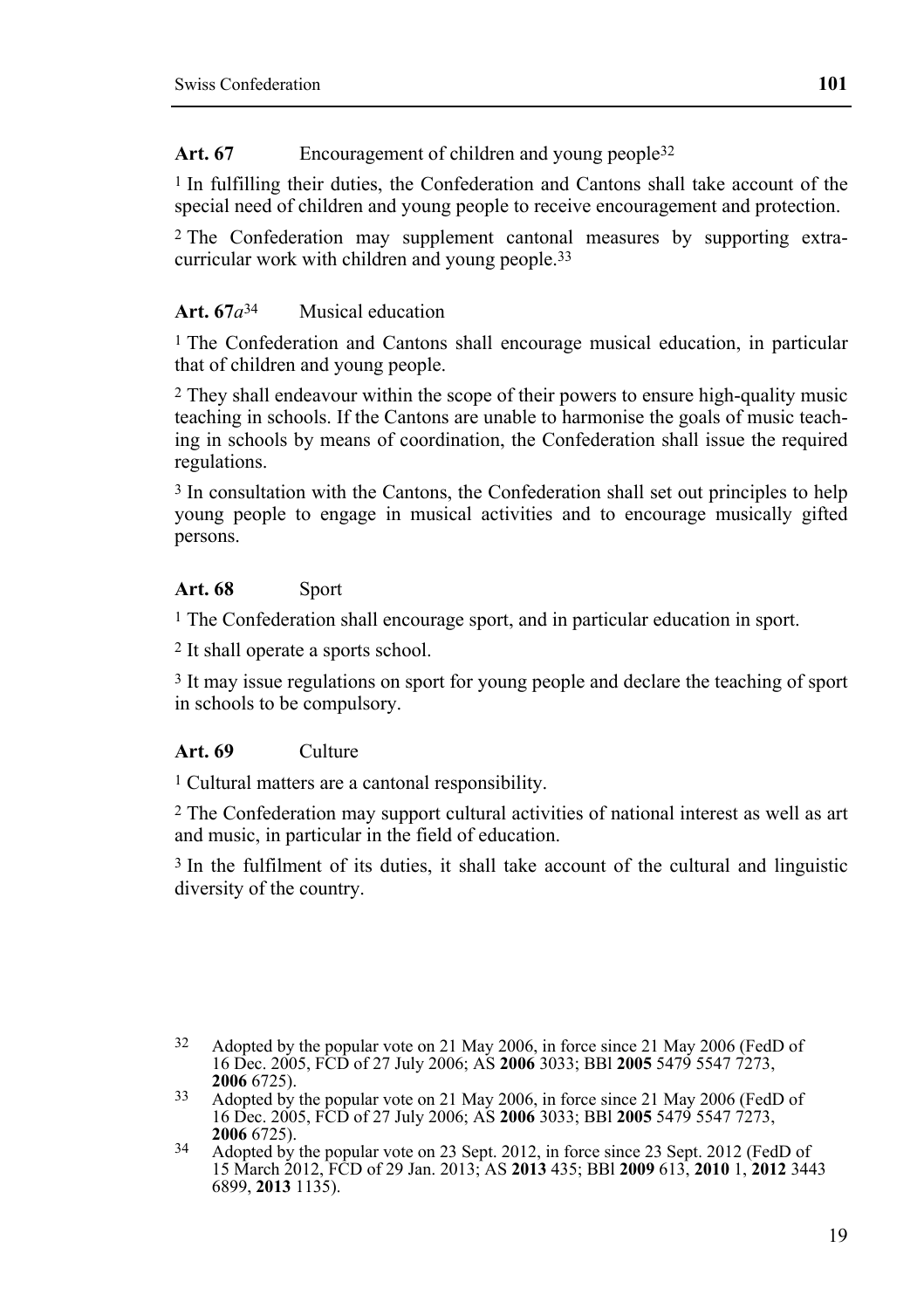**Art. 67** Encouragement of children and young people[32]

[1] In fulfilling their duties, the Confederation and Cantons shall take account of the special need of children and young people to receive encouragement and protection.

[2] The Confederation may supplement cantonal measures by supporting extra-curricular work with children and young people.[33]

**Art. 67*a***[34] Musical education

[1] The Confederation and Cantons shall encourage musical education, in particular that of children and young people.

[2] They shall endeavour within the scope of their powers to ensure high-quality music teaching in schools. If the Cantons are unable to harmonise the goals of music teaching in schools by means of coordination, the Confederation shall issue the required regulations.

[3] In consultation with the Cantons, the Confederation shall set out principles to help young people to engage in musical activities and to encourage musically gifted persons.

**Art. 68** Sport

[1] The Confederation shall encourage sport, and in particular education in sport.

[2] It shall operate a sports school.

[3] It may issue regulations on sport for young people and declare the teaching of sport in schools to be compulsory.

**Art. 69** Culture

[1] Cultural matters are a cantonal responsibility.

[2] The Confederation may support cultural activities of national interest as well as art and music, in particular in the field of education.

[3] In the fulfilment of its duties, it shall take account of the cultural and linguistic diversity of the country.

---

[32] Adopted by the popular vote on 21 May 2006, in force since 21 May 2006 (FedD of 16 Dec. 2005, FCD of 27 July 2006; AS **2006** 3033; BBl **2005** 5479 5547 7273, **2006** 6725).

[33] Adopted by the popular vote on 21 May 2006, in force since 21 May 2006 (FedD of 16 Dec. 2005, FCD of 27 July 2006; AS **2006** 3033; BBl **2005** 5479 5547 7273, **2006** 6725).

[34] Adopted by the popular vote on 23 Sept. 2012, in force since 23 Sept. 2012 (FedD of 15 March 2012, FCD of 29 Jan. 2013; AS **2013** 435; BBl **2009** 613, **2010** 1, **2012** 3443 6899, **2013** 1135).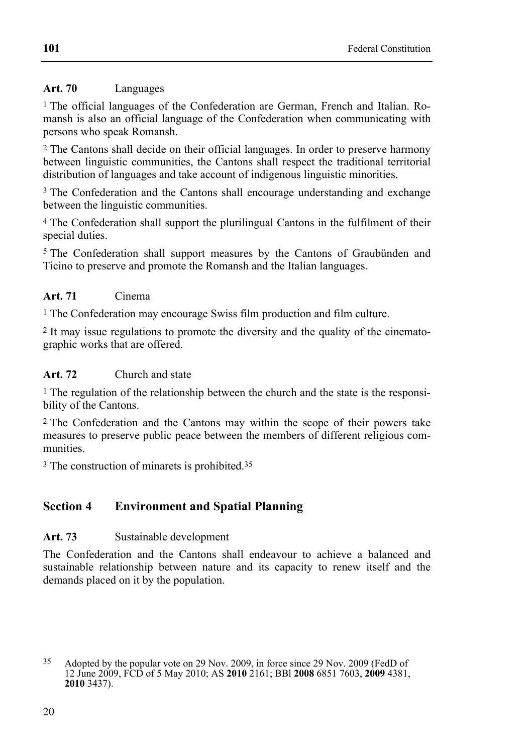### Art. 70 Languages

[1] The official languages of the Confederation are German, French and Italian. Romansh is also an official language of the Confederation when communicating with persons who speak Romansh.

[2] The Cantons shall decide on their official languages. In order to preserve harmony between linguistic communities, the Cantons shall respect the traditional territorial distribution of languages and take account of indigenous linguistic minorities.

[3] The Confederation and the Cantons shall encourage understanding and exchange between the linguistic communities.

[4] The Confederation shall support the plurilingual Cantons in the fulfilment of their special duties.

[5] The Confederation shall support measures by the Cantons of Graubünden and Ticino to preserve and promote the Romansh and the Italian languages.

### Art. 71 Cinema

[1] The Confederation may encourage Swiss film production and film culture.

[2] It may issue regulations to promote the diversity and the quality of the cinematographic works that are offered.

### Art. 72 Church and state

[1] The regulation of the relationship between the church and the state is the responsibility of the Cantons.

[2] The Confederation and the Cantons may within the scope of their powers take measures to preserve public peace between the members of different religious communities.

[3] The construction of minarets is prohibited.[35]

## Section 4 Environment and Spatial Planning

### Art. 73 Sustainable development

The Confederation and the Cantons shall endeavour to achieve a balanced and sustainable relationship between nature and its capacity to renew itself and the demands placed on it by the population.

---

[35] Adopted by the popular vote on 29 Nov. 2009, in force since 29 Nov. 2009 (FedD of 12 June 2009, FCD of 5 May 2010; AS **2010** 2161; BBl **2008** 6851 7603, **2009** 4381, **2010** 3437).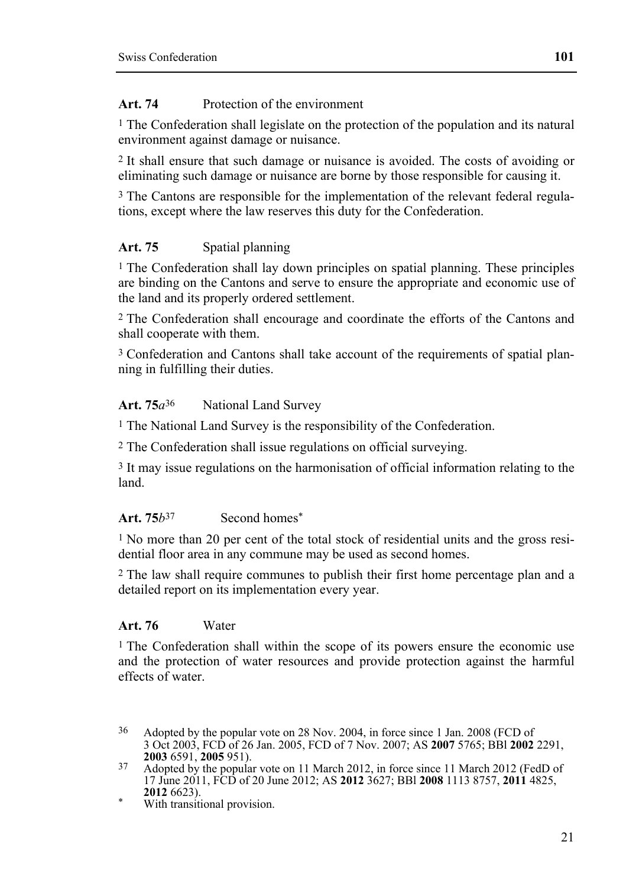**Art. 74** Protection of the environment

[1] The Confederation shall legislate on the protection of the population and its natural environment against damage or nuisance.

[2] It shall ensure that such damage or nuisance is avoided. The costs of avoiding or eliminating such damage or nuisance are borne by those responsible for causing it.

[3] The Cantons are responsible for the implementation of the relevant federal regulations, except where the law reserves this duty for the Confederation.

**Art. 75** Spatial planning

[1] The Confederation shall lay down principles on spatial planning. These principles are binding on the Cantons and serve to ensure the appropriate and economic use of the land and its properly ordered settlement.

[2] The Confederation shall encourage and coordinate the efforts of the Cantons and shall cooperate with them.

[3] Confederation and Cantons shall take account of the requirements of spatial planning in fulfilling their duties.

**Art. 75*a***[36] National Land Survey

[1] The National Land Survey is the responsibility of the Confederation.

[2] The Confederation shall issue regulations on official surveying.

[3] It may issue regulations on the harmonisation of official information relating to the land.

**Art. 75*b***[37] Second homes*

[1] No more than 20 per cent of the total stock of residential units and the gross residential floor area in any commune may be used as second homes.

[2] The law shall require communes to publish their first home percentage plan and a detailed report on its implementation every year.

**Art. 76** Water

[1] The Confederation shall within the scope of its powers ensure the economic use and the protection of water resources and provide protection against the harmful effects of water.

---

36 Adopted by the popular vote on 28 Nov. 2004, in force since 1 Jan. 2008 (FCD of 3 Oct 2003, FCD of 26 Jan. 2005, FCD of 7 Nov. 2007; AS **2007** 5765; BBl **2002** 2291, **2003** 6591, **2005** 951).

37 Adopted by the popular vote on 11 March 2012, in force since 11 March 2012 (FedD of 17 June 2011, FCD of 20 June 2012; AS **2012** 3627; BBl **2008** 1113 8757, **2011** 4825, **2012** 6623).

\* With transitional provision.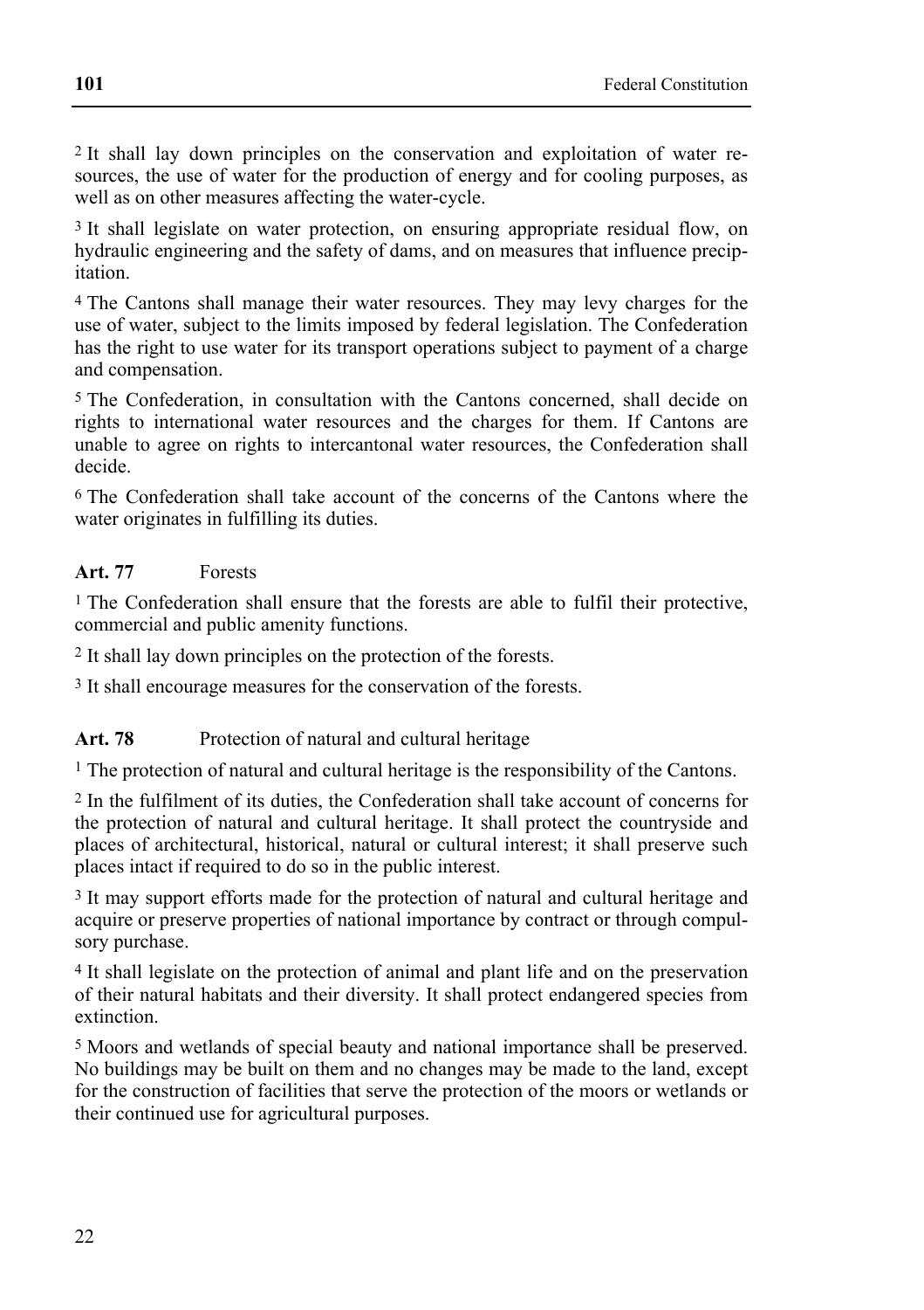[2] It shall lay down principles on the conservation and exploitation of water resources, the use of water for the production of energy and for cooling purposes, as well as on other measures affecting the water-cycle.

[3] It shall legislate on water protection, on ensuring appropriate residual flow, on hydraulic engineering and the safety of dams, and on measures that influence precipitation.

[4] The Cantons shall manage their water resources. They may levy charges for the use of water, subject to the limits imposed by federal legislation. The Confederation has the right to use water for its transport operations subject to payment of a charge and compensation.

[5] The Confederation, in consultation with the Cantons concerned, shall decide on rights to international water resources and the charges for them. If Cantons are unable to agree on rights to intercantonal water resources, the Confederation shall decide.

[6] The Confederation shall take account of the concerns of the Cantons where the water originates in fulfilling its duties.

### Art. 77 Forests

[1] The Confederation shall ensure that the forests are able to fulfil their protective, commercial and public amenity functions.

[2] It shall lay down principles on the protection of the forests.

[3] It shall encourage measures for the conservation of the forests.

### Art. 78 Protection of natural and cultural heritage

[1] The protection of natural and cultural heritage is the responsibility of the Cantons.

[2] In the fulfilment of its duties, the Confederation shall take account of concerns for the protection of natural and cultural heritage. It shall protect the countryside and places of architectural, historical, natural or cultural interest; it shall preserve such places intact if required to do so in the public interest.

[3] It may support efforts made for the protection of natural and cultural heritage and acquire or preserve properties of national importance by contract or through compulsory purchase.

[4] It shall legislate on the protection of animal and plant life and on the preservation of their natural habitats and their diversity. It shall protect endangered species from extinction.

[5] Moors and wetlands of special beauty and national importance shall be preserved. No buildings may be built on them and no changes may be made to the land, except for the construction of facilities that serve the protection of the moors or wetlands or their continued use for agricultural purposes.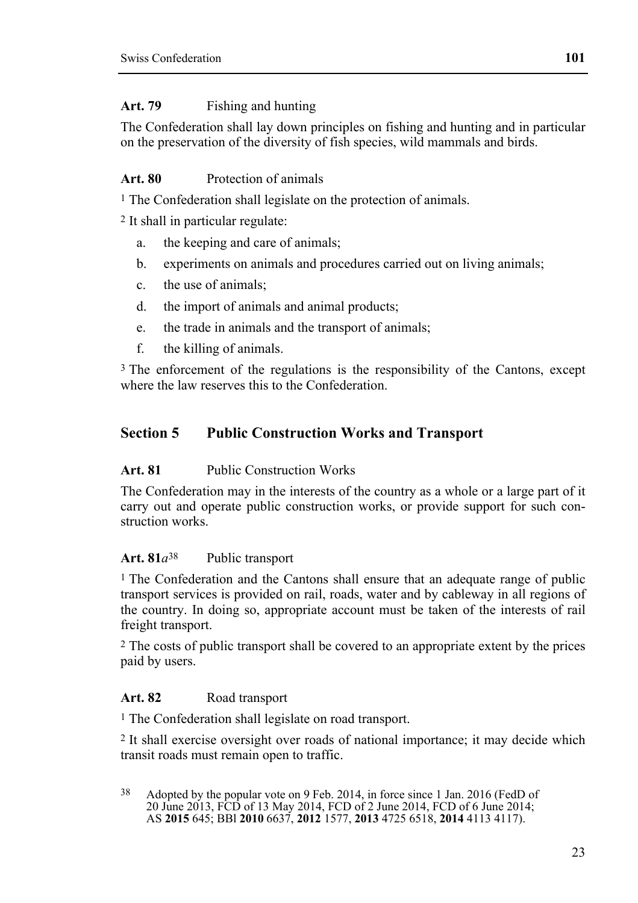**Art. 79** Fishing and hunting

The Confederation shall lay down principles on fishing and hunting and in particular on the preservation of the diversity of fish species, wild mammals and birds.

**Art. 80** Protection of animals

[1] The Confederation shall legislate on the protection of animals.

[2] It shall in particular regulate:

a. the keeping and care of animals;
b. experiments on animals and procedures carried out on living animals;
c. the use of animals;
d. the import of animals and animal products;
e. the trade in animals and the transport of animals;
f. the killing of animals.

[3] The enforcement of the regulations is the responsibility of the Cantons, except where the law reserves this to the Confederation.

## Section 5 Public Construction Works and Transport

**Art. 81** Public Construction Works

The Confederation may in the interests of the country as a whole or a large part of it carry out and operate public construction works, or provide support for such construction works.

**Art. 81*a***[38] Public transport

[1] The Confederation and the Cantons shall ensure that an adequate range of public transport services is provided on rail, roads, water and by cableway in all regions of the country. In doing so, appropriate account must be taken of the interests of rail freight transport.

[2] The costs of public transport shall be covered to an appropriate extent by the prices paid by users.

**Art. 82** Road transport

[1] The Confederation shall legislate on road transport.

[2] It shall exercise oversight over roads of national importance; it may decide which transit roads must remain open to traffic.

[38] Adopted by the popular vote on 9 Feb. 2014, in force since 1 Jan. 2016 (FedD of 20 June 2013, FCD of 13 May 2014, FCD of 2 June 2014, FCD of 6 June 2014; AS **2015** 645; BBl **2010** 6637, **2012** 1577, **2013** 4725 6518, **2014** 4113 4117).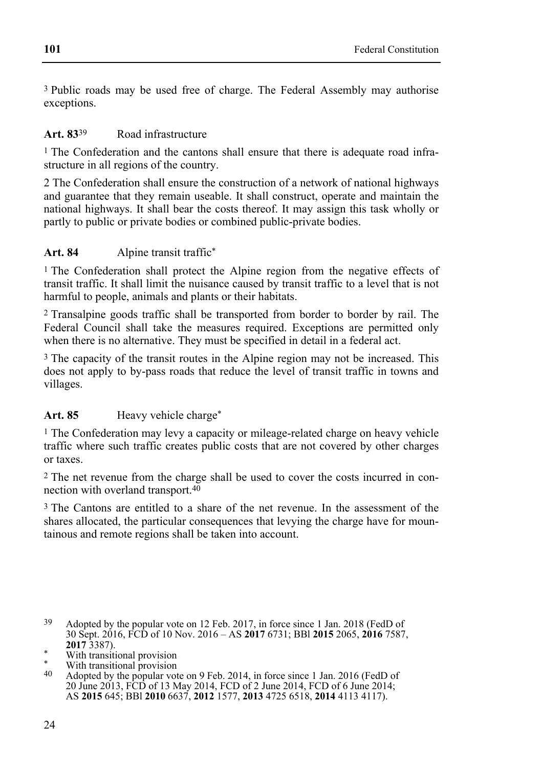[3] Public roads may be used free of charge. The Federal Assembly may authorise exceptions.

**Art. 83**[39] Road infrastructure

[1] The Confederation and the cantons shall ensure that there is adequate road infrastructure in all regions of the country.

2 The Confederation shall ensure the construction of a network of national highways and guarantee that they remain useable. It shall construct, operate and maintain the national highways. It shall bear the costs thereof. It may assign this task wholly or partly to public or private bodies or combined public-private bodies.

**Art. 84** Alpine transit traffic*

[1] The Confederation shall protect the Alpine region from the negative effects of transit traffic. It shall limit the nuisance caused by transit traffic to a level that is not harmful to people, animals and plants or their habitats.

[2] Transalpine goods traffic shall be transported from border to border by rail. The Federal Council shall take the measures required. Exceptions are permitted only when there is no alternative. They must be specified in detail in a federal act.

[3] The capacity of the transit routes in the Alpine region may not be increased. This does not apply to by-pass roads that reduce the level of transit traffic in towns and villages.

**Art. 85** Heavy vehicle charge*

[1] The Confederation may levy a capacity or mileage-related charge on heavy vehicle traffic where such traffic creates public costs that are not covered by other charges or taxes.

[2] The net revenue from the charge shall be used to cover the costs incurred in connection with overland transport.[40]

[3] The Cantons are entitled to a share of the net revenue. In the assessment of the shares allocated, the particular consequences that levying the charge have for mountainous and remote regions shall be taken into account.

---

[39] Adopted by the popular vote on 12 Feb. 2017, in force since 1 Jan. 2018 (FedD of 30 Sept. 2016, FCD of 10 Nov. 2016 – AS **2017** 6731; BBl **2015** 2065, **2016** 7587, **2017** 3387).

\* With transitional provision

\* With transitional provision

[40] Adopted by the popular vote on 9 Feb. 2014, in force since 1 Jan. 2016 (FedD of 20 June 2013, FCD of 13 May 2014, FCD of 2 June 2014, FCD of 6 June 2014; AS **2015** 645; BBl **2010** 6637, **2012** 1577, **2013** 4725 6518, **2014** 4113 4117).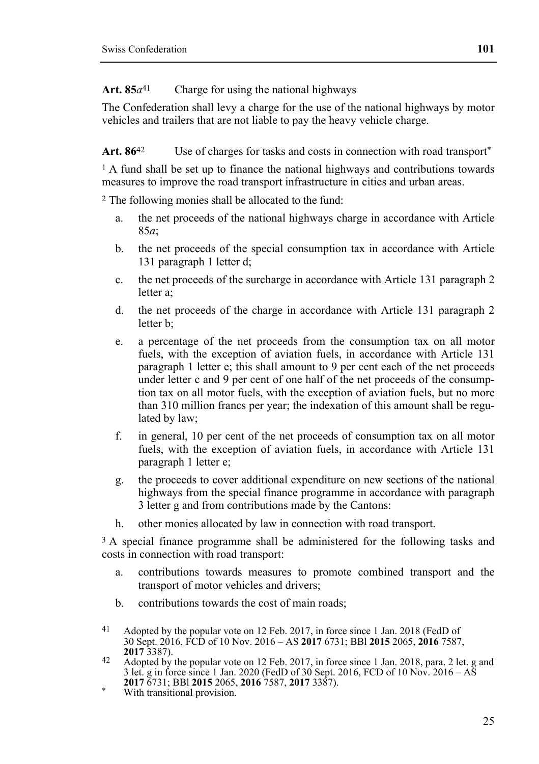**Art. 85*a*[41]** Charge for using the national highways

The Confederation shall levy a charge for the use of the national highways by motor vehicles and trailers that are not liable to pay the heavy vehicle charge.

**Art. 86[42]** Use of charges for tasks and costs in connection with road transport[*]

[1] A fund shall be set up to finance the national highways and contributions towards measures to improve the road transport infrastructure in cities and urban areas.

[2] The following monies shall be allocated to the fund:

a. the net proceeds of the national highways charge in accordance with Article 85*a*;

b. the net proceeds of the special consumption tax in accordance with Article 131 paragraph 1 letter d;

c. the net proceeds of the surcharge in accordance with Article 131 paragraph 2 letter a;

d. the net proceeds of the charge in accordance with Article 131 paragraph 2 letter b;

e. a percentage of the net proceeds from the consumption tax on all motor fuels, with the exception of aviation fuels, in accordance with Article 131 paragraph 1 letter e; this shall amount to 9 per cent each of the net proceeds under letter c and 9 per cent of one half of the net proceeds of the consumption tax on all motor fuels, with the exception of aviation fuels, but no more than 310 million francs per year; the indexation of this amount shall be regulated by law;

f. in general, 10 per cent of the net proceeds of consumption tax on all motor fuels, with the exception of aviation fuels, in accordance with Article 131 paragraph 1 letter e;

g. the proceeds to cover additional expenditure on new sections of the national highways from the special finance programme in accordance with paragraph 3 letter g and from contributions made by the Cantons:

h. other monies allocated by law in connection with road transport.

[3] A special finance programme shall be administered for the following tasks and costs in connection with road transport:

a. contributions towards measures to promote combined transport and the transport of motor vehicles and drivers;

b. contributions towards the cost of main roads;

---

[41] Adopted by the popular vote on 12 Feb. 2017, in force since 1 Jan. 2018 (FedD of 30 Sept. 2016, FCD of 10 Nov. 2016 – AS **2017** 6731; BBl **2015** 2065, **2016** 7587, **2017** 3387).

[42] Adopted by the popular vote on 12 Feb. 2017, in force since 1 Jan. 2018, para. 2 let. g and 3 let. g in force since 1 Jan. 2020 (FedD of 30 Sept. 2016, FCD of 10 Nov. 2016 – AS **2017** 6731; BBl **2015** 2065, **2016** 7587, **2017** 3387).

[*] With transitional provision.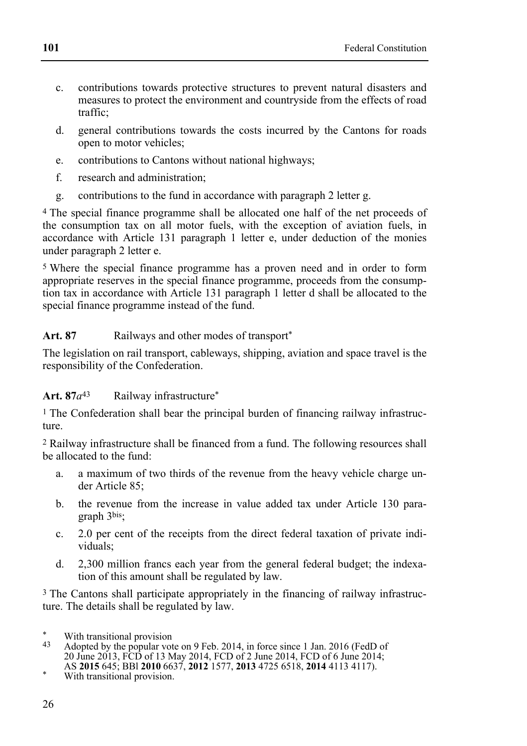c. contributions towards protective structures to prevent natural disasters and measures to protect the environment and countryside from the effects of road traffic;

d. general contributions towards the costs incurred by the Cantons for roads open to motor vehicles;

e. contributions to Cantons without national highways;

f. research and administration;

g. contributions to the fund in accordance with paragraph 2 letter g.

[4] The special finance programme shall be allocated one half of the net proceeds of the consumption tax on all motor fuels, with the exception of aviation fuels, in accordance with Article 131 paragraph 1 letter e, under deduction of the monies under paragraph 2 letter e.

[5] Where the special finance programme has a proven need and in order to form appropriate reserves in the special finance programme, proceeds from the consumption tax in accordance with Article 131 paragraph 1 letter d shall be allocated to the special finance programme instead of the fund.

**Art. 87** Railways and other modes of transport*

The legislation on rail transport, cableways, shipping, aviation and space travel is the responsibility of the Confederation.

**Art. 87*a***[43] Railway infrastructure*

[1] The Confederation shall bear the principal burden of financing railway infrastructure.

[2] Railway infrastructure shall be financed from a fund. The following resources shall be allocated to the fund:

a. a maximum of two thirds of the revenue from the heavy vehicle charge under Article 85;

b. the revenue from the increase in value added tax under Article 130 paragraph 3bis;

c. 2.0 per cent of the receipts from the direct federal taxation of private individuals;

d. 2,300 million francs each year from the general federal budget; the indexation of this amount shall be regulated by law.

[3] The Cantons shall participate appropriately in the financing of railway infrastructure. The details shall be regulated by law.

---

\* With transitional provision

[43] Adopted by the popular vote on 9 Feb. 2014, in force since 1 Jan. 2016 (FedD of 20 June 2013, FCD of 13 May 2014, FCD of 2 June 2014, FCD of 6 June 2014; AS **2015** 645; BBl **2010** 6637, **2012** 1577, **2013** 4725 6518, **2014** 4113 4117).

\* With transitional provision.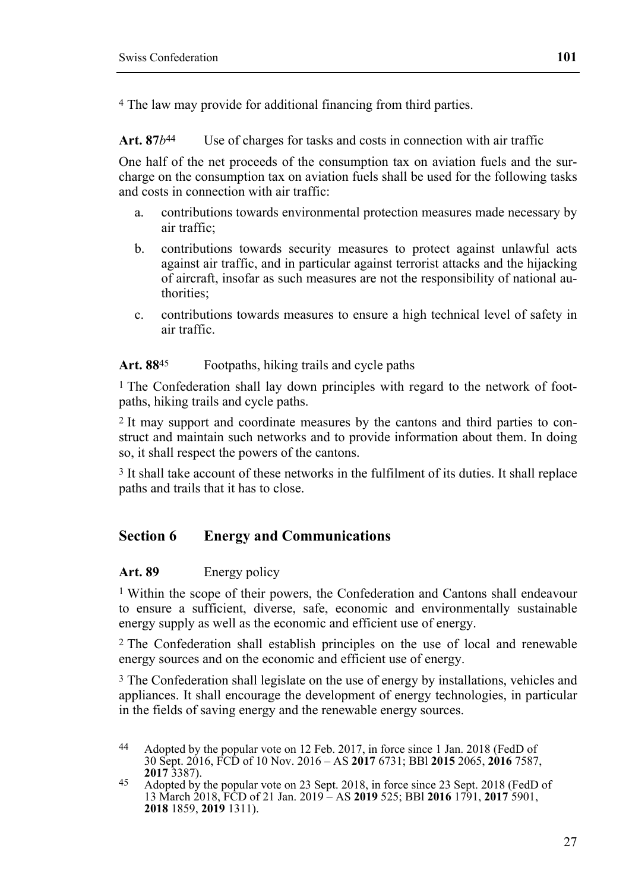[4] The law may provide for additional financing from third parties.

**Art. 87*b*[44]** Use of charges for tasks and costs in connection with air traffic

One half of the net proceeds of the consumption tax on aviation fuels and the surcharge on the consumption tax on aviation fuels shall be used for the following tasks and costs in connection with air traffic:

a. contributions towards environmental protection measures made necessary by air traffic;

b. contributions towards security measures to protect against unlawful acts against air traffic, and in particular against terrorist attacks and the hijacking of aircraft, insofar as such measures are not the responsibility of national authorities;

c. contributions towards measures to ensure a high technical level of safety in air traffic.

**Art. 88[45]** Footpaths, hiking trails and cycle paths

[1] The Confederation shall lay down principles with regard to the network of footpaths, hiking trails and cycle paths.

[2] It may support and coordinate measures by the cantons and third parties to construct and maintain such networks and to provide information about them. In doing so, it shall respect the powers of the cantons.

[3] It shall take account of these networks in the fulfilment of its duties. It shall replace paths and trails that it has to close.

## Section 6 Energy and Communications

**Art. 89** Energy policy

[1] Within the scope of their powers, the Confederation and Cantons shall endeavour to ensure a sufficient, diverse, safe, economic and environmentally sustainable energy supply as well as the economic and efficient use of energy.

[2] The Confederation shall establish principles on the use of local and renewable energy sources and on the economic and efficient use of energy.

[3] The Confederation shall legislate on the use of energy by installations, vehicles and appliances. It shall encourage the development of energy technologies, in particular in the fields of saving energy and the renewable energy sources.

---

[44] Adopted by the popular vote on 12 Feb. 2017, in force since 1 Jan. 2018 (FedD of 30 Sept. 2016, FCD of 10 Nov. 2016 – AS **2017** 6731; BBl **2015** 2065, **2016** 7587, **2017** 3387).

[45] Adopted by the popular vote on 23 Sept. 2018, in force since 23 Sept. 2018 (FedD of 13 March 2018, FCD of 21 Jan. 2019 – AS **2019** 525; BBl **2016** 1791, **2017** 5901, **2018** 1859, **2019** 1311).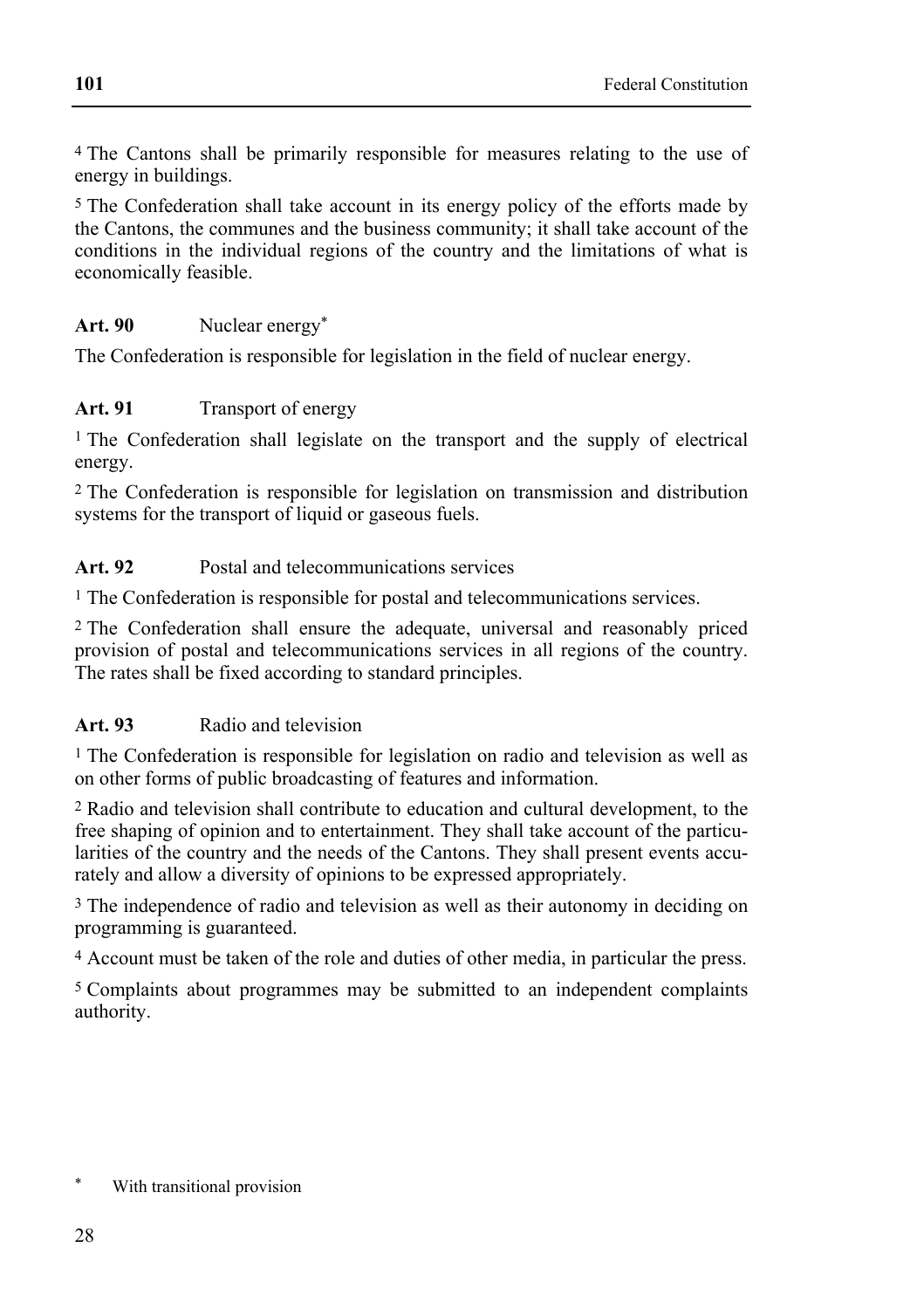[4] The Cantons shall be primarily responsible for measures relating to the use of energy in buildings.

[5] The Confederation shall take account in its energy policy of the efforts made by the Cantons, the communes and the business community; it shall take account of the conditions in the individual regions of the country and the limitations of what is economically feasible.

**Art. 90** Nuclear energy*

The Confederation is responsible for legislation in the field of nuclear energy.

**Art. 91** Transport of energy

[1] The Confederation shall legislate on the transport and the supply of electrical energy.

[2] The Confederation is responsible for legislation on transmission and distribution systems for the transport of liquid or gaseous fuels.

**Art. 92** Postal and telecommunications services

[1] The Confederation is responsible for postal and telecommunications services.

[2] The Confederation shall ensure the adequate, universal and reasonably priced provision of postal and telecommunications services in all regions of the country. The rates shall be fixed according to standard principles.

**Art. 93** Radio and television

[1] The Confederation is responsible for legislation on radio and television as well as on other forms of public broadcasting of features and information.

[2] Radio and television shall contribute to education and cultural development, to the free shaping of opinion and to entertainment. They shall take account of the particularities of the country and the needs of the Cantons. They shall present events accurately and allow a diversity of opinions to be expressed appropriately.

[3] The independence of radio and television as well as their autonomy in deciding on programming is guaranteed.

[4] Account must be taken of the role and duties of other media, in particular the press.

[5] Complaints about programmes may be submitted to an independent complaints authority.

* With transitional provision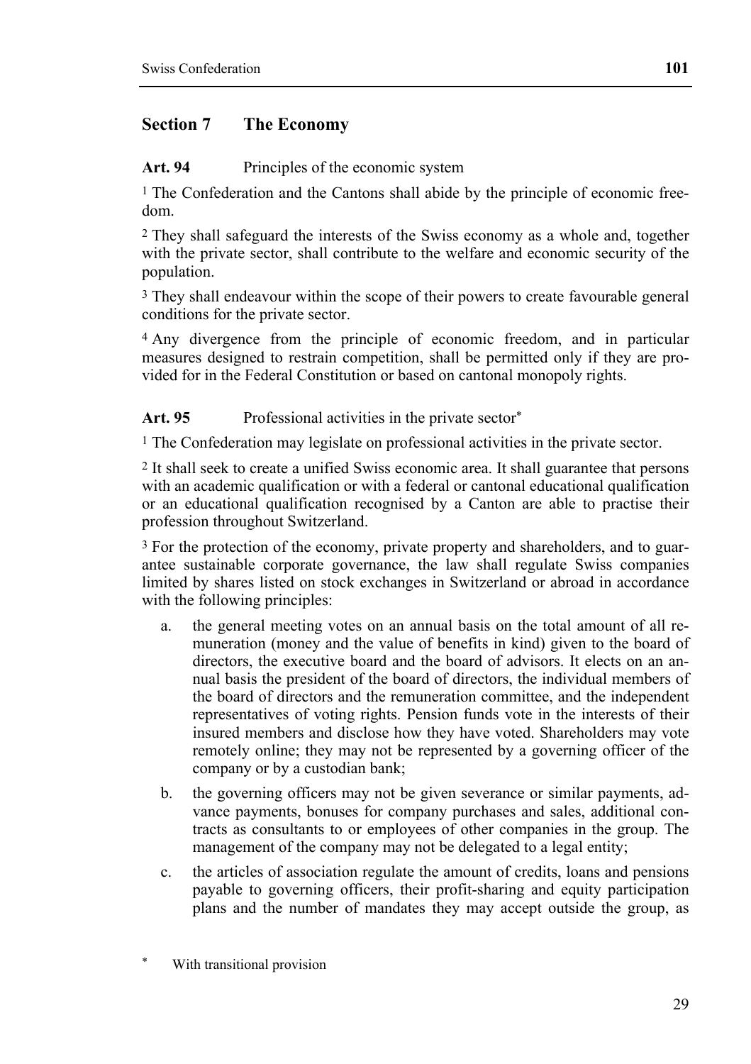## Section 7 The Economy

**Art. 94** Principles of the economic system

[1] The Confederation and the Cantons shall abide by the principle of economic freedom.

[2] They shall safeguard the interests of the Swiss economy as a whole and, together with the private sector, shall contribute to the welfare and economic security of the population.

[3] They shall endeavour within the scope of their powers to create favourable general conditions for the private sector.

[4] Any divergence from the principle of economic freedom, and in particular measures designed to restrain competition, shall be permitted only if they are provided for in the Federal Constitution or based on cantonal monopoly rights.

**Art. 95** Professional activities in the private sector*

[1] The Confederation may legislate on professional activities in the private sector.

[2] It shall seek to create a unified Swiss economic area. It shall guarantee that persons with an academic qualification or with a federal or cantonal educational qualification or an educational qualification recognised by a Canton are able to practise their profession throughout Switzerland.

[3] For the protection of the economy, private property and shareholders, and to guarantee sustainable corporate governance, the law shall regulate Swiss companies limited by shares listed on stock exchanges in Switzerland or abroad in accordance with the following principles:

a. the general meeting votes on an annual basis on the total amount of all remuneration (money and the value of benefits in kind) given to the board of directors, the executive board and the board of advisors. It elects on an annual basis the president of the board of directors, the individual members of the board of directors and the remuneration committee, and the independent representatives of voting rights. Pension funds vote in the interests of their insured members and disclose how they have voted. Shareholders may vote remotely online; they may not be represented by a governing officer of the company or by a custodian bank;

b. the governing officers may not be given severance or similar payments, advance payments, bonuses for company purchases and sales, additional contracts as consultants to or employees of other companies in the group. The management of the company may not be delegated to a legal entity;

c. the articles of association regulate the amount of credits, loans and pensions payable to governing officers, their profit-sharing and equity participation plans and the number of mandates they may accept outside the group, as

\* With transitional provision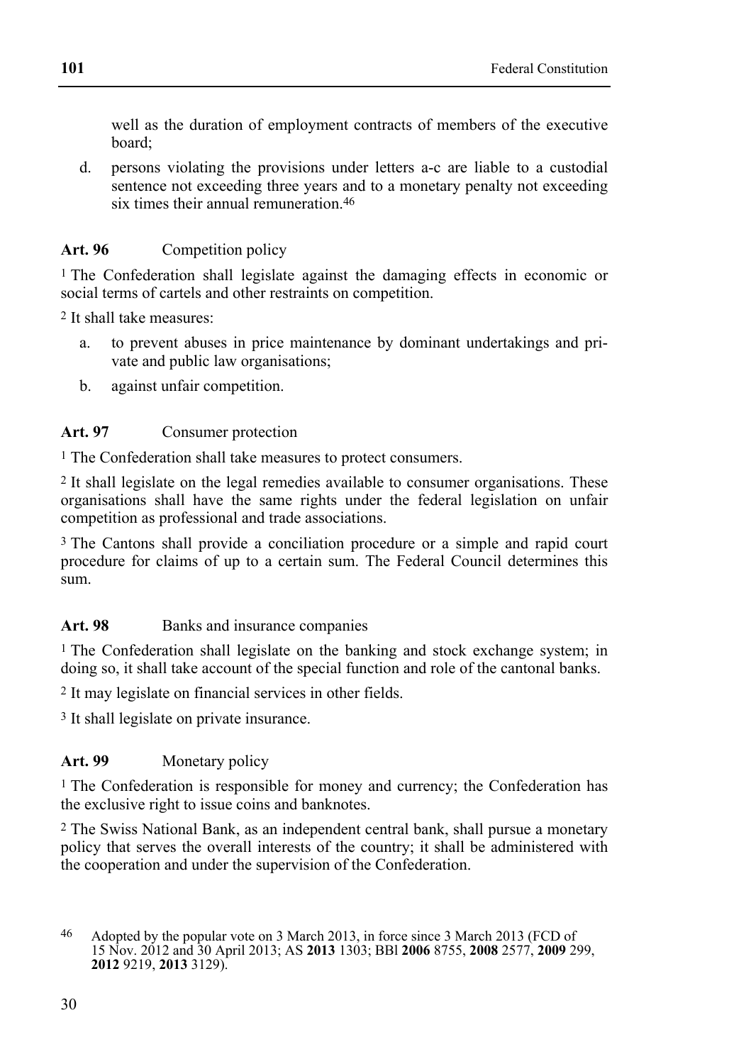well as the duration of employment contracts of members of the executive board;

d. persons violating the provisions under letters a-c are liable to a custodial sentence not exceeding three years and to a monetary penalty not exceeding six times their annual remuneration.[46]

**Art. 96** Competition policy

[1] The Confederation shall legislate against the damaging effects in economic or social terms of cartels and other restraints on competition.

[2] It shall take measures:

a. to prevent abuses in price maintenance by dominant undertakings and private and public law organisations;
b. against unfair competition.

**Art. 97** Consumer protection

[1] The Confederation shall take measures to protect consumers.

[2] It shall legislate on the legal remedies available to consumer organisations. These organisations shall have the same rights under the federal legislation on unfair competition as professional and trade associations.

[3] The Cantons shall provide a conciliation procedure or a simple and rapid court procedure for claims of up to a certain sum. The Federal Council determines this sum.

**Art. 98** Banks and insurance companies

[1] The Confederation shall legislate on the banking and stock exchange system; in doing so, it shall take account of the special function and role of the cantonal banks.

[2] It may legislate on financial services in other fields.

[3] It shall legislate on private insurance.

**Art. 99** Monetary policy

[1] The Confederation is responsible for money and currency; the Confederation has the exclusive right to issue coins and banknotes.

[2] The Swiss National Bank, as an independent central bank, shall pursue a monetary policy that serves the overall interests of the country; it shall be administered with the cooperation and under the supervision of the Confederation.

---

[46] Adopted by the popular vote on 3 March 2013, in force since 3 March 2013 (FCD of 15 Nov. 2012 and 30 April 2013; AS **2013** 1303; BBl **2006** 8755, **2008** 2577, **2009** 299, **2012** 9219, **2013** 3129).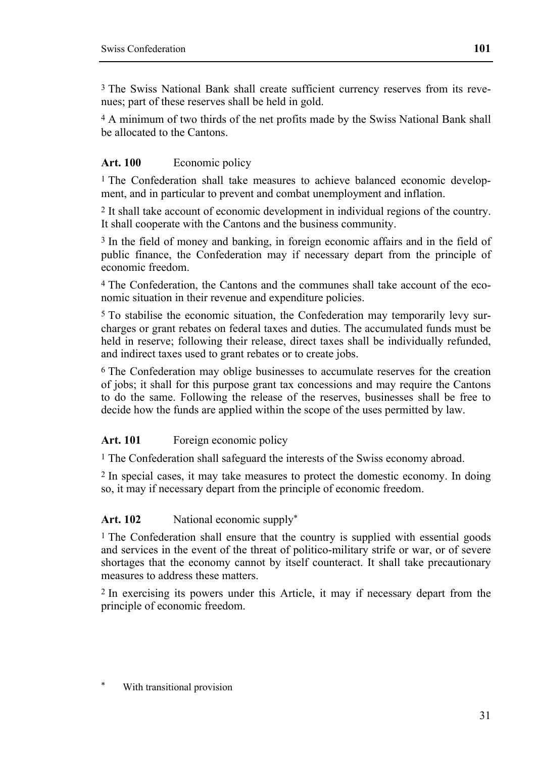[3] The Swiss National Bank shall create sufficient currency reserves from its revenues; part of these reserves shall be held in gold.

[4] A minimum of two thirds of the net profits made by the Swiss National Bank shall be allocated to the Cantons.

### Art. 100 Economic policy

[1] The Confederation shall take measures to achieve balanced economic development, and in particular to prevent and combat unemployment and inflation.

[2] It shall take account of economic development in individual regions of the country. It shall cooperate with the Cantons and the business community.

[3] In the field of money and banking, in foreign economic affairs and in the field of public finance, the Confederation may if necessary depart from the principle of economic freedom.

[4] The Confederation, the Cantons and the communes shall take account of the economic situation in their revenue and expenditure policies.

[5] To stabilise the economic situation, the Confederation may temporarily levy surcharges or grant rebates on federal taxes and duties. The accumulated funds must be held in reserve; following their release, direct taxes shall be individually refunded, and indirect taxes used to grant rebates or to create jobs.

[6] The Confederation may oblige businesses to accumulate reserves for the creation of jobs; it shall for this purpose grant tax concessions and may require the Cantons to do the same. Following the release of the reserves, businesses shall be free to decide how the funds are applied within the scope of the uses permitted by law.

### Art. 101 Foreign economic policy

[1] The Confederation shall safeguard the interests of the Swiss economy abroad.

[2] In special cases, it may take measures to protect the domestic economy. In doing so, it may if necessary depart from the principle of economic freedom.

### Art. 102 National economic supply*

[1] The Confederation shall ensure that the country is supplied with essential goods and services in the event of the threat of politico-military strife or war, or of severe shortages that the economy cannot by itself counteract. It shall take precautionary measures to address these matters.

[2] In exercising its powers under this Article, it may if necessary depart from the principle of economic freedom.

* With transitional provision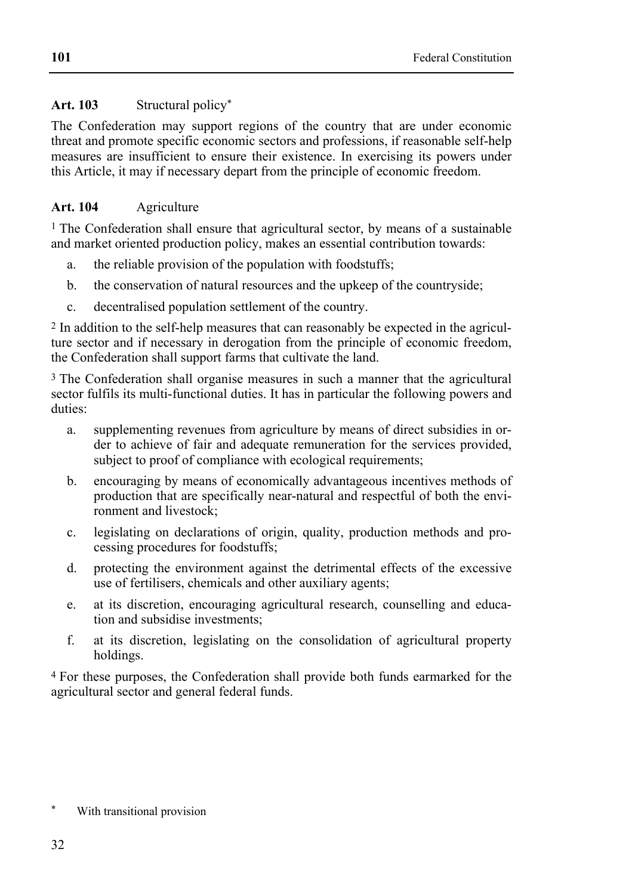**Art. 103** Structural policy*

The Confederation may support regions of the country that are under economic threat and promote specific economic sectors and professions, if reasonable self-help measures are insufficient to ensure their existence. In exercising its powers under this Article, it may if necessary depart from the principle of economic freedom.

**Art. 104** Agriculture

[1] The Confederation shall ensure that agricultural sector, by means of a sustainable and market oriented production policy, makes an essential contribution towards:

a. the reliable provision of the population with foodstuffs;
b. the conservation of natural resources and the upkeep of the countryside;
c. decentralised population settlement of the country.

[2] In addition to the self-help measures that can reasonably be expected in the agriculture sector and if necessary in derogation from the principle of economic freedom, the Confederation shall support farms that cultivate the land.

[3] The Confederation shall organise measures in such a manner that the agricultural sector fulfils its multi-functional duties. It has in particular the following powers and duties:

a. supplementing revenues from agriculture by means of direct subsidies in order to achieve of fair and adequate remuneration for the services provided, subject to proof of compliance with ecological requirements;
b. encouraging by means of economically advantageous incentives methods of production that are specifically near-natural and respectful of both the environment and livestock;
c. legislating on declarations of origin, quality, production methods and processing procedures for foodstuffs;
d. protecting the environment against the detrimental effects of the excessive use of fertilisers, chemicals and other auxiliary agents;
e. at its discretion, encouraging agricultural research, counselling and education and subsidise investments;
f. at its discretion, legislating on the consolidation of agricultural property holdings.

[4] For these purposes, the Confederation shall provide both funds earmarked for the agricultural sector and general federal funds.

* With transitional provision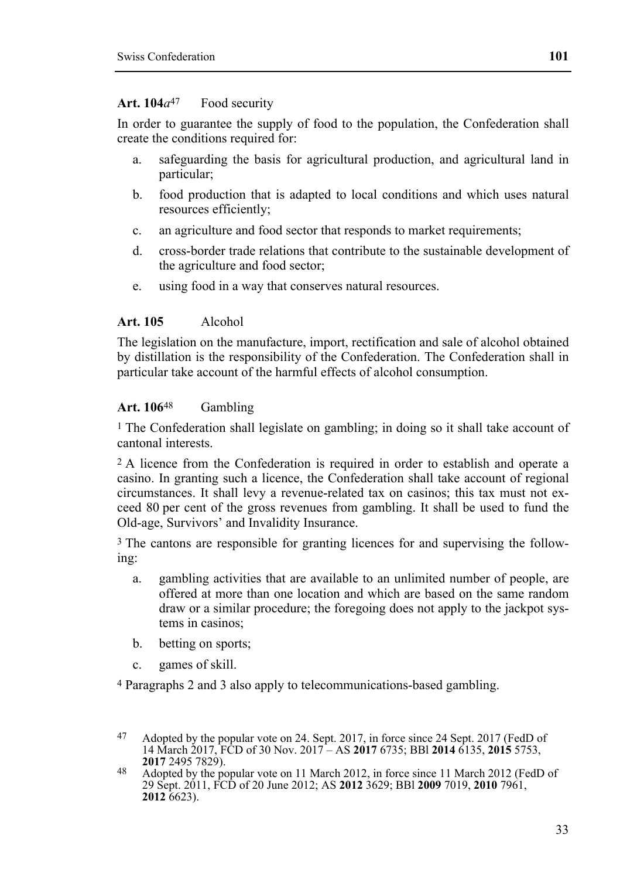**Art. 104*a*[47]** Food security

In order to guarantee the supply of food to the population, the Confederation shall create the conditions required for:

a. safeguarding the basis for agricultural production, and agricultural land in particular;

b. food production that is adapted to local conditions and which uses natural resources efficiently;

c. an agriculture and food sector that responds to market requirements;

d. cross-border trade relations that contribute to the sustainable development of the agriculture and food sector;

e. using food in a way that conserves natural resources.

**Art. 105** Alcohol

The legislation on the manufacture, import, rectification and sale of alcohol obtained by distillation is the responsibility of the Confederation. The Confederation shall in particular take account of the harmful effects of alcohol consumption.

**Art. 106[48]** Gambling

[1] The Confederation shall legislate on gambling; in doing so it shall take account of cantonal interests.

[2] A licence from the Confederation is required in order to establish and operate a casino. In granting such a licence, the Confederation shall take account of regional circumstances. It shall levy a revenue-related tax on casinos; this tax must not exceed 80 per cent of the gross revenues from gambling. It shall be used to fund the Old-age, Survivors' and Invalidity Insurance.

[3] The cantons are responsible for granting licences for and supervising the following:

a. gambling activities that are available to an unlimited number of people, are offered at more than one location and which are based on the same random draw or a similar procedure; the foregoing does not apply to the jackpot systems in casinos;

b. betting on sports;

c. games of skill.

[4] Paragraphs 2 and 3 also apply to telecommunications-based gambling.

---

47 Adopted by the popular vote on 24. Sept. 2017, in force since 24 Sept. 2017 (FedD of 14 March 2017, FCD of 30 Nov. 2017 – AS **2017** 6735; BBl **2014** 6135, **2015** 5753, **2017** 2495 7829).

48 Adopted by the popular vote on 11 March 2012, in force since 11 March 2012 (FedD of 29 Sept. 2011, FCD of 20 June 2012; AS **2012** 3629; BBl **2009** 7019, **2010** 7961, **2012** 6623).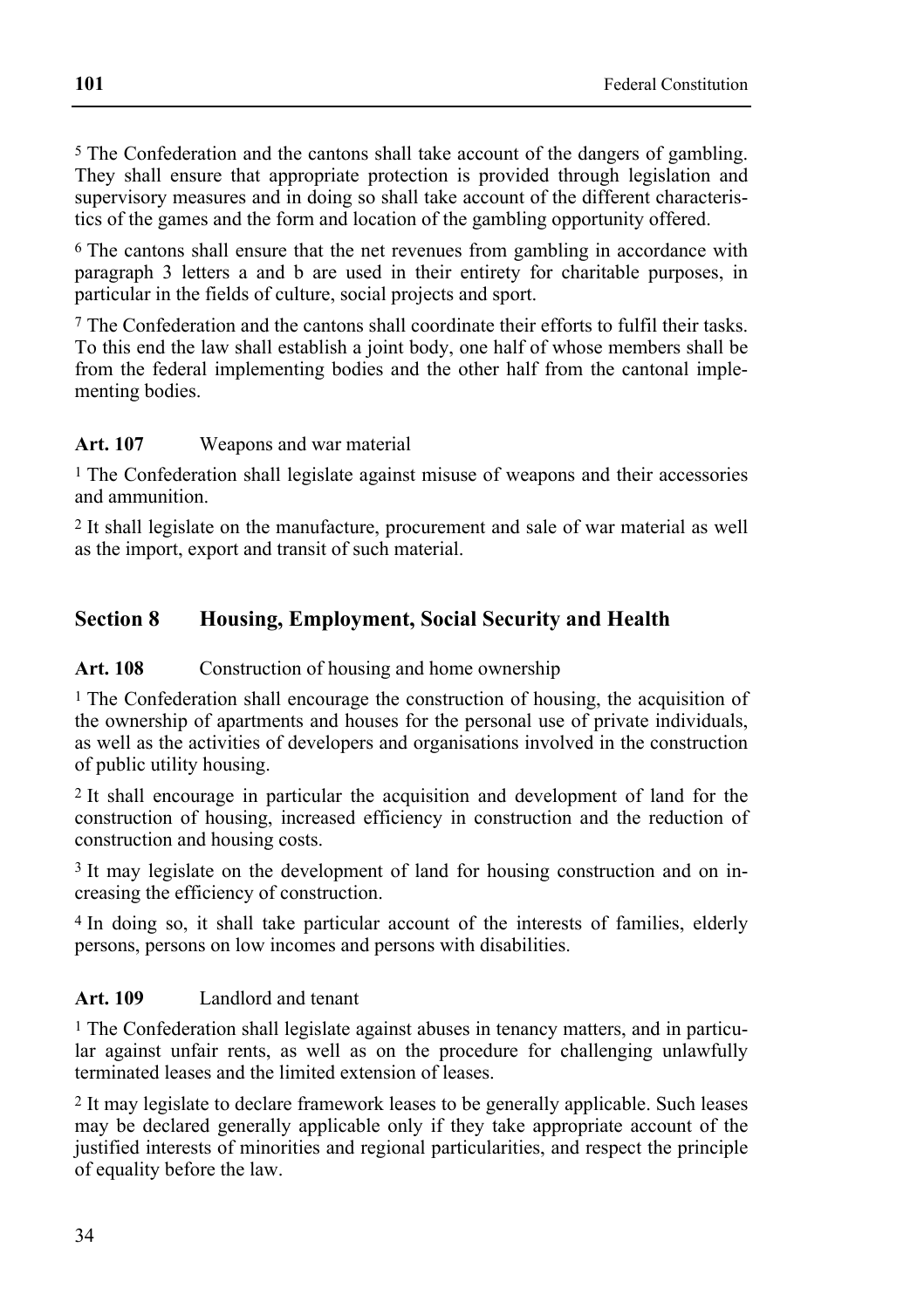5 The Confederation and the cantons shall take account of the dangers of gambling. They shall ensure that appropriate protection is provided through legislation and supervisory measures and in doing so shall take account of the different characteristics of the games and the form and location of the gambling opportunity offered.

6 The cantons shall ensure that the net revenues from gambling in accordance with paragraph 3 letters a and b are used in their entirety for charitable purposes, in particular in the fields of culture, social projects and sport.

7 The Confederation and the cantons shall coordinate their efforts to fulfil their tasks. To this end the law shall establish a joint body, one half of whose members shall be from the federal implementing bodies and the other half from the cantonal implementing bodies.

**Art. 107** Weapons and war material

1 The Confederation shall legislate against misuse of weapons and their accessories and ammunition.

2 It shall legislate on the manufacture, procurement and sale of war material as well as the import, export and transit of such material.

## Section 8 Housing, Employment, Social Security and Health

**Art. 108** Construction of housing and home ownership

1 The Confederation shall encourage the construction of housing, the acquisition of the ownership of apartments and houses for the personal use of private individuals, as well as the activities of developers and organisations involved in the construction of public utility housing.

2 It shall encourage in particular the acquisition and development of land for the construction of housing, increased efficiency in construction and the reduction of construction and housing costs.

3 It may legislate on the development of land for housing construction and on increasing the efficiency of construction.

4 In doing so, it shall take particular account of the interests of families, elderly persons, persons on low incomes and persons with disabilities.

**Art. 109** Landlord and tenant

1 The Confederation shall legislate against abuses in tenancy matters, and in particular against unfair rents, as well as on the procedure for challenging unlawfully terminated leases and the limited extension of leases.

2 It may legislate to declare framework leases to be generally applicable. Such leases may be declared generally applicable only if they take appropriate account of the justified interests of minorities and regional particularities, and respect the principle of equality before the law.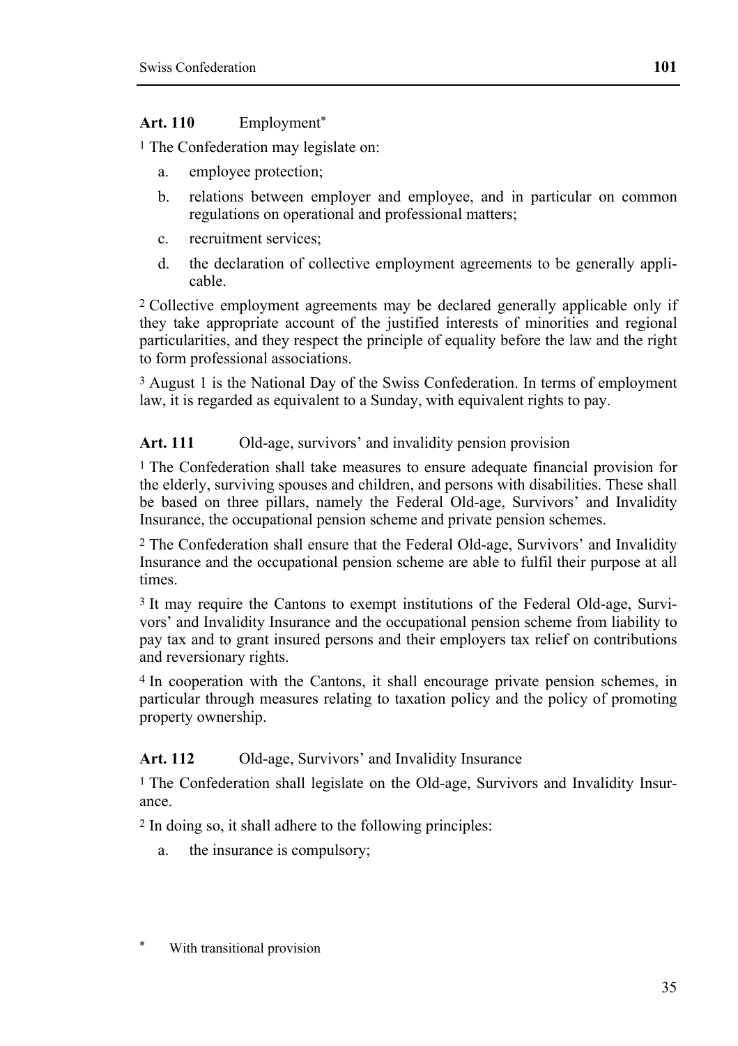**Art. 110** Employment*

[1] The Confederation may legislate on:

a. employee protection;

b. relations between employer and employee, and in particular on common regulations on operational and professional matters;

c. recruitment services;

d. the declaration of collective employment agreements to be generally applicable.

[2] Collective employment agreements may be declared generally applicable only if they take appropriate account of the justified interests of minorities and regional particularities, and they respect the principle of equality before the law and the right to form professional associations.

[3] August 1 is the National Day of the Swiss Confederation. In terms of employment law, it is regarded as equivalent to a Sunday, with equivalent rights to pay.

**Art. 111** Old-age, survivors' and invalidity pension provision

[1] The Confederation shall take measures to ensure adequate financial provision for the elderly, surviving spouses and children, and persons with disabilities. These shall be based on three pillars, namely the Federal Old-age, Survivors' and Invalidity Insurance, the occupational pension scheme and private pension schemes.

[2] The Confederation shall ensure that the Federal Old-age, Survivors' and Invalidity Insurance and the occupational pension scheme are able to fulfil their purpose at all times.

[3] It may require the Cantons to exempt institutions of the Federal Old-age, Survivors' and Invalidity Insurance and the occupational pension scheme from liability to pay tax and to grant insured persons and their employers tax relief on contributions and reversionary rights.

[4] In cooperation with the Cantons, it shall encourage private pension schemes, in particular through measures relating to taxation policy and the policy of promoting property ownership.

**Art. 112** Old-age, Survivors' and Invalidity Insurance

[1] The Confederation shall legislate on the Old-age, Survivors and Invalidity Insurance.

[2] In doing so, it shall adhere to the following principles:

a. the insurance is compulsory;

\* With transitional provision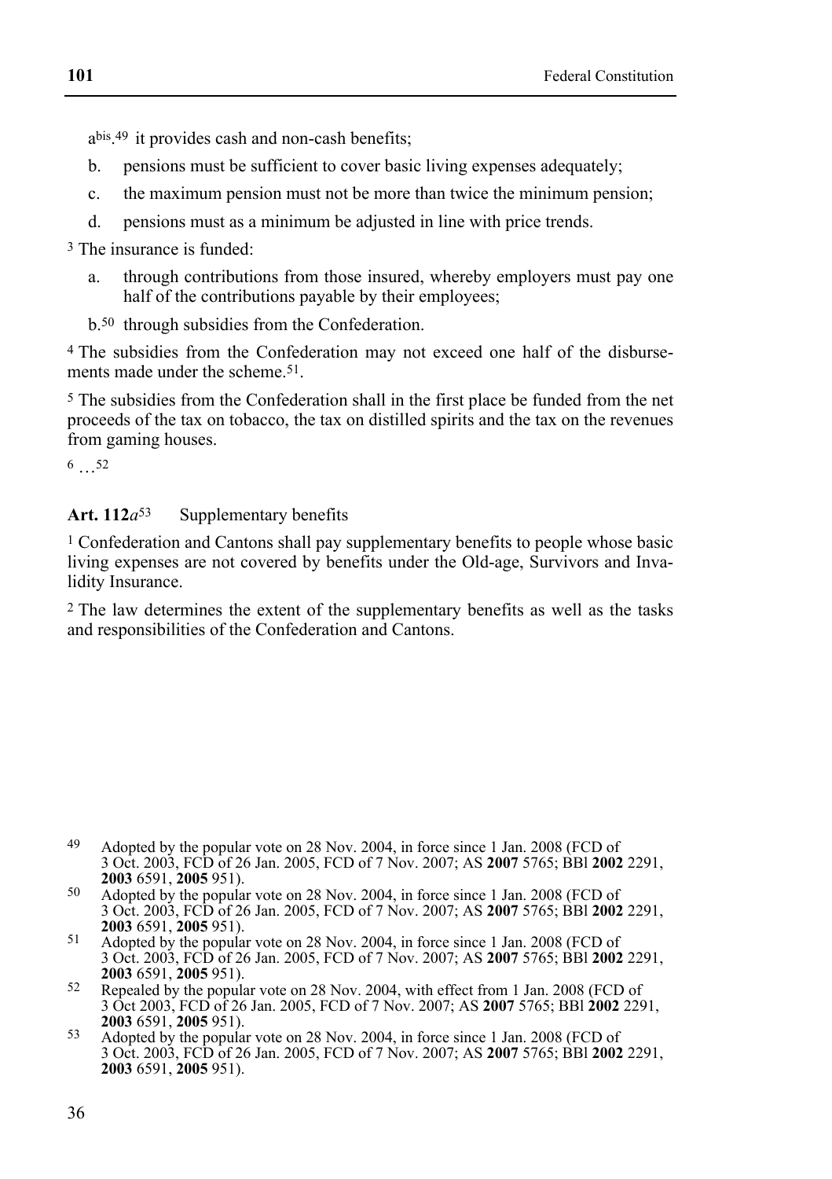a[bis].[49] it provides cash and non-cash benefits;

b. pensions must be sufficient to cover basic living expenses adequately;

c. the maximum pension must not be more than twice the minimum pension;

d. pensions must as a minimum be adjusted in line with price trends.

[3] The insurance is funded:

a. through contributions from those insured, whereby employers must pay one half of the contributions payable by their employees;

b.[50] through subsidies from the Confederation.

[4] The subsidies from the Confederation may not exceed one half of the disbursements made under the scheme.[51].

[5] The subsidies from the Confederation shall in the first place be funded from the net proceeds of the tax on tobacco, the tax on distilled spirits and the tax on the revenues from gaming houses.

[6] …[52]

**Art. 112*a*[53]** Supplementary benefits

[1] Confederation and Cantons shall pay supplementary benefits to people whose basic living expenses are not covered by benefits under the Old-age, Survivors and Invalidity Insurance.

[2] The law determines the extent of the supplementary benefits as well as the tasks and responsibilities of the Confederation and Cantons.

---

49 Adopted by the popular vote on 28 Nov. 2004, in force since 1 Jan. 2008 (FCD of 3 Oct. 2003, FCD of 26 Jan. 2005, FCD of 7 Nov. 2007; AS **2007** 5765; BBl **2002** 2291, **2003** 6591, **2005** 951).

50 Adopted by the popular vote on 28 Nov. 2004, in force since 1 Jan. 2008 (FCD of 3 Oct. 2003, FCD of 26 Jan. 2005, FCD of 7 Nov. 2007; AS **2007** 5765; BBl **2002** 2291, **2003** 6591, **2005** 951).

51 Adopted by the popular vote on 28 Nov. 2004, in force since 1 Jan. 2008 (FCD of 3 Oct. 2003, FCD of 26 Jan. 2005, FCD of 7 Nov. 2007; AS **2007** 5765; BBl **2002** 2291, **2003** 6591, **2005** 951).

52 Repealed by the popular vote on 28 Nov. 2004, with effect from 1 Jan. 2008 (FCD of 3 Oct 2003, FCD of 26 Jan. 2005, FCD of 7 Nov. 2007; AS **2007** 5765; BBl **2002** 2291, **2003** 6591, **2005** 951).

53 Adopted by the popular vote on 28 Nov. 2004, in force since 1 Jan. 2008 (FCD of 3 Oct. 2003, FCD of 26 Jan. 2005, FCD of 7 Nov. 2007; AS **2007** 5765; BBl **2002** 2291, **2003** 6591, **2005** 951).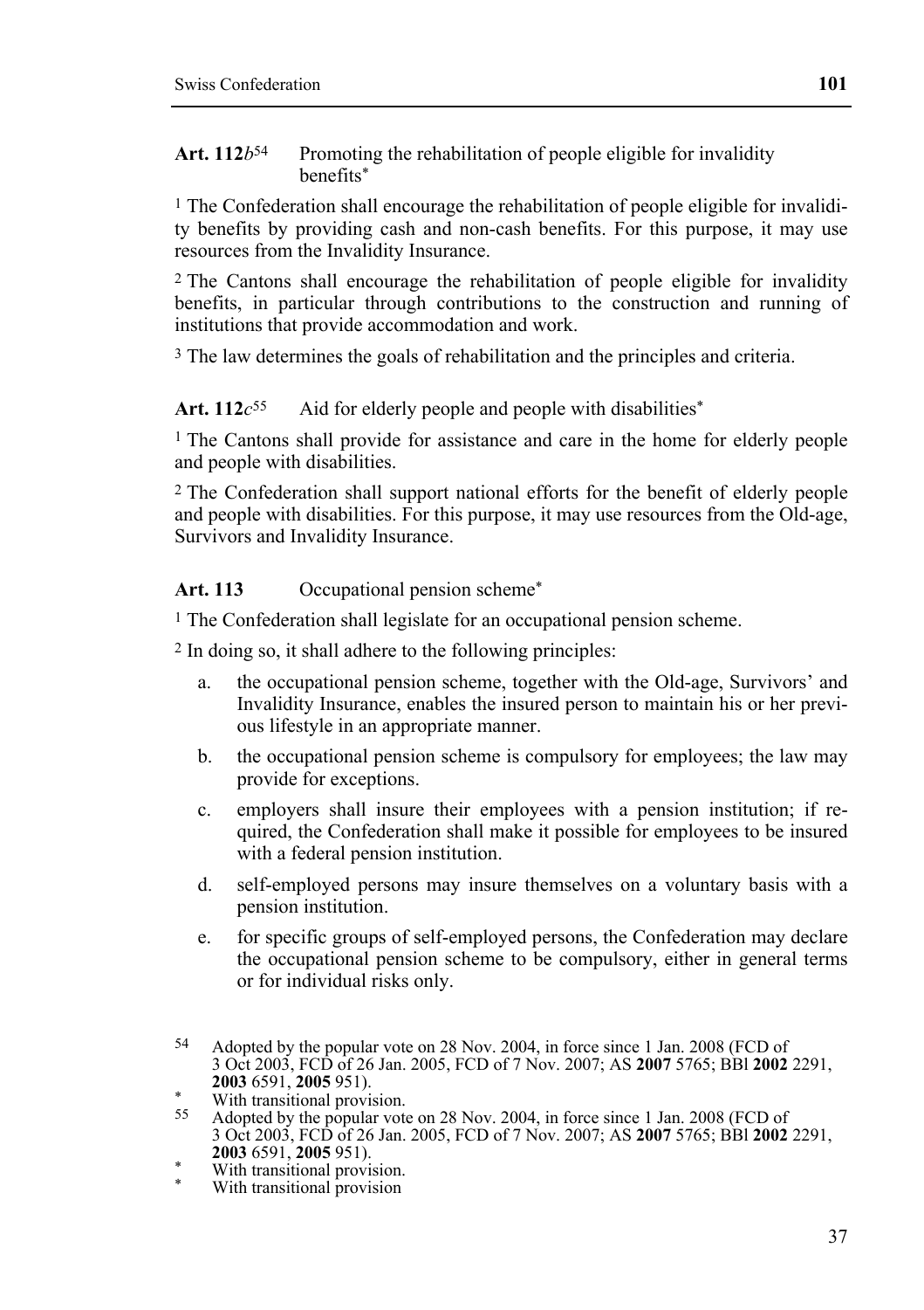**Art. 112*b*[54]** Promoting the rehabilitation of people eligible for invalidity benefits*

[1] The Confederation shall encourage the rehabilitation of people eligible for invalidity benefits by providing cash and non-cash benefits. For this purpose, it may use resources from the Invalidity Insurance.

[2] The Cantons shall encourage the rehabilitation of people eligible for invalidity benefits, in particular through contributions to the construction and running of institutions that provide accommodation and work.

[3] The law determines the goals of rehabilitation and the principles and criteria.

**Art. 112*c*[55]** Aid for elderly people and people with disabilities*

[1] The Cantons shall provide for assistance and care in the home for elderly people and people with disabilities.

[2] The Confederation shall support national efforts for the benefit of elderly people and people with disabilities. For this purpose, it may use resources from the Old-age, Survivors and Invalidity Insurance.

**Art. 113** Occupational pension scheme*

[1] The Confederation shall legislate for an occupational pension scheme.

[2] In doing so, it shall adhere to the following principles:

a. the occupational pension scheme, together with the Old-age, Survivors' and Invalidity Insurance, enables the insured person to maintain his or her previous lifestyle in an appropriate manner.

b. the occupational pension scheme is compulsory for employees; the law may provide for exceptions.

c. employers shall insure their employees with a pension institution; if required, the Confederation shall make it possible for employees to be insured with a federal pension institution.

d. self-employed persons may insure themselves on a voluntary basis with a pension institution.

e. for specific groups of self-employed persons, the Confederation may declare the occupational pension scheme to be compulsory, either in general terms or for individual risks only.

---

54 Adopted by the popular vote on 28 Nov. 2004, in force since 1 Jan. 2008 (FCD of 3 Oct 2003, FCD of 26 Jan. 2005, FCD of 7 Nov. 2007; AS **2007** 5765; BBl **2002** 2291, **2003** 6591, **2005** 951).

\* With transitional provision.

55 Adopted by the popular vote on 28 Nov. 2004, in force since 1 Jan. 2008 (FCD of 3 Oct 2003, FCD of 26 Jan. 2005, FCD of 7 Nov. 2007; AS **2007** 5765; BBl **2002** 2291, **2003** 6591, **2005** 951).

\* With transitional provision.

\* With transitional provision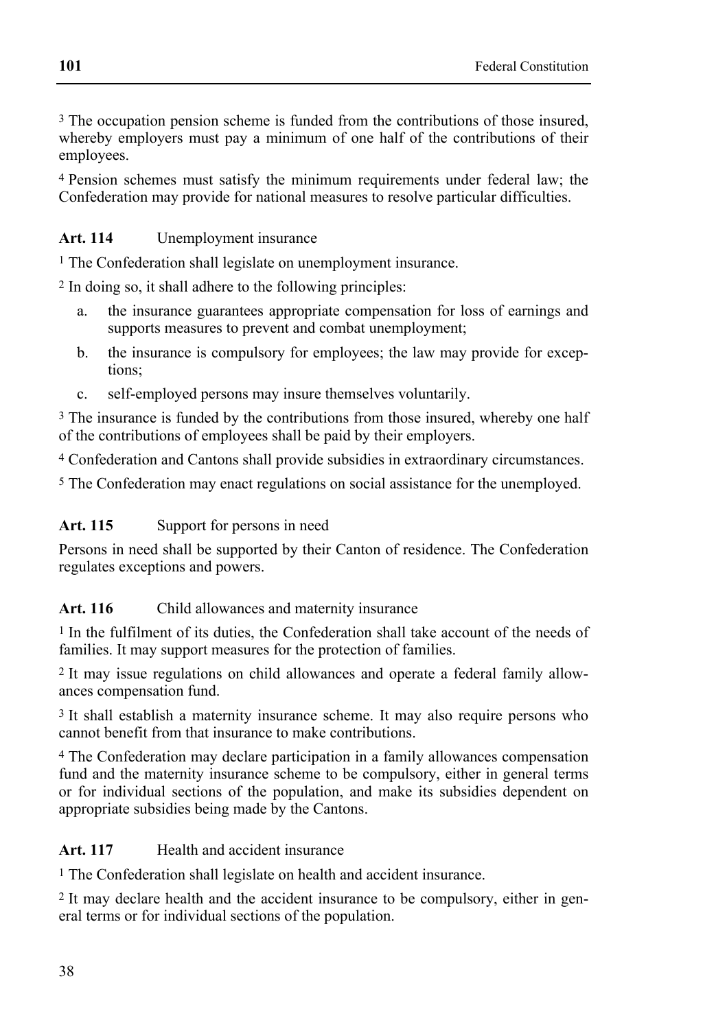[3] The occupation pension scheme is funded from the contributions of those insured, whereby employers must pay a minimum of one half of the contributions of their employees.

[4] Pension schemes must satisfy the minimum requirements under federal law; the Confederation may provide for national measures to resolve particular difficulties.

**Art. 114** Unemployment insurance

[1] The Confederation shall legislate on unemployment insurance.

[2] In doing so, it shall adhere to the following principles:

a. the insurance guarantees appropriate compensation for loss of earnings and supports measures to prevent and combat unemployment;
b. the insurance is compulsory for employees; the law may provide for exceptions;
c. self-employed persons may insure themselves voluntarily.

[3] The insurance is funded by the contributions from those insured, whereby one half of the contributions of employees shall be paid by their employers.

[4] Confederation and Cantons shall provide subsidies in extraordinary circumstances.

[5] The Confederation may enact regulations on social assistance for the unemployed.

**Art. 115** Support for persons in need

Persons in need shall be supported by their Canton of residence. The Confederation regulates exceptions and powers.

**Art. 116** Child allowances and maternity insurance

[1] In the fulfilment of its duties, the Confederation shall take account of the needs of families. It may support measures for the protection of families.

[2] It may issue regulations on child allowances and operate a federal family allowances compensation fund.

[3] It shall establish a maternity insurance scheme. It may also require persons who cannot benefit from that insurance to make contributions.

[4] The Confederation may declare participation in a family allowances compensation fund and the maternity insurance scheme to be compulsory, either in general terms or for individual sections of the population, and make its subsidies dependent on appropriate subsidies being made by the Cantons.

**Art. 117** Health and accident insurance

[1] The Confederation shall legislate on health and accident insurance.

[2] It may declare health and the accident insurance to be compulsory, either in general terms or for individual sections of the population.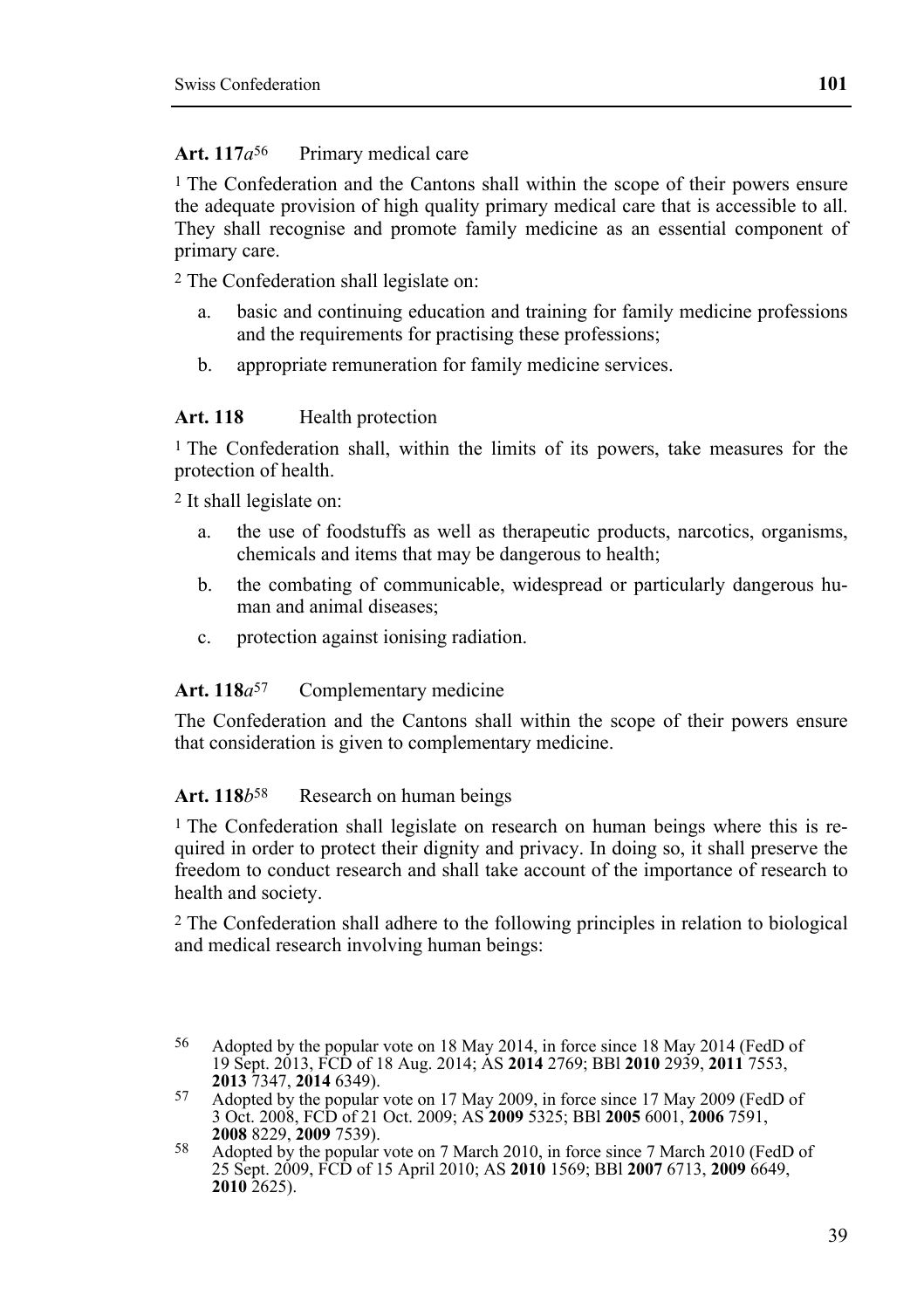**Art. 117*a*[56]** Primary medical care

[1] The Confederation and the Cantons shall within the scope of their powers ensure the adequate provision of high quality primary medical care that is accessible to all. They shall recognise and promote family medicine as an essential component of primary care.

[2] The Confederation shall legislate on:

- a. basic and continuing education and training for family medicine professions and the requirements for practising these professions;
- b. appropriate remuneration for family medicine services.

**Art. 118** Health protection

[1] The Confederation shall, within the limits of its powers, take measures for the protection of health.

[2] It shall legislate on:

- a. the use of foodstuffs as well as therapeutic products, narcotics, organisms, chemicals and items that may be dangerous to health;
- b. the combating of communicable, widespread or particularly dangerous human and animal diseases;
- c. protection against ionising radiation.

**Art. 118*a*[57]** Complementary medicine

The Confederation and the Cantons shall within the scope of their powers ensure that consideration is given to complementary medicine.

**Art. 118*b*[58]** Research on human beings

[1] The Confederation shall legislate on research on human beings where this is required in order to protect their dignity and privacy. In doing so, it shall preserve the freedom to conduct research and shall take account of the importance of research to health and society.

[2] The Confederation shall adhere to the following principles in relation to biological and medical research involving human beings:

---

56 Adopted by the popular vote on 18 May 2014, in force since 18 May 2014 (FedD of 19 Sept. 2013, FCD of 18 Aug. 2014; AS **2014** 2769; BBl **2010** 2939, **2011** 7553, **2013** 7347, **2014** 6349).

57 Adopted by the popular vote on 17 May 2009, in force since 17 May 2009 (FedD of 3 Oct. 2008, FCD of 21 Oct. 2009; AS **2009** 5325; BBl **2005** 6001, **2006** 7591, **2008** 8229, **2009** 7539).

58 Adopted by the popular vote on 7 March 2010, in force since 7 March 2010 (FedD of 25 Sept. 2009, FCD of 15 April 2010; AS **2010** 1569; BBl **2007** 6713, **2009** 6649, **2010** 2625).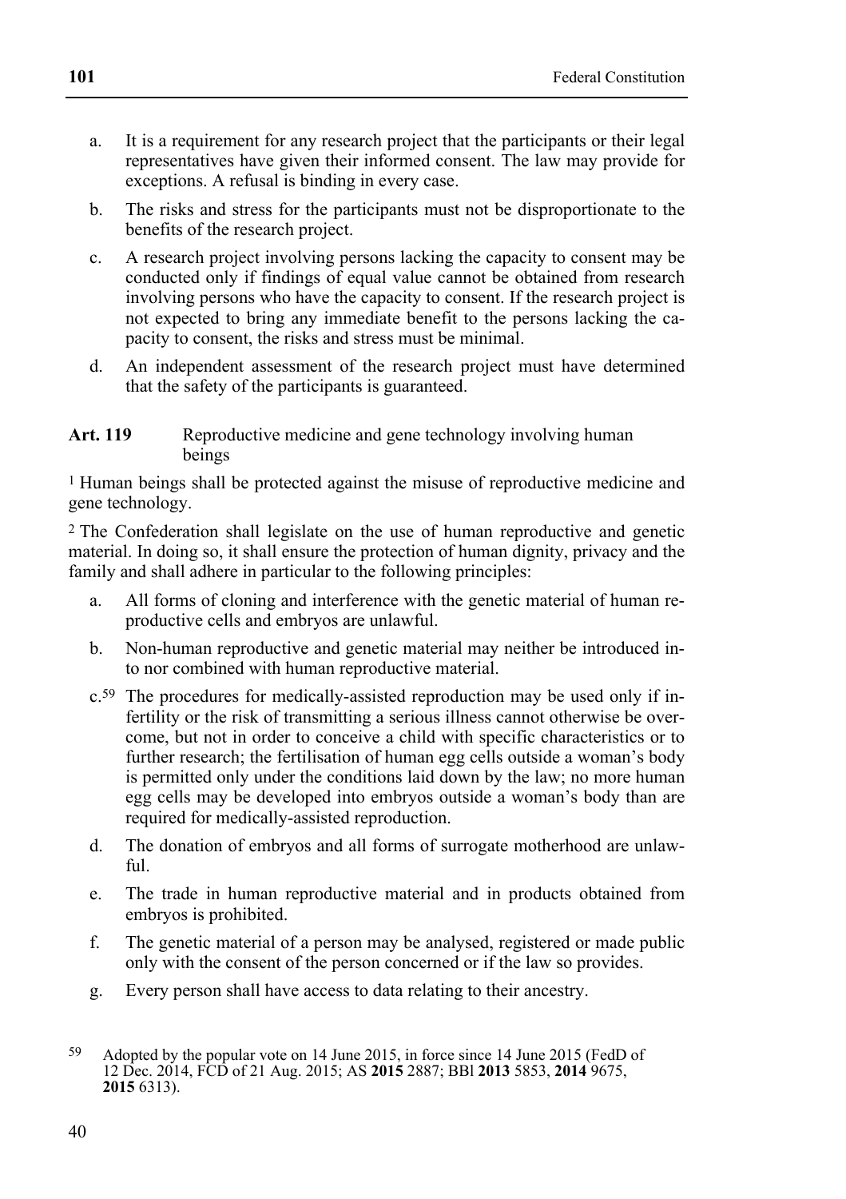a. It is a requirement for any research project that the participants or their legal representatives have given their informed consent. The law may provide for exceptions. A refusal is binding in every case.

b. The risks and stress for the participants must not be disproportionate to the benefits of the research project.

c. A research project involving persons lacking the capacity to consent may be conducted only if findings of equal value cannot be obtained from research involving persons who have the capacity to consent. If the research project is not expected to bring any immediate benefit to the persons lacking the capacity to consent, the risks and stress must be minimal.

d. An independent assessment of the research project must have determined that the safety of the participants is guaranteed.

**Art. 119** Reproductive medicine and gene technology involving human beings

[1] Human beings shall be protected against the misuse of reproductive medicine and gene technology.

[2] The Confederation shall legislate on the use of human reproductive and genetic material. In doing so, it shall ensure the protection of human dignity, privacy and the family and shall adhere in particular to the following principles:

a. All forms of cloning and interference with the genetic material of human reproductive cells and embryos are unlawful.

b. Non-human reproductive and genetic material may neither be introduced into nor combined with human reproductive material.

c.[59] The procedures for medically-assisted reproduction may be used only if infertility or the risk of transmitting a serious illness cannot otherwise be overcome, but not in order to conceive a child with specific characteristics or to further research; the fertilisation of human egg cells outside a woman's body is permitted only under the conditions laid down by the law; no more human egg cells may be developed into embryos outside a woman's body than are required for medically-assisted reproduction.

d. The donation of embryos and all forms of surrogate motherhood are unlawful.

e. The trade in human reproductive material and in products obtained from embryos is prohibited.

f. The genetic material of a person may be analysed, registered or made public only with the consent of the person concerned or if the law so provides.

g. Every person shall have access to data relating to their ancestry.

---

[59] Adopted by the popular vote on 14 June 2015, in force since 14 June 2015 (FedD of 12 Dec. 2014, FCD of 21 Aug. 2015; AS **2015** 2887; BBl **2013** 5853, **2014** 9675, **2015** 6313).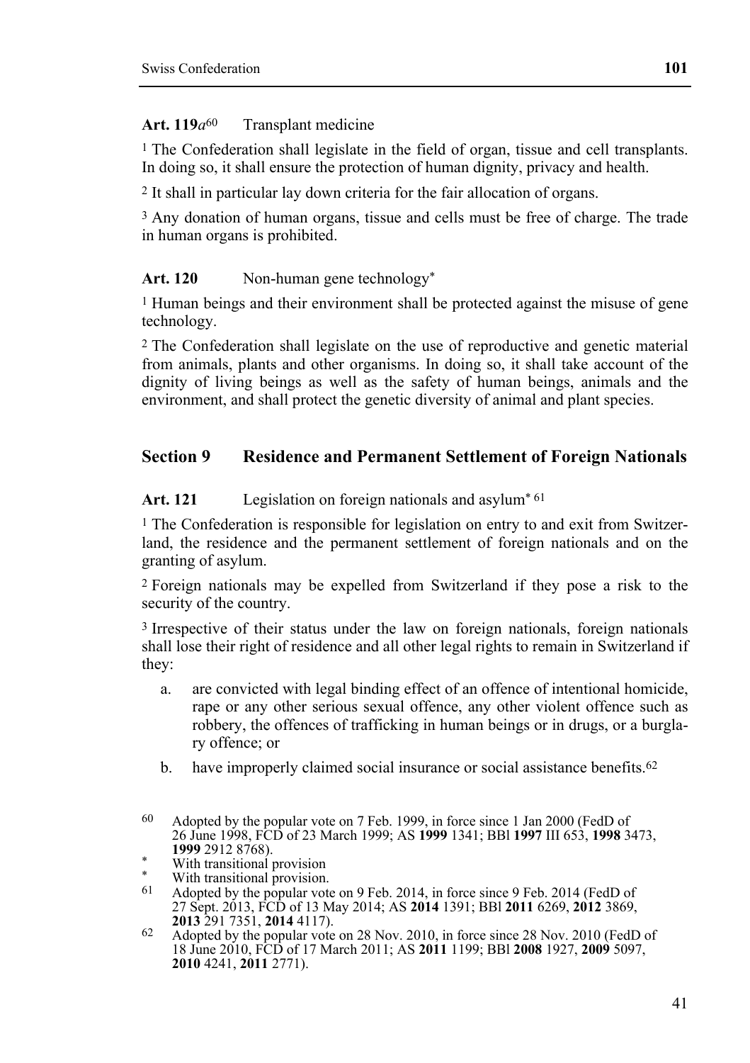**Art. 119*a*[60]** Transplant medicine

[1] The Confederation shall legislate in the field of organ, tissue and cell transplants. In doing so, it shall ensure the protection of human dignity, privacy and health.

[2] It shall in particular lay down criteria for the fair allocation of organs.

[3] Any donation of human organs, tissue and cells must be free of charge. The trade in human organs is prohibited.

**Art. 120** Non-human gene technology*

[1] Human beings and their environment shall be protected against the misuse of gene technology.

[2] The Confederation shall legislate on the use of reproductive and genetic material from animals, plants and other organisms. In doing so, it shall take account of the dignity of living beings as well as the safety of human beings, animals and the environment, and shall protect the genetic diversity of animal and plant species.

## Section 9 Residence and Permanent Settlement of Foreign Nationals

**Art. 121** Legislation on foreign nationals and asylum* [61]

[1] The Confederation is responsible for legislation on entry to and exit from Switzerland, the residence and the permanent settlement of foreign nationals and on the granting of asylum.

[2] Foreign nationals may be expelled from Switzerland if they pose a risk to the security of the country.

[3] Irrespective of their status under the law on foreign nationals, foreign nationals shall lose their right of residence and all other legal rights to remain in Switzerland if they:

a. are convicted with legal binding effect of an offence of intentional homicide, rape or any other serious sexual offence, any other violent offence such as robbery, the offences of trafficking in human beings or in drugs, or a burglary offence; or

b. have improperly claimed social insurance or social assistance benefits.[62]

---

60 Adopted by the popular vote on 7 Feb. 1999, in force since 1 Jan 2000 (FedD of 26 June 1998, FCD of 23 March 1999; AS **1999** 1341; BBl **1997** III 653, **1998** 3473, **1999** 2912 8768).

\* With transitional provision

\* With transitional provision.

61 Adopted by the popular vote on 9 Feb. 2014, in force since 9 Feb. 2014 (FedD of 27 Sept. 2013, FCD of 13 May 2014; AS **2014** 1391; BBl **2011** 6269, **2012** 3869, **2013** 291 7351, **2014** 4117).

62 Adopted by the popular vote on 28 Nov. 2010, in force since 28 Nov. 2010 (FedD of 18 June 2010, FCD of 17 March 2011; AS **2011** 1199; BBl **2008** 1927, **2009** 5097, **2010** 4241, **2011** 2771).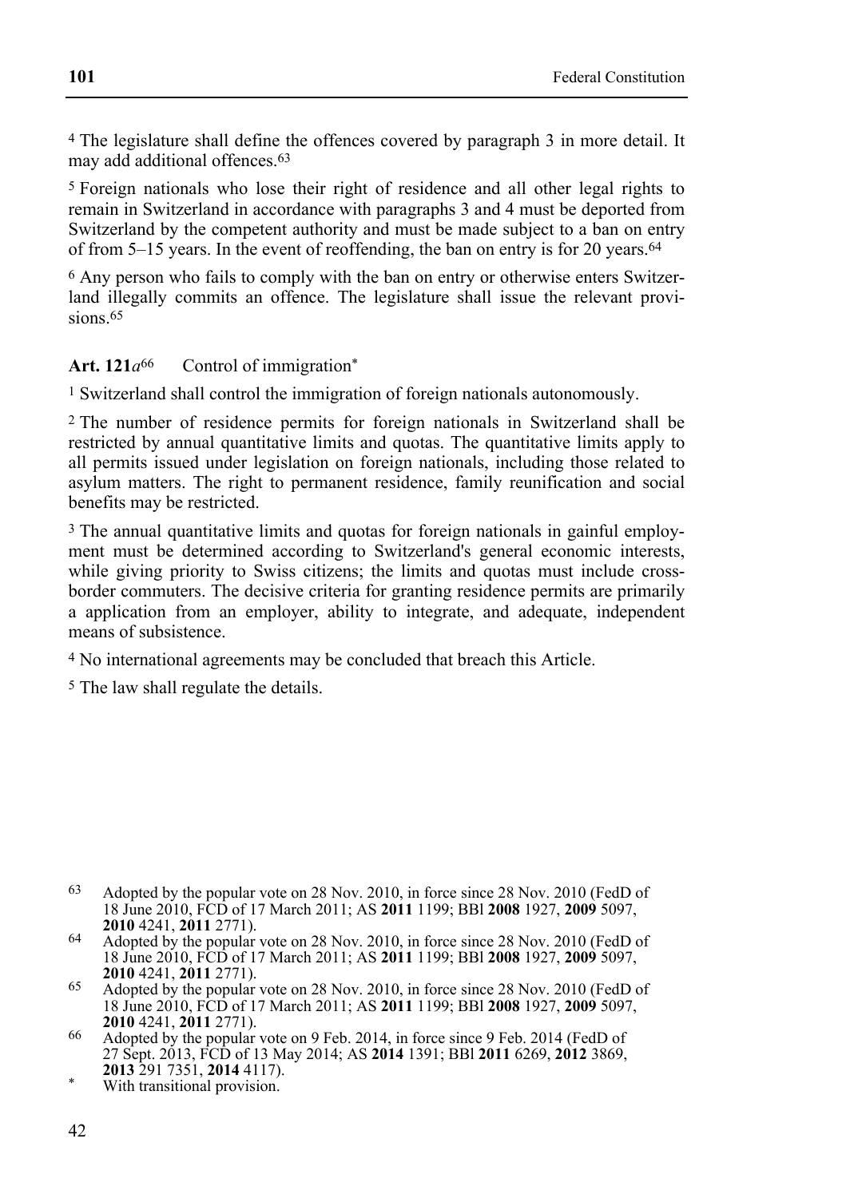4 The legislature shall define the offences covered by paragraph 3 in more detail. It may add additional offences.[63]

5 Foreign nationals who lose their right of residence and all other legal rights to remain in Switzerland in accordance with paragraphs 3 and 4 must be deported from Switzerland by the competent authority and must be made subject to a ban on entry of from 5–15 years. In the event of reoffending, the ban on entry is for 20 years.[64]

6 Any person who fails to comply with the ban on entry or otherwise enters Switzerland illegally commits an offence. The legislature shall issue the relevant provisions.[65]

**Art. 121*a*[66]** Control of immigration*

1 Switzerland shall control the immigration of foreign nationals autonomously.

2 The number of residence permits for foreign nationals in Switzerland shall be restricted by annual quantitative limits and quotas. The quantitative limits apply to all permits issued under legislation on foreign nationals, including those related to asylum matters. The right to permanent residence, family reunification and social benefits may be restricted.

3 The annual quantitative limits and quotas for foreign nationals in gainful employment must be determined according to Switzerland's general economic interests, while giving priority to Swiss citizens; the limits and quotas must include cross-border commuters. The decisive criteria for granting residence permits are primarily a application from an employer, ability to integrate, and adequate, independent means of subsistence.

4 No international agreements may be concluded that breach this Article.

5 The law shall regulate the details.

---

63 Adopted by the popular vote on 28 Nov. 2010, in force since 28 Nov. 2010 (FedD of 18 June 2010, FCD of 17 March 2011; AS **2011** 1199; BBl **2008** 1927, **2009** 5097, **2010** 4241, **2011** 2771).

64 Adopted by the popular vote on 28 Nov. 2010, in force since 28 Nov. 2010 (FedD of 18 June 2010, FCD of 17 March 2011; AS **2011** 1199; BBl **2008** 1927, **2009** 5097, **2010** 4241, **2011** 2771).

65 Adopted by the popular vote on 28 Nov. 2010, in force since 28 Nov. 2010 (FedD of 18 June 2010, FCD of 17 March 2011; AS **2011** 1199; BBl **2008** 1927, **2009** 5097, **2010** 4241, **2011** 2771).

66 Adopted by the popular vote on 9 Feb. 2014, in force since 9 Feb. 2014 (FedD of 27 Sept. 2013, FCD of 13 May 2014; AS **2014** 1391; BBl **2011** 6269, **2012** 3869, **2013** 291 7351, **2014** 4117).

* With transitional provision.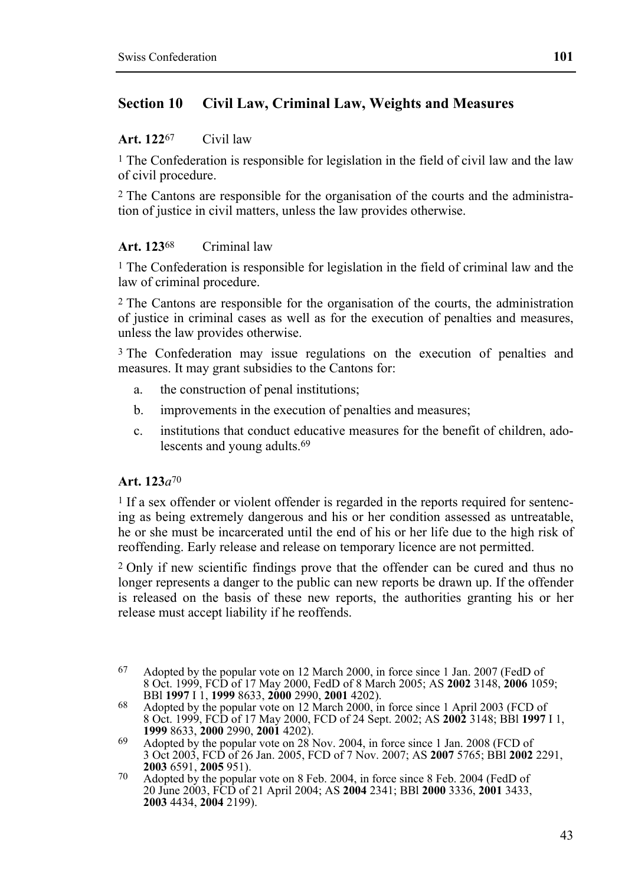## Section 10 Civil Law, Criminal Law, Weights and Measures

**Art. 122**[67] Civil law

[1] The Confederation is responsible for legislation in the field of civil law and the law of civil procedure.

[2] The Cantons are responsible for the organisation of the courts and the administration of justice in civil matters, unless the law provides otherwise.

**Art. 123**[68] Criminal law

[1] The Confederation is responsible for legislation in the field of criminal law and the law of criminal procedure.

[2] The Cantons are responsible for the organisation of the courts, the administration of justice in criminal cases as well as for the execution of penalties and measures, unless the law provides otherwise.

[3] The Confederation may issue regulations on the execution of penalties and measures. It may grant subsidies to the Cantons for:

a. the construction of penal institutions;

b. improvements in the execution of penalties and measures;

c. institutions that conduct educative measures for the benefit of children, adolescents and young adults.[69]

**Art. 123*a***[70]

[1] If a sex offender or violent offender is regarded in the reports required for sentencing as being extremely dangerous and his or her condition assessed as untreatable, he or she must be incarcerated until the end of his or her life due to the high risk of reoffending. Early release and release on temporary licence are not permitted.

[2] Only if new scientific findings prove that the offender can be cured and thus no longer represents a danger to the public can new reports be drawn up. If the offender is released on the basis of these new reports, the authorities granting his or her release must accept liability if he reoffends.

---

[67] Adopted by the popular vote on 12 March 2000, in force since 1 Jan. 2007 (FedD of 8 Oct. 1999, FCD of 17 May 2000, FedD of 8 March 2005; AS **2002** 3148, **2006** 1059; BBl **1997** I 1, **1999** 8633, **2000** 2990, **2001** 4202).

[68] Adopted by the popular vote on 12 March 2000, in force since 1 April 2003 (FCD of 8 Oct. 1999, FCD of 17 May 2000, FCD of 24 Sept. 2002; AS **2002** 3148; BBl **1997** I 1, **1999** 8633, **2000** 2990, **2001** 4202).

[69] Adopted by the popular vote on 28 Nov. 2004, in force since 1 Jan. 2008 (FCD of 3 Oct 2003, FCD of 26 Jan. 2005, FCD of 7 Nov. 2007; AS **2007** 5765; BBl **2002** 2291, **2003** 6591, **2005** 951).

[70] Adopted by the popular vote on 8 Feb. 2004, in force since 8 Feb. 2004 (FedD of 20 June 2003, FCD of 21 April 2004; AS **2004** 2341; BBl **2000** 3336, **2001** 3433, **2003** 4434, **2004** 2199).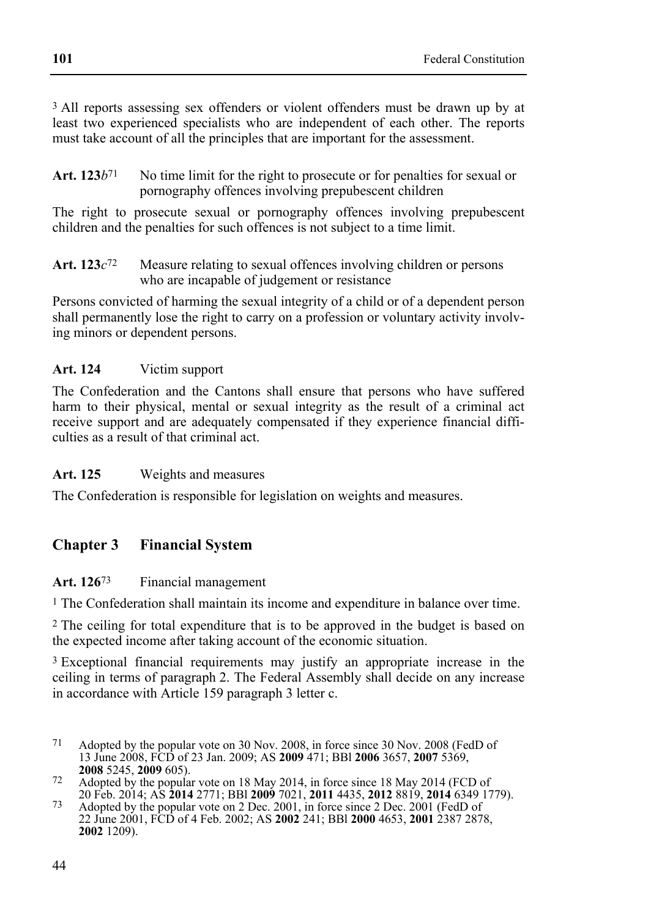[3] All reports assessing sex offenders or violent offenders must be drawn up by at least two experienced specialists who are independent of each other. The reports must take account of all the principles that are important for the assessment.

**Art. 123*b*[71]** No time limit for the right to prosecute or for penalties for sexual or pornography offences involving prepubescent children

The right to prosecute sexual or pornography offences involving prepubescent children and the penalties for such offences is not subject to a time limit.

**Art. 123*c*[72]** Measure relating to sexual offences involving children or persons who are incapable of judgement or resistance

Persons convicted of harming the sexual integrity of a child or of a dependent person shall permanently lose the right to carry on a profession or voluntary activity involving minors or dependent persons.

**Art. 124** Victim support

The Confederation and the Cantons shall ensure that persons who have suffered harm to their physical, mental or sexual integrity as the result of a criminal act receive support and are adequately compensated if they experience financial difficulties as a result of that criminal act.

**Art. 125** Weights and measures

The Confederation is responsible for legislation on weights and measures.

## Chapter 3 Financial System

**Art. 126[73]** Financial management

[1] The Confederation shall maintain its income and expenditure in balance over time.

[2] The ceiling for total expenditure that is to be approved in the budget is based on the expected income after taking account of the economic situation.

[3] Exceptional financial requirements may justify an appropriate increase in the ceiling in terms of paragraph 2. The Federal Assembly shall decide on any increase in accordance with Article 159 paragraph 3 letter c.

---

71 Adopted by the popular vote on 30 Nov. 2008, in force since 30 Nov. 2008 (FedD of 13 June 2008, FCD of 23 Jan. 2009; AS **2009** 471; BBl **2006** 3657, **2007** 5369, **2008** 5245, **2009** 605).

72 Adopted by the popular vote on 18 May 2014, in force since 18 May 2014 (FCD of 20 Feb. 2014; AS **2014** 2771; BBl **2009** 7021, **2011** 4435, **2012** 8819, **2014** 6349 1779).

73 Adopted by the popular vote on 2 Dec. 2001, in force since 2 Dec. 2001 (FedD of 22 June 2001, FCD of 4 Feb. 2002; AS **2002** 241; BBl **2000** 4653, **2001** 2387 2878, **2002** 1209).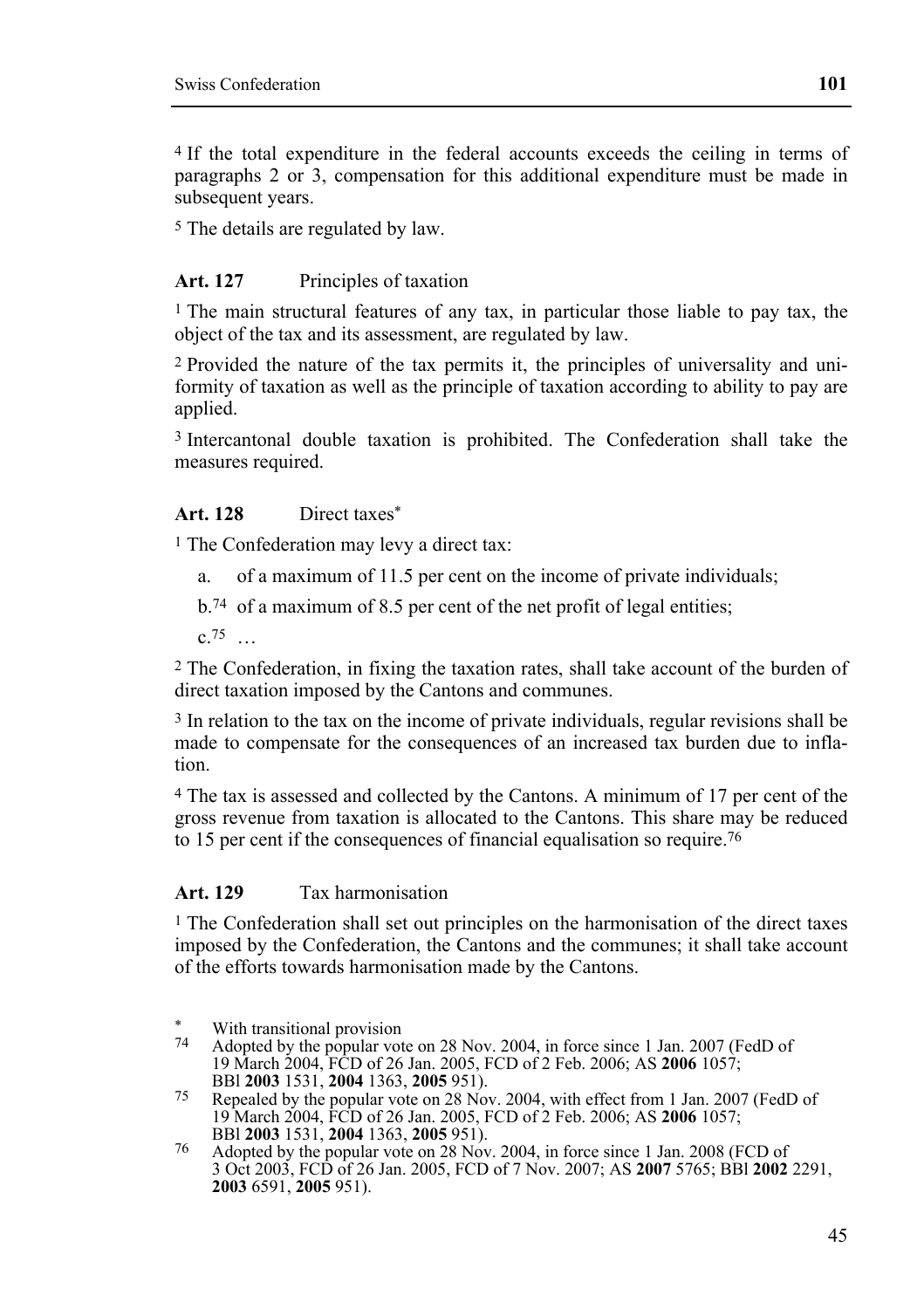4 If the total expenditure in the federal accounts exceeds the ceiling in terms of paragraphs 2 or 3, compensation for this additional expenditure must be made in subsequent years.

5 The details are regulated by law.

### Art. 127 Principles of taxation

1 The main structural features of any tax, in particular those liable to pay tax, the object of the tax and its assessment, are regulated by law.

2 Provided the nature of the tax permits it, the principles of universality and uniformity of taxation as well as the principle of taxation according to ability to pay are applied.

3 Intercantonal double taxation is prohibited. The Confederation shall take the measures required.

### Art. 128 Direct taxes*

1 The Confederation may levy a direct tax:

a. of a maximum of 11.5 per cent on the income of private individuals;

b.[74] of a maximum of 8.5 per cent of the net profit of legal entities;

c.[75] …

2 The Confederation, in fixing the taxation rates, shall take account of the burden of direct taxation imposed by the Cantons and communes.

3 In relation to the tax on the income of private individuals, regular revisions shall be made to compensate for the consequences of an increased tax burden due to inflation.

4 The tax is assessed and collected by the Cantons. A minimum of 17 per cent of the gross revenue from taxation is allocated to the Cantons. This share may be reduced to 15 per cent if the consequences of financial equalisation so require.[76]

### Art. 129 Tax harmonisation

1 The Confederation shall set out principles on the harmonisation of the direct taxes imposed by the Confederation, the Cantons and the communes; it shall take account of the efforts towards harmonisation made by the Cantons.

---

\* With transitional provision

74 Adopted by the popular vote on 28 Nov. 2004, in force since 1 Jan. 2007 (FedD of 19 March 2004, FCD of 26 Jan. 2005, FCD of 2 Feb. 2006; AS **2006** 1057; BBl **2003** 1531, **2004** 1363, **2005** 951).

75 Repealed by the popular vote on 28 Nov. 2004, with effect from 1 Jan. 2007 (FedD of 19 March 2004, FCD of 26 Jan. 2005, FCD of 2 Feb. 2006; AS **2006** 1057; BBl **2003** 1531, **2004** 1363, **2005** 951).

76 Adopted by the popular vote on 28 Nov. 2004, in force since 1 Jan. 2008 (FCD of 3 Oct 2003, FCD of 26 Jan. 2005, FCD of 7 Nov. 2007; AS **2007** 5765; BBl **2002** 2291, **2003** 6591, **2005** 951).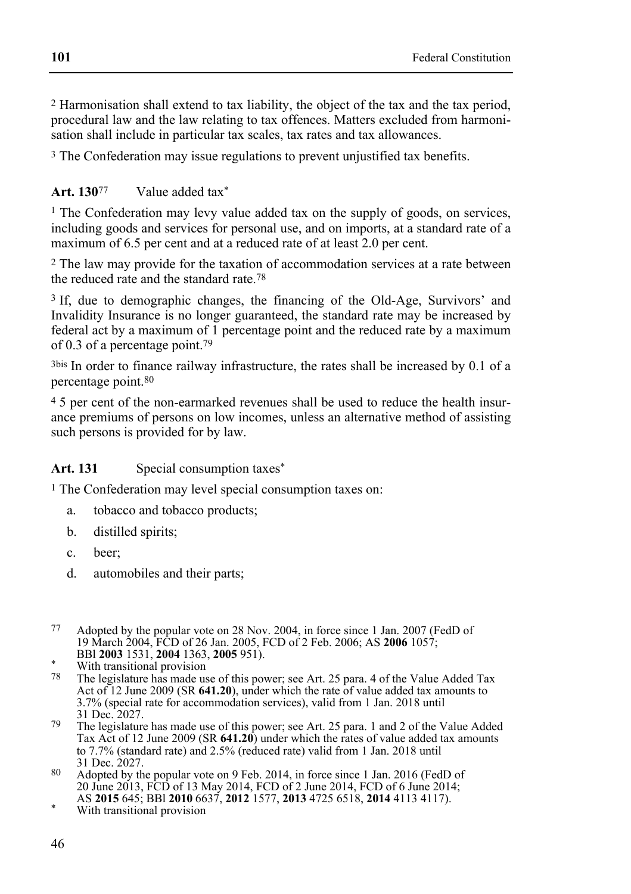[2] Harmonisation shall extend to tax liability, the object of the tax and the tax period, procedural law and the law relating to tax offences. Matters excluded from harmonisation shall include in particular tax scales, tax rates and tax allowances.

[3] The Confederation may issue regulations to prevent unjustified tax benefits.

**Art. 130**[77] Value added tax*

[1] The Confederation may levy value added tax on the supply of goods, on services, including goods and services for personal use, and on imports, at a standard rate of a maximum of 6.5 per cent and at a reduced rate of at least 2.0 per cent.

[2] The law may provide for the taxation of accommodation services at a rate between the reduced rate and the standard rate.[78]

[3] If, due to demographic changes, the financing of the Old-Age, Survivors' and Invalidity Insurance is no longer guaranteed, the standard rate may be increased by federal act by a maximum of 1 percentage point and the reduced rate by a maximum of 0.3 of a percentage point.[79]

[3bis] In order to finance railway infrastructure, the rates shall be increased by 0.1 of a percentage point.[80]

[4] 5 per cent of the non-earmarked revenues shall be used to reduce the health insurance premiums of persons on low incomes, unless an alternative method of assisting such persons is provided for by law.

**Art. 131** Special consumption taxes*

[1] The Confederation may level special consumption taxes on:

a. tobacco and tobacco products;

b. distilled spirits;

c. beer;

d. automobiles and their parts;

---

[77] Adopted by the popular vote on 28 Nov. 2004, in force since 1 Jan. 2007 (FedD of 19 March 2004, FCD of 26 Jan. 2005, FCD of 2 Feb. 2006; AS **2006** 1057; BBl **2003** 1531, **2004** 1363, **2005** 951).

* With transitional provision

[78] The legislature has made use of this power; see Art. 25 para. 4 of the Value Added Tax Act of 12 June 2009 (SR **641.20**), under which the rate of value added tax amounts to 3.7% (special rate for accommodation services), valid from 1 Jan. 2018 until 31 Dec. 2027.

[79] The legislature has made use of this power; see Art. 25 para. 1 and 2 of the Value Added Tax Act of 12 June 2009 (SR **641.20**) under which the rates of value added tax amounts to 7.7% (standard rate) and 2.5% (reduced rate) valid from 1 Jan. 2018 until 31 Dec. 2027.

[80] Adopted by the popular vote on 9 Feb. 2014, in force since 1 Jan. 2016 (FedD of 20 June 2013, FCD of 13 May 2014, FCD of 2 June 2014, FCD of 6 June 2014; AS **2015** 645; BBl **2010** 6637, **2012** 1577, **2013** 4725 6518, **2014** 4113 4117).

* With transitional provision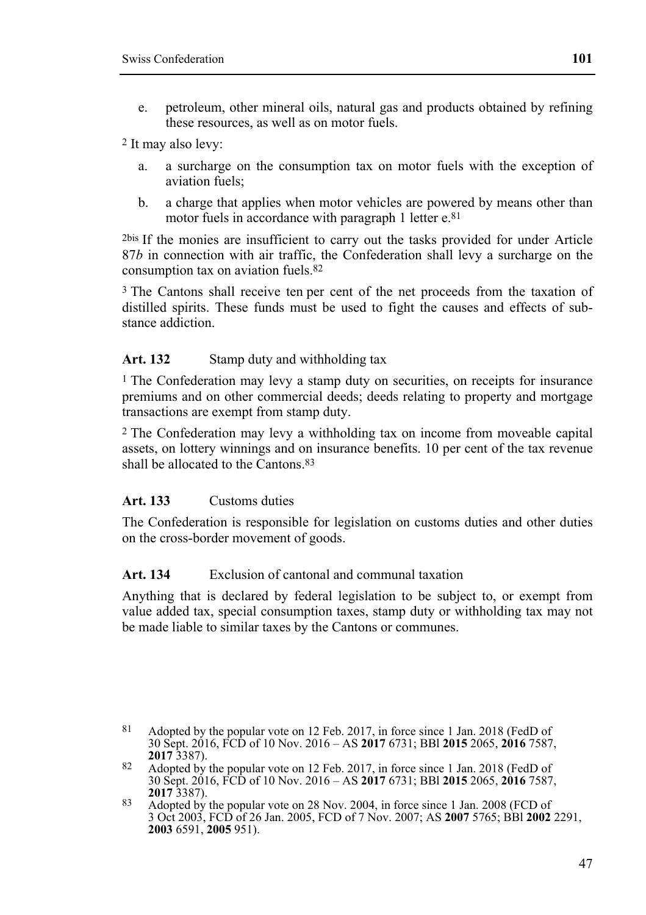e. petroleum, other mineral oils, natural gas and products obtained by refining these resources, as well as on motor fuels.

[2] It may also levy:

a. a surcharge on the consumption tax on motor fuels with the exception of aviation fuels;

b. a charge that applies when motor vehicles are powered by means other than motor fuels in accordance with paragraph 1 letter e.[81]

[2bis] If the monies are insufficient to carry out the tasks provided for under Article 87*b* in connection with air traffic, the Confederation shall levy a surcharge on the consumption tax on aviation fuels.[82]

[3] The Cantons shall receive ten per cent of the net proceeds from the taxation of distilled spirits. These funds must be used to fight the causes and effects of substance addiction.

### Art. 132 Stamp duty and withholding tax

[1] The Confederation may levy a stamp duty on securities, on receipts for insurance premiums and on other commercial deeds; deeds relating to property and mortgage transactions are exempt from stamp duty.

[2] The Confederation may levy a withholding tax on income from moveable capital assets, on lottery winnings and on insurance benefits. 10 per cent of the tax revenue shall be allocated to the Cantons.[83]

### Art. 133 Customs duties

The Confederation is responsible for legislation on customs duties and other duties on the cross-border movement of goods.

### Art. 134 Exclusion of cantonal and communal taxation

Anything that is declared by federal legislation to be subject to, or exempt from value added tax, special consumption taxes, stamp duty or withholding tax may not be made liable to similar taxes by the Cantons or communes.

---

81 Adopted by the popular vote on 12 Feb. 2017, in force since 1 Jan. 2018 (FedD of 30 Sept. 2016, FCD of 10 Nov. 2016 – AS **2017** 6731; BBl **2015** 2065, **2016** 7587, **2017** 3387).

82 Adopted by the popular vote on 12 Feb. 2017, in force since 1 Jan. 2018 (FedD of 30 Sept. 2016, FCD of 10 Nov. 2016 – AS **2017** 6731; BBl **2015** 2065, **2016** 7587, **2017** 3387).

83 Adopted by the popular vote on 28 Nov. 2004, in force since 1 Jan. 2008 (FCD of 3 Oct 2003, FCD of 26 Jan. 2005, FCD of 7 Nov. 2007; AS **2007** 5765; BBl **2002** 2291, **2003** 6591, **2005** 951).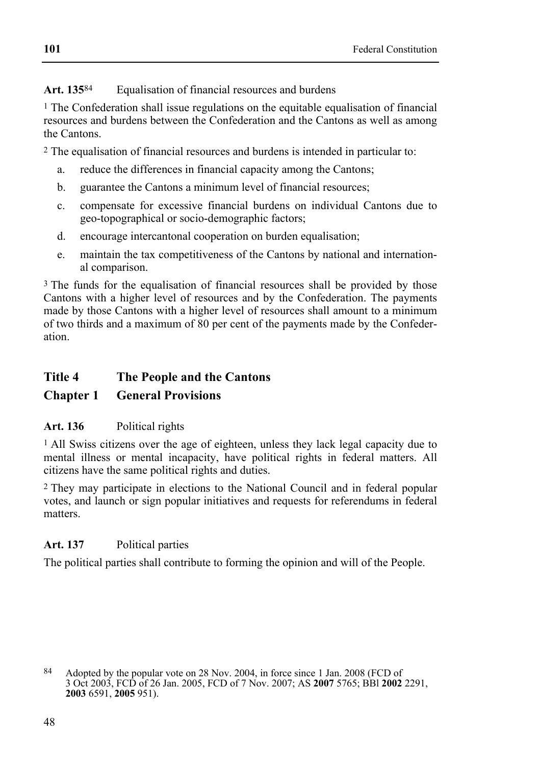**Art. 135**[84] Equalisation of financial resources and burdens

[1] The Confederation shall issue regulations on the equitable equalisation of financial resources and burdens between the Confederation and the Cantons as well as among the Cantons.

[2] The equalisation of financial resources and burdens is intended in particular to:

a. reduce the differences in financial capacity among the Cantons;

b. guarantee the Cantons a minimum level of financial resources;

c. compensate for excessive financial burdens on individual Cantons due to geo-topographical or socio-demographic factors;

d. encourage intercantonal cooperation on burden equalisation;

e. maintain the tax competitiveness of the Cantons by national and international comparison.

[3] The funds for the equalisation of financial resources shall be provided by those Cantons with a higher level of resources and by the Confederation. The payments made by those Cantons with a higher level of resources shall amount to a minimum of two thirds and a maximum of 80 per cent of the payments made by the Confederation.

## Title 4 The People and the Cantons

## Chapter 1 General Provisions

**Art. 136** Political rights

[1] All Swiss citizens over the age of eighteen, unless they lack legal capacity due to mental illness or mental incapacity, have political rights in federal matters. All citizens have the same political rights and duties.

[2] They may participate in elections to the National Council and in federal popular votes, and launch or sign popular initiatives and requests for referendums in federal matters.

**Art. 137** Political parties

The political parties shall contribute to forming the opinion and will of the People.

---

[84] Adopted by the popular vote on 28 Nov. 2004, in force since 1 Jan. 2008 (FCD of 3 Oct 2003, FCD of 26 Jan. 2005, FCD of 7 Nov. 2007; AS **2007** 5765; BBl **2002** 2291, **2003** 6591, **2005** 951).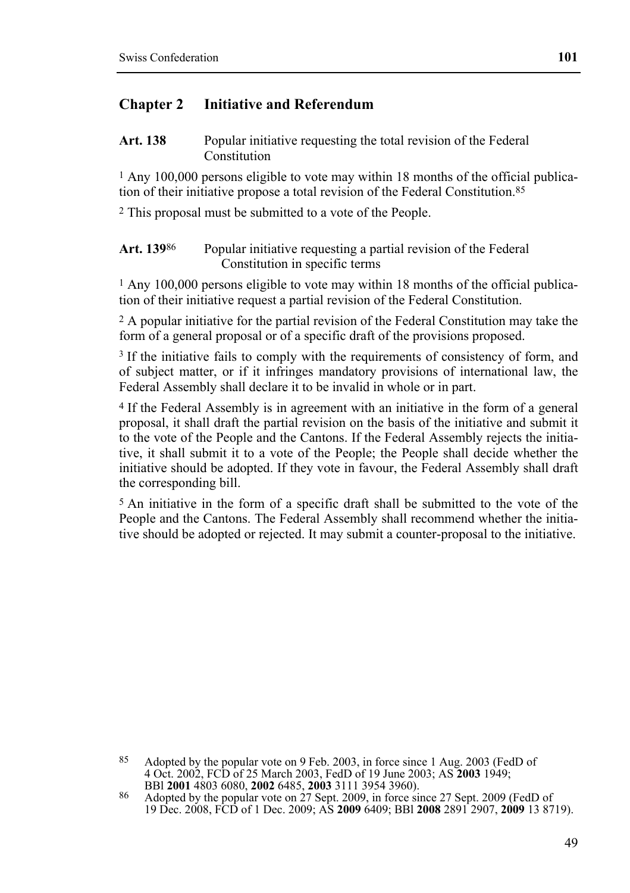## Chapter 2 Initiative and Referendum

**Art. 138** Popular initiative requesting the total revision of the Federal Constitution

1 Any 100,000 persons eligible to vote may within 18 months of the official publication of their initiative propose a total revision of the Federal Constitution.[85]

2 This proposal must be submitted to a vote of the People.

**Art. 139**[86] Popular initiative requesting a partial revision of the Federal Constitution in specific terms

1 Any 100,000 persons eligible to vote may within 18 months of the official publication of their initiative request a partial revision of the Federal Constitution.

2 A popular initiative for the partial revision of the Federal Constitution may take the form of a general proposal or of a specific draft of the provisions proposed.

3 If the initiative fails to comply with the requirements of consistency of form, and of subject matter, or if it infringes mandatory provisions of international law, the Federal Assembly shall declare it to be invalid in whole or in part.

4 If the Federal Assembly is in agreement with an initiative in the form of a general proposal, it shall draft the partial revision on the basis of the initiative and submit it to the vote of the People and the Cantons. If the Federal Assembly rejects the initiative, it shall submit it to a vote of the People; the People shall decide whether the initiative should be adopted. If they vote in favour, the Federal Assembly shall draft the corresponding bill.

5 An initiative in the form of a specific draft shall be submitted to the vote of the People and the Cantons. The Federal Assembly shall recommend whether the initiative should be adopted or rejected. It may submit a counter-proposal to the initiative.

---

85 Adopted by the popular vote on 9 Feb. 2003, in force since 1 Aug. 2003 (FedD of 4 Oct. 2002, FCD of 25 March 2003, FedD of 19 June 2003; AS **2003** 1949; BBl **2001** 4803 6080, **2002** 6485, **2003** 3111 3954 3960).

86 Adopted by the popular vote on 27 Sept. 2009, in force since 27 Sept. 2009 (FedD of 19 Dec. 2008, FCD of 1 Dec. 2009; AS **2009** 6409; BBl **2008** 2891 2907, **2009** 13 8719).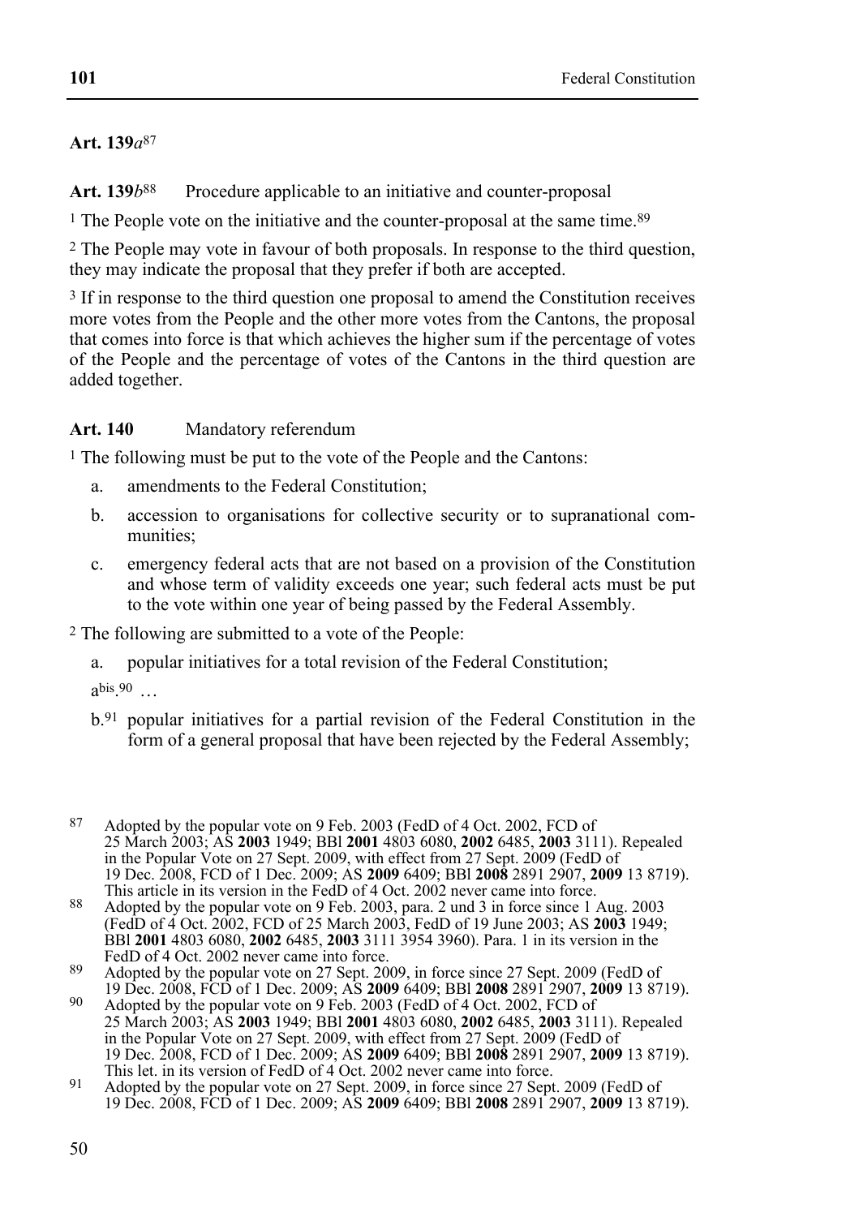**Art. 139*a*[87]**

**Art. 139*b*[88]** Procedure applicable to an initiative and counter-proposal

[1] The People vote on the initiative and the counter-proposal at the same time.[89]

[2] The People may vote in favour of both proposals. In response to the third question, they may indicate the proposal that they prefer if both are accepted.

[3] If in response to the third question one proposal to amend the Constitution receives more votes from the People and the other more votes from the Cantons, the proposal that comes into force is that which achieves the higher sum if the percentage of votes of the People and the percentage of votes of the Cantons in the third question are added together.

**Art. 140** Mandatory referendum

[1] The following must be put to the vote of the People and the Cantons:

a. amendments to the Federal Constitution;

b. accession to organisations for collective security or to supranational communities;

c. emergency federal acts that are not based on a provision of the Constitution and whose term of validity exceeds one year; such federal acts must be put to the vote within one year of being passed by the Federal Assembly.

[2] The following are submitted to a vote of the People:

a. popular initiatives for a total revision of the Federal Constitution;

a[bis].[90] …

b.[91] popular initiatives for a partial revision of the Federal Constitution in the form of a general proposal that have been rejected by the Federal Assembly;

---

[87] Adopted by the popular vote on 9 Feb. 2003 (FedD of 4 Oct. 2002, FCD of 25 March 2003; AS **2003** 1949; BBl **2001** 4803 6080, **2002** 6485, **2003** 3111). Repealed in the Popular Vote on 27 Sept. 2009, with effect from 27 Sept. 2009 (FedD of 19 Dec. 2008, FCD of 1 Dec. 2009; AS **2009** 6409; BBl **2008** 2891 2907, **2009** 13 8719). This article in its version in the FedD of 4 Oct. 2002 never came into force.

[88] Adopted by the popular vote on 9 Feb. 2003, para. 2 und 3 in force since 1 Aug. 2003 (FedD of 4 Oct. 2002, FCD of 25 March 2003, FedD of 19 June 2003; AS **2003** 1949; BBl **2001** 4803 6080, **2002** 6485, **2003** 3111 3954 3960). Para. 1 in its version in the FedD of 4 Oct. 2002 never came into force.

[89] Adopted by the popular vote on 27 Sept. 2009, in force since 27 Sept. 2009 (FedD of 19 Dec. 2008, FCD of 1 Dec. 2009; AS **2009** 6409; BBl **2008** 2891 2907, **2009** 13 8719).

[90] Adopted by the popular vote on 9 Feb. 2003 (FedD of 4 Oct. 2002, FCD of 25 March 2003; AS **2003** 1949; BBl **2001** 4803 6080, **2002** 6485, **2003** 3111). Repealed in the Popular Vote on 27 Sept. 2009, with effect from 27 Sept. 2009 (FedD of 19 Dec. 2008, FCD of 1 Dec. 2009; AS **2009** 6409; BBl **2008** 2891 2907, **2009** 13 8719). This let. in its version of FedD of 4 Oct. 2002 never came into force.

[91] Adopted by the popular vote on 27 Sept. 2009, in force since 27 Sept. 2009 (FedD of 19 Dec. 2008, FCD of 1 Dec. 2009; AS **2009** 6409; BBl **2008** 2891 2907, **2009** 13 8719).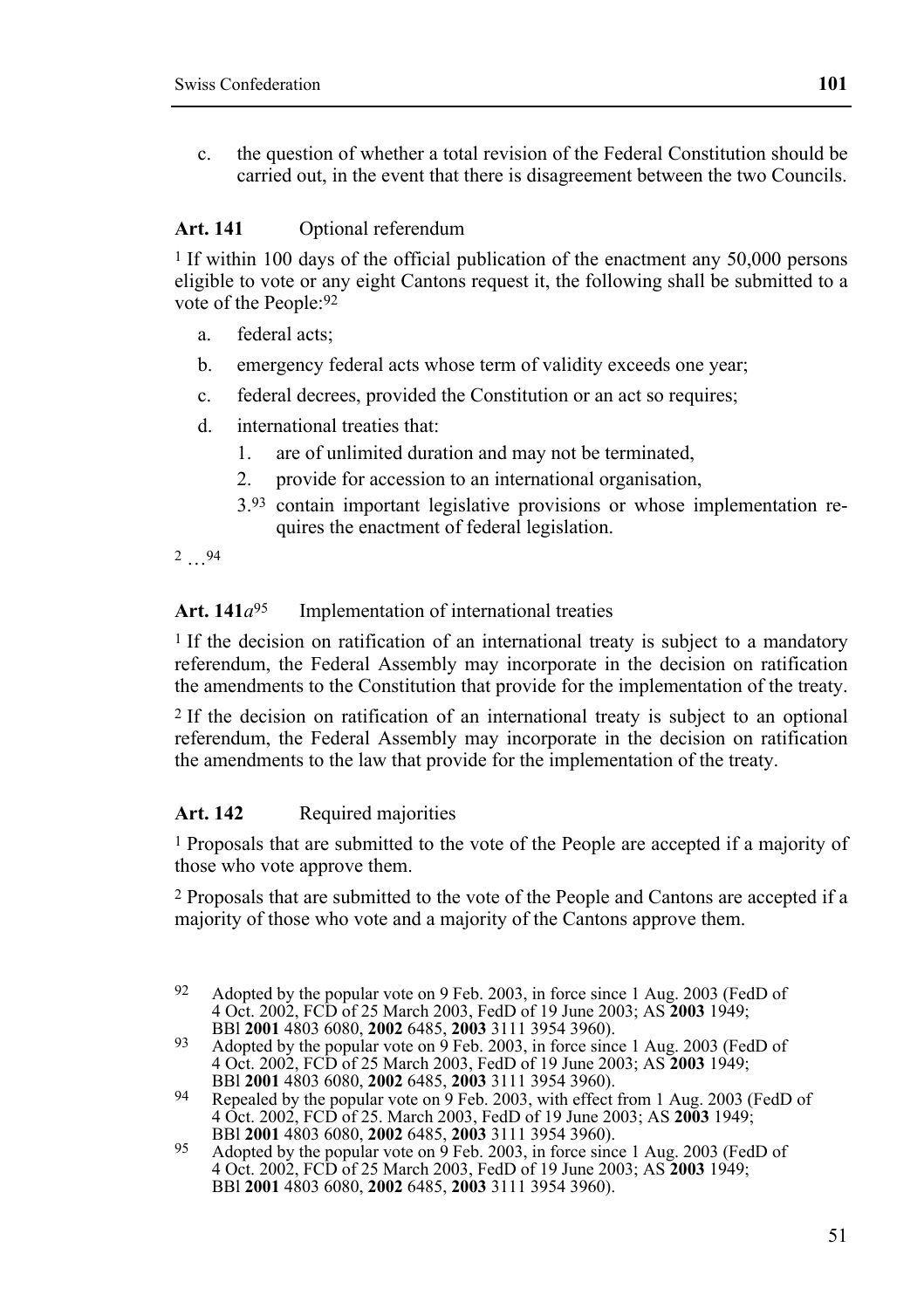c. the question of whether a total revision of the Federal Constitution should be carried out, in the event that there is disagreement between the two Councils.

**Art. 141** Optional referendum

[1] If within 100 days of the official publication of the enactment any 50,000 persons eligible to vote or any eight Cantons request it, the following shall be submitted to a vote of the People:[92]

a. federal acts;

b. emergency federal acts whose term of validity exceeds one year;

c. federal decrees, provided the Constitution or an act so requires;

d. international treaties that:
   1. are of unlimited duration and may not be terminated,
   2. provide for accession to an international organisation,
   3.[93] contain important legislative provisions or whose implementation requires the enactment of federal legislation.

[2] …[94]

**Art. 141*a*[95]** Implementation of international treaties

[1] If the decision on ratification of an international treaty is subject to a mandatory referendum, the Federal Assembly may incorporate in the decision on ratification the amendments to the Constitution that provide for the implementation of the treaty.

[2] If the decision on ratification of an international treaty is subject to an optional referendum, the Federal Assembly may incorporate in the decision on ratification the amendments to the law that provide for the implementation of the treaty.

**Art. 142** Required majorities

[1] Proposals that are submitted to the vote of the People are accepted if a majority of those who vote approve them.

[2] Proposals that are submitted to the vote of the People and Cantons are accepted if a majority of those who vote and a majority of the Cantons approve them.

---

[92] Adopted by the popular vote on 9 Feb. 2003, in force since 1 Aug. 2003 (FedD of 4 Oct. 2002, FCD of 25 March 2003, FedD of 19 June 2003; AS **2003** 1949; BBl **2001** 4803 6080, **2002** 6485, **2003** 3111 3954 3960).

[93] Adopted by the popular vote on 9 Feb. 2003, in force since 1 Aug. 2003 (FedD of 4 Oct. 2002, FCD of 25 March 2003, FedD of 19 June 2003; AS **2003** 1949; BBl **2001** 4803 6080, **2002** 6485, **2003** 3111 3954 3960).

[94] Repealed by the popular vote on 9 Feb. 2003, with effect from 1 Aug. 2003 (FedD of 4 Oct. 2002, FCD of 25. March 2003, FedD of 19 June 2003; AS **2003** 1949; BBl **2001** 4803 6080, **2002** 6485, **2003** 3111 3954 3960).

[95] Adopted by the popular vote on 9 Feb. 2003, in force since 1 Aug. 2003 (FedD of 4 Oct. 2002, FCD of 25 March 2003, FedD of 19 June 2003; AS **2003** 1949; BBl **2001** 4803 6080, **2002** 6485, **2003** 3111 3954 3960).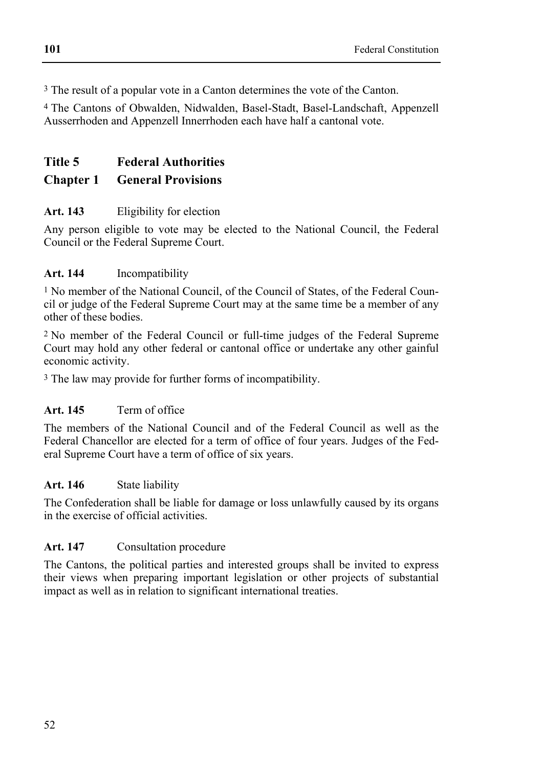[3] The result of a popular vote in a Canton determines the vote of the Canton.

[4] The Cantons of Obwalden, Nidwalden, Basel-Stadt, Basel-Landschaft, Appenzell Ausserrhoden and Appenzell Innerrhoden each have half a cantonal vote.

# Title 5 Federal Authorities

## Chapter 1 General Provisions

### Art. 143 Eligibility for election

Any person eligible to vote may be elected to the National Council, the Federal Council or the Federal Supreme Court.

### Art. 144 Incompatibility

[1] No member of the National Council, of the Council of States, of the Federal Council or judge of the Federal Supreme Court may at the same time be a member of any other of these bodies.

[2] No member of the Federal Council or full-time judges of the Federal Supreme Court may hold any other federal or cantonal office or undertake any other gainful economic activity.

[3] The law may provide for further forms of incompatibility.

### Art. 145 Term of office

The members of the National Council and of the Federal Council as well as the Federal Chancellor are elected for a term of office of four years. Judges of the Federal Supreme Court have a term of office of six years.

### Art. 146 State liability

The Confederation shall be liable for damage or loss unlawfully caused by its organs in the exercise of official activities.

### Art. 147 Consultation procedure

The Cantons, the political parties and interested groups shall be invited to express their views when preparing important legislation or other projects of substantial impact as well as in relation to significant international treaties.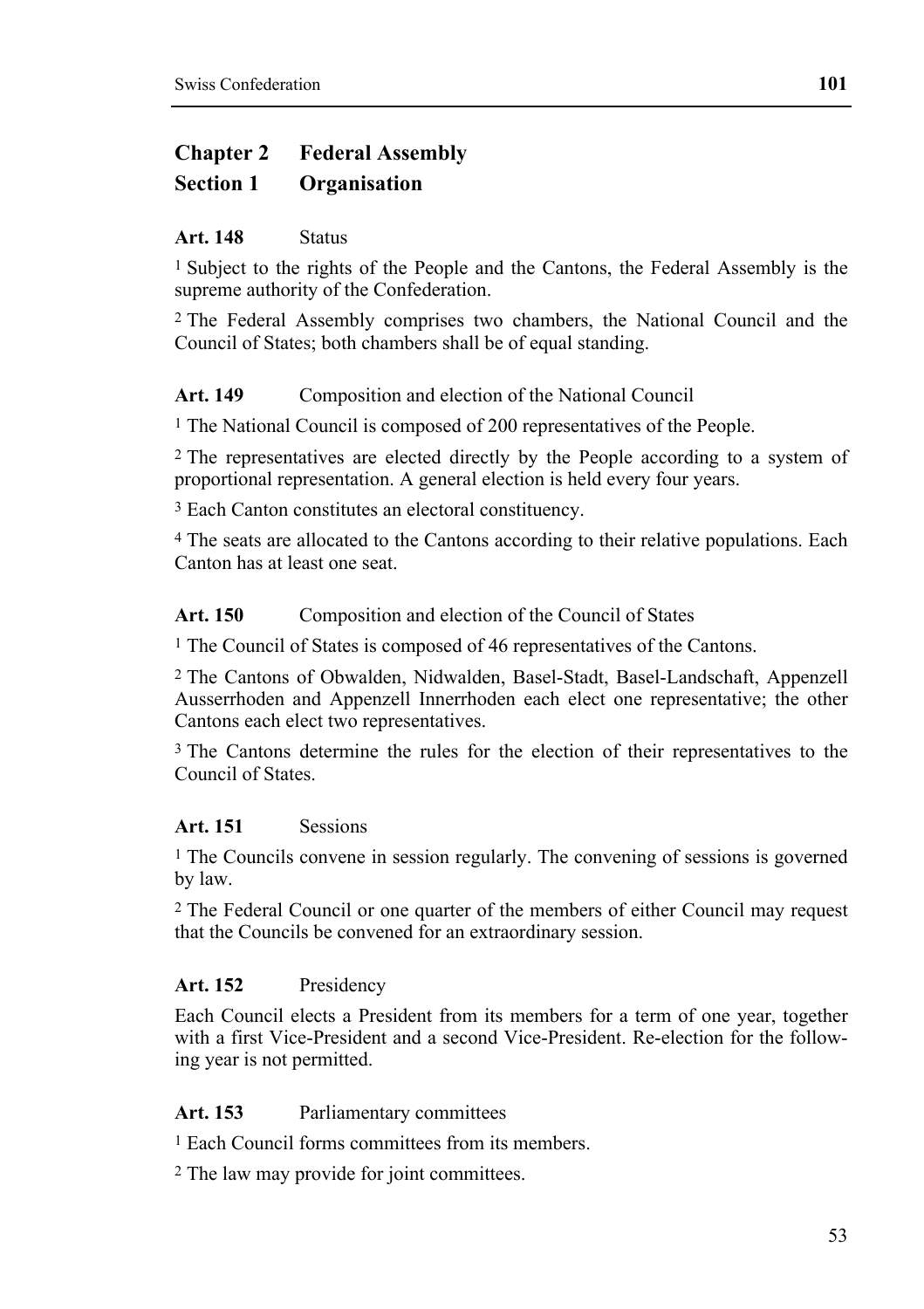## Chapter 2 Federal Assembly

### Section 1 Organisation

**Art. 148** Status

[1] Subject to the rights of the People and the Cantons, the Federal Assembly is the supreme authority of the Confederation.

[2] The Federal Assembly comprises two chambers, the National Council and the Council of States; both chambers shall be of equal standing.

**Art. 149** Composition and election of the National Council

[1] The National Council is composed of 200 representatives of the People.

[2] The representatives are elected directly by the People according to a system of proportional representation. A general election is held every four years.

[3] Each Canton constitutes an electoral constituency.

[4] The seats are allocated to the Cantons according to their relative populations. Each Canton has at least one seat.

**Art. 150** Composition and election of the Council of States

[1] The Council of States is composed of 46 representatives of the Cantons.

[2] The Cantons of Obwalden, Nidwalden, Basel-Stadt, Basel-Landschaft, Appenzell Ausserrhoden and Appenzell Innerrhoden each elect one representative; the other Cantons each elect two representatives.

[3] The Cantons determine the rules for the election of their representatives to the Council of States.

**Art. 151** Sessions

[1] The Councils convene in session regularly. The convening of sessions is governed by law.

[2] The Federal Council or one quarter of the members of either Council may request that the Councils be convened for an extraordinary session.

**Art. 152** Presidency

Each Council elects a President from its members for a term of one year, together with a first Vice-President and a second Vice-President. Re-election for the following year is not permitted.

**Art. 153** Parliamentary committees

[1] Each Council forms committees from its members.

[2] The law may provide for joint committees.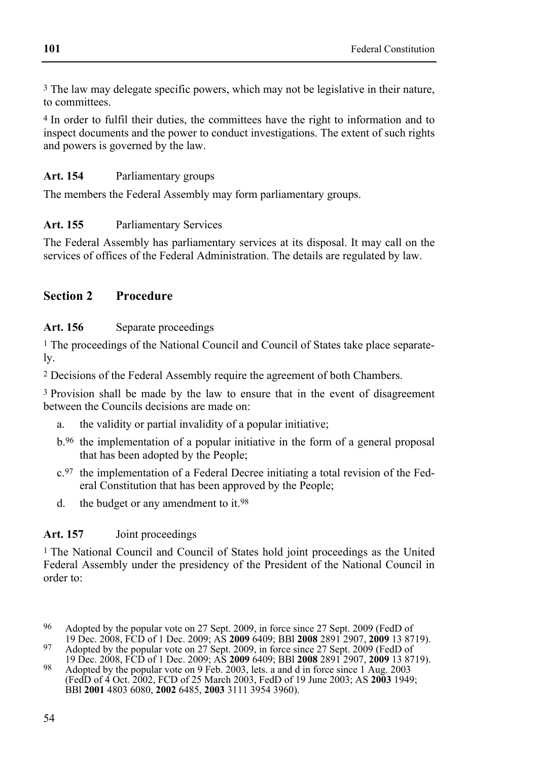[3] The law may delegate specific powers, which may not be legislative in their nature, to committees.

[4] In order to fulfil their duties, the committees have the right to information and to inspect documents and the power to conduct investigations. The extent of such rights and powers is governed by the law.

**Art. 154** Parliamentary groups

The members the Federal Assembly may form parliamentary groups.

**Art. 155** Parliamentary Services

The Federal Assembly has parliamentary services at its disposal. It may call on the services of offices of the Federal Administration. The details are regulated by law.

## Section 2 Procedure

**Art. 156** Separate proceedings

[1] The proceedings of the National Council and Council of States take place separately.

[2] Decisions of the Federal Assembly require the agreement of both Chambers.

[3] Provision shall be made by the law to ensure that in the event of disagreement between the Councils decisions are made on:

- a. the validity or partial invalidity of a popular initiative;
- b.[96] the implementation of a popular initiative in the form of a general proposal that has been adopted by the People;
- c.[97] the implementation of a Federal Decree initiating a total revision of the Federal Constitution that has been approved by the People;
- d. the budget or any amendment to it.[98]

**Art. 157** Joint proceedings

[1] The National Council and Council of States hold joint proceedings as the United Federal Assembly under the presidency of the President of the National Council in order to:

---

96 Adopted by the popular vote on 27 Sept. 2009, in force since 27 Sept. 2009 (FedD of 19 Dec. 2008, FCD of 1 Dec. 2009; AS **2009** 6409; BBl **2008** 2891 2907, **2009** 13 8719).

97 Adopted by the popular vote on 27 Sept. 2009, in force since 27 Sept. 2009 (FedD of 19 Dec. 2008, FCD of 1 Dec. 2009; AS **2009** 6409; BBl **2008** 2891 2907, **2009** 13 8719).

98 Adopted by the popular vote on 9 Feb. 2003, lets. a and d in force since 1 Aug. 2003 (FedD of 4 Oct. 2002, FCD of 25 March 2003, FedD of 19 June 2003; AS **2003** 1949; BBl **2001** 4803 6080, **2002** 6485, **2003** 3111 3954 3960).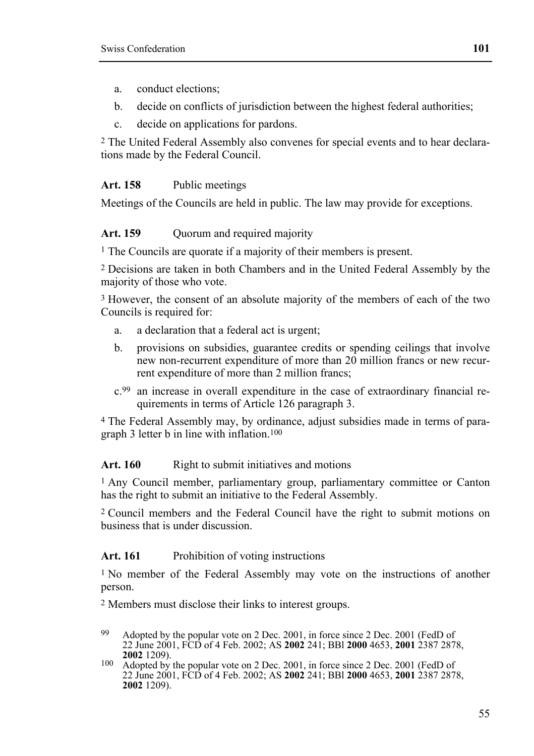a. conduct elections;
b. decide on conflicts of jurisdiction between the highest federal authorities;
c. decide on applications for pardons.

[2] The United Federal Assembly also convenes for special events and to hear declarations made by the Federal Council.

**Art. 158** Public meetings

Meetings of the Councils are held in public. The law may provide for exceptions.

**Art. 159** Quorum and required majority

[1] The Councils are quorate if a majority of their members is present.

[2] Decisions are taken in both Chambers and in the United Federal Assembly by the majority of those who vote.

[3] However, the consent of an absolute majority of the members of each of the two Councils is required for:

a. a declaration that a federal act is urgent;
b. provisions on subsidies, guarantee credits or spending ceilings that involve new non-recurrent expenditure of more than 20 million francs or new recurrent expenditure of more than 2 million francs;
c.[99] an increase in overall expenditure in the case of extraordinary financial requirements in terms of Article 126 paragraph 3.

[4] The Federal Assembly may, by ordinance, adjust subsidies made in terms of paragraph 3 letter b in line with inflation.[100]

**Art. 160** Right to submit initiatives and motions

[1] Any Council member, parliamentary group, parliamentary committee or Canton has the right to submit an initiative to the Federal Assembly.

[2] Council members and the Federal Council have the right to submit motions on business that is under discussion.

**Art. 161** Prohibition of voting instructions

[1] No member of the Federal Assembly may vote on the instructions of another person.

[2] Members must disclose their links to interest groups.

---

[99] Adopted by the popular vote on 2 Dec. 2001, in force since 2 Dec. 2001 (FedD of 22 June 2001, FCD of 4 Feb. 2002; AS **2002** 241; BBl **2000** 4653, **2001** 2387 2878, **2002** 1209).

[100] Adopted by the popular vote on 2 Dec. 2001, in force since 2 Dec. 2001 (FedD of 22 June 2001, FCD of 4 Feb. 2002; AS **2002** 241; BBl **2000** 4653, **2001** 2387 2878, **2002** 1209).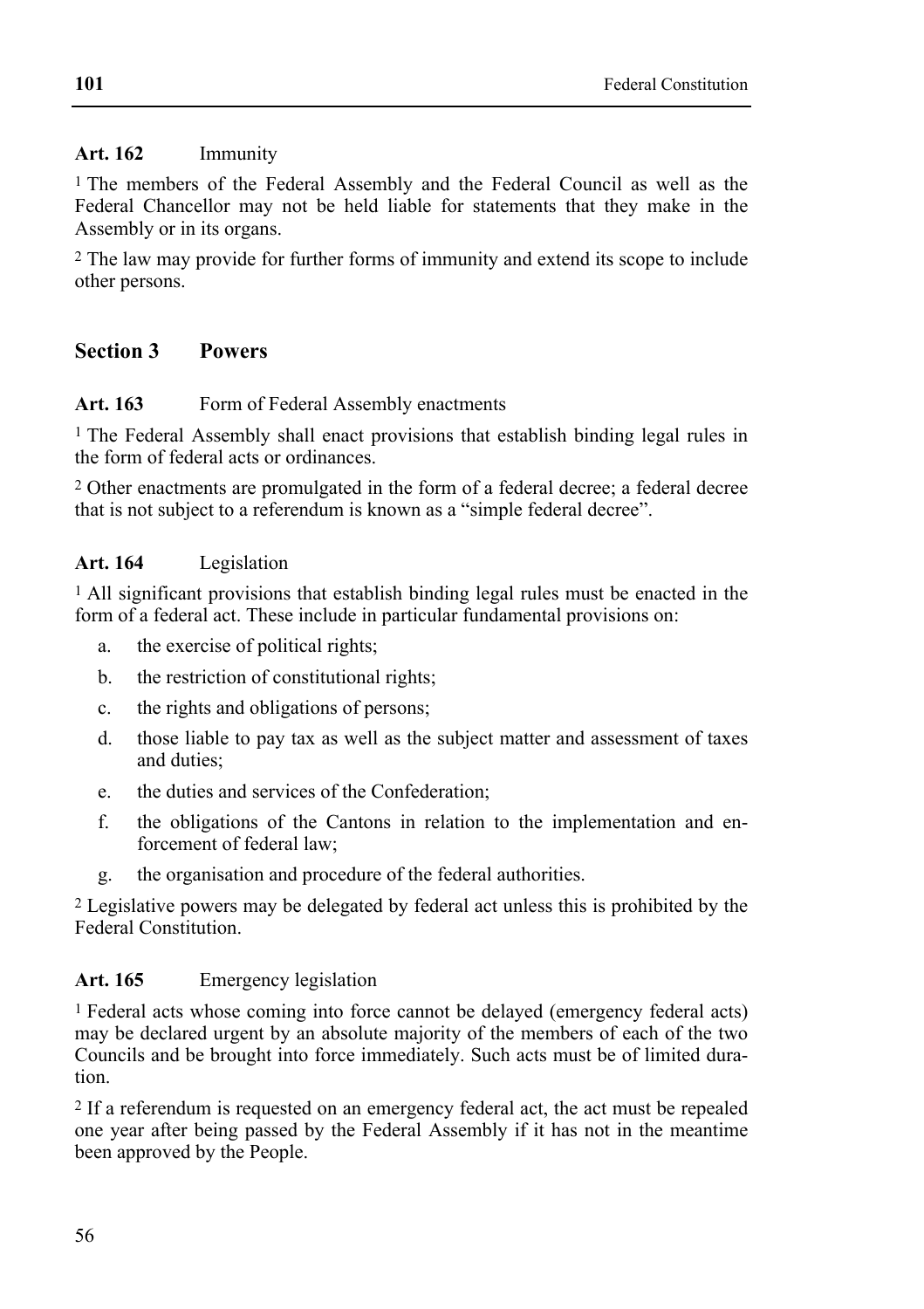**Art. 162** Immunity

[1] The members of the Federal Assembly and the Federal Council as well as the Federal Chancellor may not be held liable for statements that they make in the Assembly or in its organs.

[2] The law may provide for further forms of immunity and extend its scope to include other persons.

## Section 3 Powers

**Art. 163** Form of Federal Assembly enactments

[1] The Federal Assembly shall enact provisions that establish binding legal rules in the form of federal acts or ordinances.

[2] Other enactments are promulgated in the form of a federal decree; a federal decree that is not subject to a referendum is known as a "simple federal decree".

**Art. 164** Legislation

[1] All significant provisions that establish binding legal rules must be enacted in the form of a federal act. These include in particular fundamental provisions on:

a. the exercise of political rights;

b. the restriction of constitutional rights;

c. the rights and obligations of persons;

d. those liable to pay tax as well as the subject matter and assessment of taxes and duties;

e. the duties and services of the Confederation;

f. the obligations of the Cantons in relation to the implementation and enforcement of federal law;

g. the organisation and procedure of the federal authorities.

[2] Legislative powers may be delegated by federal act unless this is prohibited by the Federal Constitution.

**Art. 165** Emergency legislation

[1] Federal acts whose coming into force cannot be delayed (emergency federal acts) may be declared urgent by an absolute majority of the members of each of the two Councils and be brought into force immediately. Such acts must be of limited duration.

[2] If a referendum is requested on an emergency federal act, the act must be repealed one year after being passed by the Federal Assembly if it has not in the meantime been approved by the People.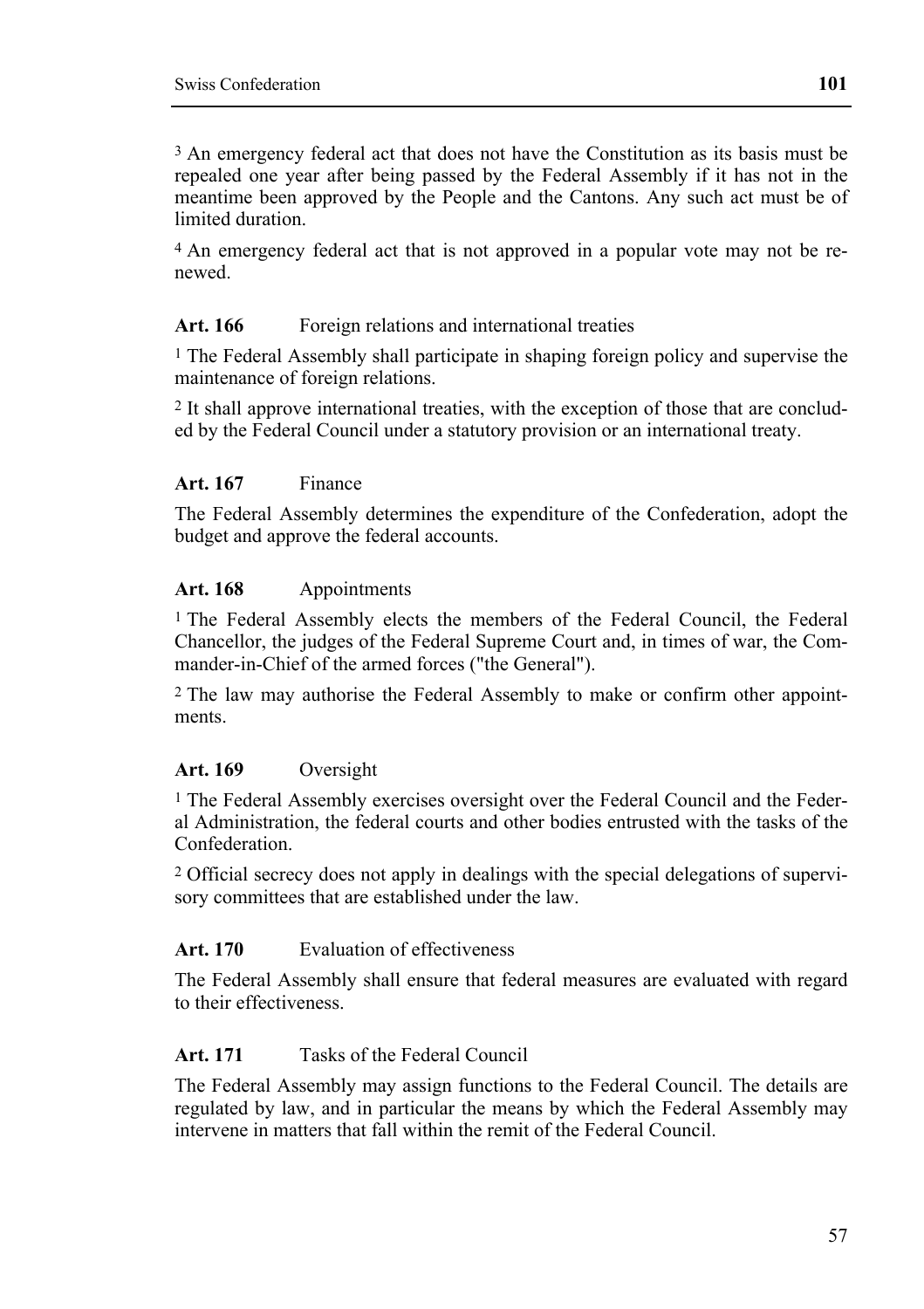[3] An emergency federal act that does not have the Constitution as its basis must be repealed one year after being passed by the Federal Assembly if it has not in the meantime been approved by the People and the Cantons. Any such act must be of limited duration.

[4] An emergency federal act that is not approved in a popular vote may not be renewed.

**Art. 166** Foreign relations and international treaties

[1] The Federal Assembly shall participate in shaping foreign policy and supervise the maintenance of foreign relations.

[2] It shall approve international treaties, with the exception of those that are concluded by the Federal Council under a statutory provision or an international treaty.

**Art. 167** Finance

The Federal Assembly determines the expenditure of the Confederation, adopt the budget and approve the federal accounts.

**Art. 168** Appointments

[1] The Federal Assembly elects the members of the Federal Council, the Federal Chancellor, the judges of the Federal Supreme Court and, in times of war, the Commander-in-Chief of the armed forces ("the General").

[2] The law may authorise the Federal Assembly to make or confirm other appointments.

**Art. 169** Oversight

[1] The Federal Assembly exercises oversight over the Federal Council and the Federal Administration, the federal courts and other bodies entrusted with the tasks of the Confederation.

[2] Official secrecy does not apply in dealings with the special delegations of supervisory committees that are established under the law.

**Art. 170** Evaluation of effectiveness

The Federal Assembly shall ensure that federal measures are evaluated with regard to their effectiveness.

**Art. 171** Tasks of the Federal Council

The Federal Assembly may assign functions to the Federal Council. The details are regulated by law, and in particular the means by which the Federal Assembly may intervene in matters that fall within the remit of the Federal Council.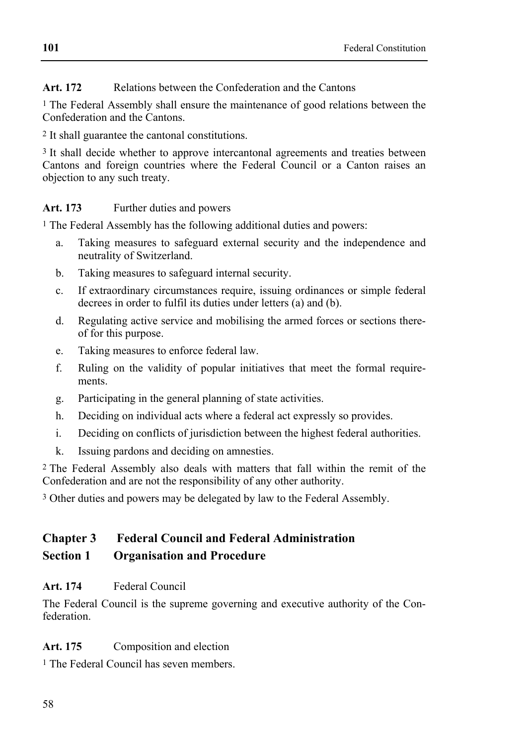**Art. 172** Relations between the Confederation and the Cantons

[1] The Federal Assembly shall ensure the maintenance of good relations between the Confederation and the Cantons.

[2] It shall guarantee the cantonal constitutions.

[3] It shall decide whether to approve intercantonal agreements and treaties between Cantons and foreign countries where the Federal Council or a Canton raises an objection to any such treaty.

**Art. 173** Further duties and powers

[1] The Federal Assembly has the following additional duties and powers:

a. Taking measures to safeguard external security and the independence and neutrality of Switzerland.

b. Taking measures to safeguard internal security.

c. If extraordinary circumstances require, issuing ordinances or simple federal decrees in order to fulfil its duties under letters (a) and (b).

d. Regulating active service and mobilising the armed forces or sections thereof for this purpose.

e. Taking measures to enforce federal law.

f. Ruling on the validity of popular initiatives that meet the formal requirements.

g. Participating in the general planning of state activities.

h. Deciding on individual acts where a federal act expressly so provides.

i. Deciding on conflicts of jurisdiction between the highest federal authorities.

k. Issuing pardons and deciding on amnesties.

[2] The Federal Assembly also deals with matters that fall within the remit of the Confederation and are not the responsibility of any other authority.

[3] Other duties and powers may be delegated by law to the Federal Assembly.

## Chapter 3 Federal Council and Federal Administration

### Section 1 Organisation and Procedure

**Art. 174** Federal Council

The Federal Council is the supreme governing and executive authority of the Confederation.

**Art. 175** Composition and election

[1] The Federal Council has seven members.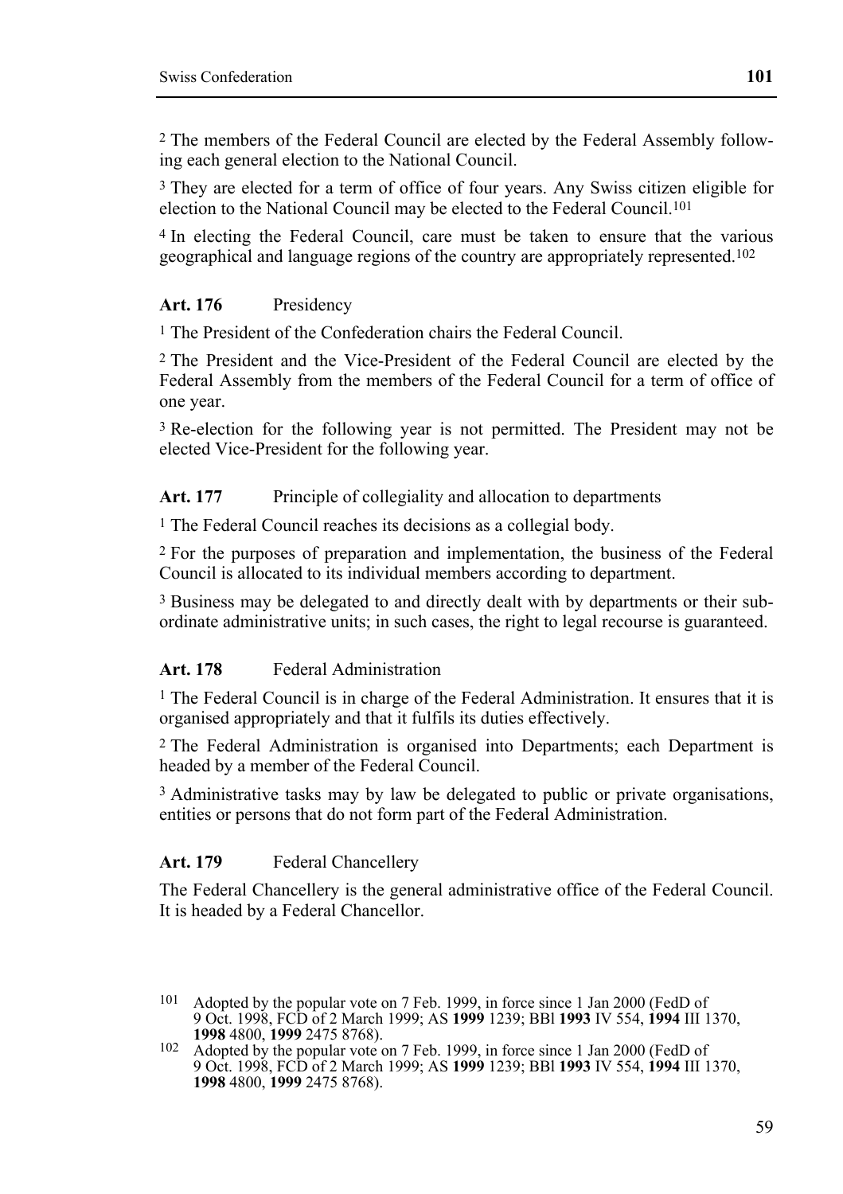[2] The members of the Federal Council are elected by the Federal Assembly following each general election to the National Council.

[3] They are elected for a term of office of four years. Any Swiss citizen eligible for election to the National Council may be elected to the Federal Council.[101]

[4] In electing the Federal Council, care must be taken to ensure that the various geographical and language regions of the country are appropriately represented.[102]

### Art. 176 Presidency

[1] The President of the Confederation chairs the Federal Council.

[2] The President and the Vice-President of the Federal Council are elected by the Federal Assembly from the members of the Federal Council for a term of office of one year.

[3] Re-election for the following year is not permitted. The President may not be elected Vice-President for the following year.

### Art. 177 Principle of collegiality and allocation to departments

[1] The Federal Council reaches its decisions as a collegial body.

[2] For the purposes of preparation and implementation, the business of the Federal Council is allocated to its individual members according to department.

[3] Business may be delegated to and directly dealt with by departments or their subordinate administrative units; in such cases, the right to legal recourse is guaranteed.

### Art. 178 Federal Administration

[1] The Federal Council is in charge of the Federal Administration. It ensures that it is organised appropriately and that it fulfils its duties effectively.

[2] The Federal Administration is organised into Departments; each Department is headed by a member of the Federal Council.

[3] Administrative tasks may by law be delegated to public or private organisations, entities or persons that do not form part of the Federal Administration.

### Art. 179 Federal Chancellery

The Federal Chancellery is the general administrative office of the Federal Council. It is headed by a Federal Chancellor.

---

[101] Adopted by the popular vote on 7 Feb. 1999, in force since 1 Jan 2000 (FedD of 9 Oct. 1998, FCD of 2 March 1999; AS **1999** 1239; BBl **1993** IV 554, **1994** III 1370, **1998** 4800, **1999** 2475 8768).

[102] Adopted by the popular vote on 7 Feb. 1999, in force since 1 Jan 2000 (FedD of 9 Oct. 1998, FCD of 2 March 1999; AS **1999** 1239; BBl **1993** IV 554, **1994** III 1370, **1998** 4800, **1999** 2475 8768).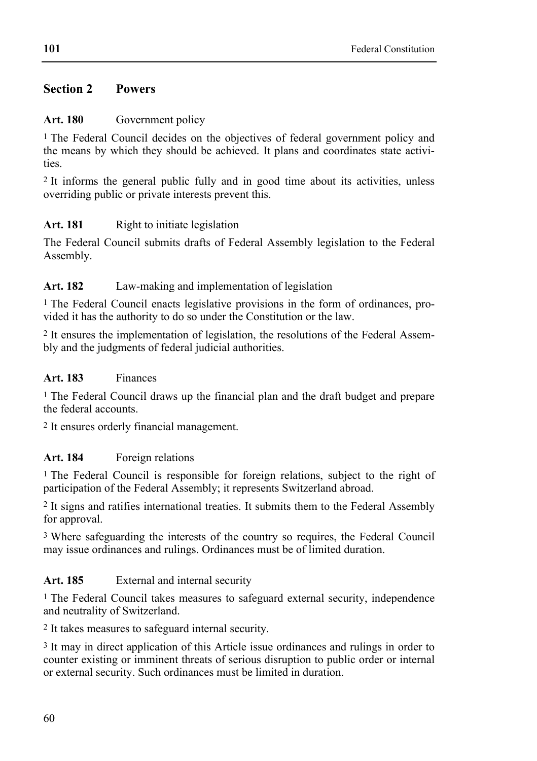## Section 2 Powers

**Art. 180** Government policy

[1] The Federal Council decides on the objectives of federal government policy and the means by which they should be achieved. It plans and coordinates state activities.

[2] It informs the general public fully and in good time about its activities, unless overriding public or private interests prevent this.

**Art. 181** Right to initiate legislation

The Federal Council submits drafts of Federal Assembly legislation to the Federal Assembly.

**Art. 182** Law-making and implementation of legislation

[1] The Federal Council enacts legislative provisions in the form of ordinances, provided it has the authority to do so under the Constitution or the law.

[2] It ensures the implementation of legislation, the resolutions of the Federal Assembly and the judgments of federal judicial authorities.

**Art. 183** Finances

[1] The Federal Council draws up the financial plan and the draft budget and prepare the federal accounts.

[2] It ensures orderly financial management.

**Art. 184** Foreign relations

[1] The Federal Council is responsible for foreign relations, subject to the right of participation of the Federal Assembly; it represents Switzerland abroad.

[2] It signs and ratifies international treaties. It submits them to the Federal Assembly for approval.

[3] Where safeguarding the interests of the country so requires, the Federal Council may issue ordinances and rulings. Ordinances must be of limited duration.

**Art. 185** External and internal security

[1] The Federal Council takes measures to safeguard external security, independence and neutrality of Switzerland.

[2] It takes measures to safeguard internal security.

[3] It may in direct application of this Article issue ordinances and rulings in order to counter existing or imminent threats of serious disruption to public order or internal or external security. Such ordinances must be limited in duration.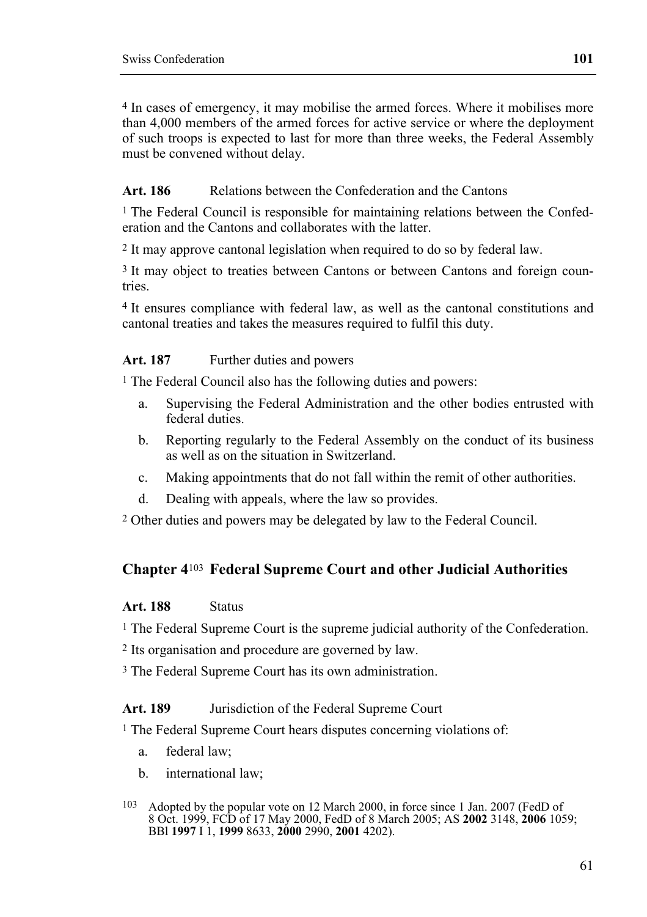[4] In cases of emergency, it may mobilise the armed forces. Where it mobilises more than 4,000 members of the armed forces for active service or where the deployment of such troops is expected to last for more than three weeks, the Federal Assembly must be convened without delay.

**Art. 186** Relations between the Confederation and the Cantons

[1] The Federal Council is responsible for maintaining relations between the Confederation and the Cantons and collaborates with the latter.

[2] It may approve cantonal legislation when required to do so by federal law.

[3] It may object to treaties between Cantons or between Cantons and foreign countries.

[4] It ensures compliance with federal law, as well as the cantonal constitutions and cantonal treaties and takes the measures required to fulfil this duty.

**Art. 187** Further duties and powers

[1] The Federal Council also has the following duties and powers:

a. Supervising the Federal Administration and the other bodies entrusted with federal duties.

b. Reporting regularly to the Federal Assembly on the conduct of its business as well as on the situation in Switzerland.

c. Making appointments that do not fall within the remit of other authorities.

d. Dealing with appeals, where the law so provides.

[2] Other duties and powers may be delegated by law to the Federal Council.

## Chapter 4[103] Federal Supreme Court and other Judicial Authorities

**Art. 188** Status

[1] The Federal Supreme Court is the supreme judicial authority of the Confederation.

[2] Its organisation and procedure are governed by law.

[3] The Federal Supreme Court has its own administration.

**Art. 189** Jurisdiction of the Federal Supreme Court

[1] The Federal Supreme Court hears disputes concerning violations of:

a. federal law;

b. international law;

[103] Adopted by the popular vote on 12 March 2000, in force since 1 Jan. 2007 (FedD of 8 Oct. 1999, FCD of 17 May 2000, FedD of 8 March 2005; AS **2002** 3148, **2006** 1059; BBl **1997** I 1, **1999** 8633, **2000** 2990, **2001** 4202).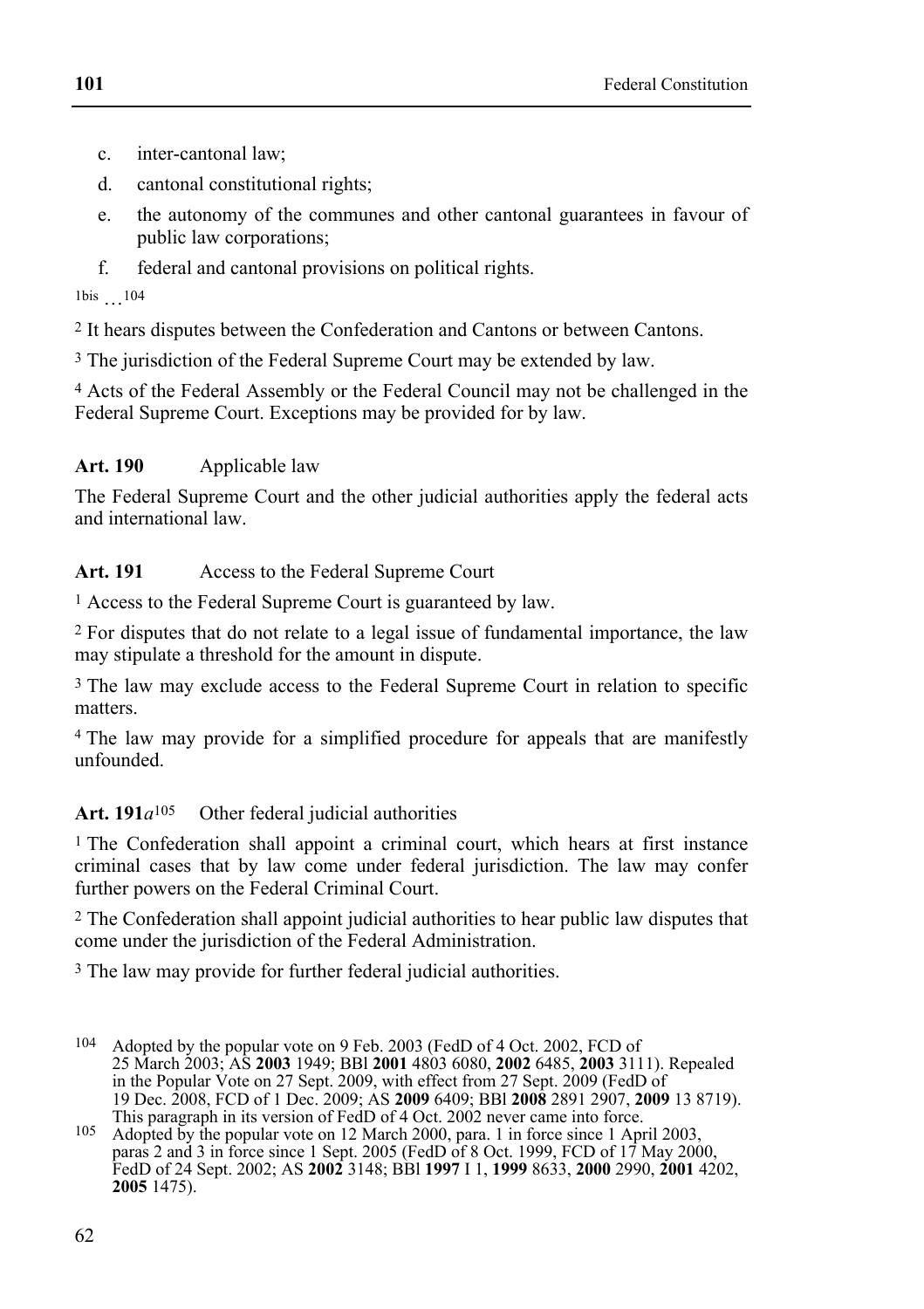c. inter-cantonal law;

d. cantonal constitutional rights;

e. the autonomy of the communes and other cantonal guarantees in favour of public law corporations;

f. federal and cantonal provisions on political rights.

1bis …[104]

2 It hears disputes between the Confederation and Cantons or between Cantons.

3 The jurisdiction of the Federal Supreme Court may be extended by law.

4 Acts of the Federal Assembly or the Federal Council may not be challenged in the Federal Supreme Court. Exceptions may be provided for by law.

**Art. 190** Applicable law

The Federal Supreme Court and the other judicial authorities apply the federal acts and international law.

**Art. 191** Access to the Federal Supreme Court

1 Access to the Federal Supreme Court is guaranteed by law.

2 For disputes that do not relate to a legal issue of fundamental importance, the law may stipulate a threshold for the amount in dispute.

3 The law may exclude access to the Federal Supreme Court in relation to specific matters.

4 The law may provide for a simplified procedure for appeals that are manifestly unfounded.

**Art. 191*a***[105] Other federal judicial authorities

1 The Confederation shall appoint a criminal court, which hears at first instance criminal cases that by law come under federal jurisdiction. The law may confer further powers on the Federal Criminal Court.

2 The Confederation shall appoint judicial authorities to hear public law disputes that come under the jurisdiction of the Federal Administration.

3 The law may provide for further federal judicial authorities.

---

104 Adopted by the popular vote on 9 Feb. 2003 (FedD of 4 Oct. 2002, FCD of 25 March 2003; AS **2003** 1949; BBl **2001** 4803 6080, **2002** 6485, **2003** 3111). Repealed in the Popular Vote on 27 Sept. 2009, with effect from 27 Sept. 2009 (FedD of 19 Dec. 2008, FCD of 1 Dec. 2009; AS **2009** 6409; BBl **2008** 2891 2907, **2009** 13 8719). This paragraph in its version of FedD of 4 Oct. 2002 never came into force.

105 Adopted by the popular vote on 12 March 2000, para. 1 in force since 1 April 2003, paras 2 and 3 in force since 1 Sept. 2005 (FedD of 8 Oct. 1999, FCD of 17 May 2000, FedD of 24 Sept. 2002; AS **2002** 3148; BBl **1997** I 1, **1999** 8633, **2000** 2990, **2001** 4202, **2005** 1475).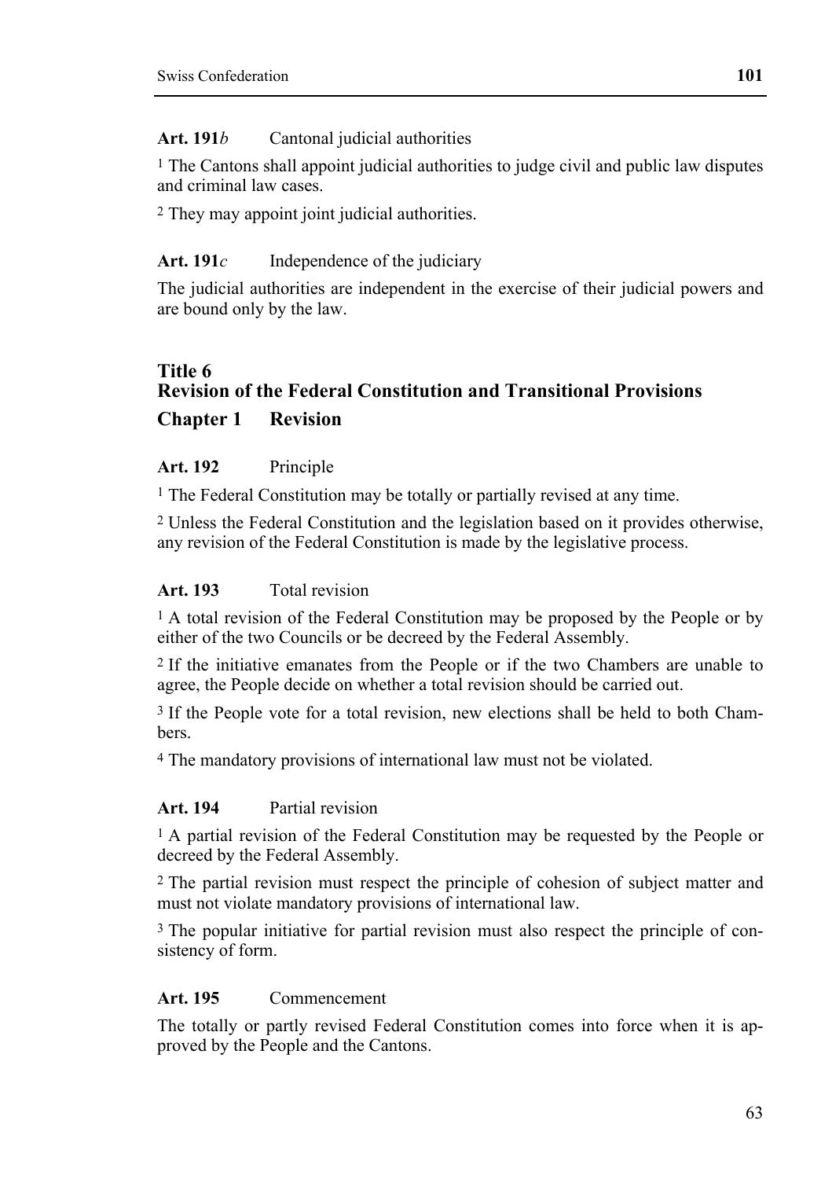**Art. 191*b*** Cantonal judicial authorities

[1] The Cantons shall appoint judicial authorities to judge civil and public law disputes and criminal law cases.

[2] They may appoint joint judicial authorities.

**Art. 191*c*** Independence of the judiciary

The judicial authorities are independent in the exercise of their judicial powers and are bound only by the law.

# Title 6
# Revision of the Federal Constitution and Transitional Provisions

## Chapter 1 Revision

**Art. 192** Principle

[1] The Federal Constitution may be totally or partially revised at any time.

[2] Unless the Federal Constitution and the legislation based on it provides otherwise, any revision of the Federal Constitution is made by the legislative process.

**Art. 193** Total revision

[1] A total revision of the Federal Constitution may be proposed by the People or by either of the two Councils or be decreed by the Federal Assembly.

[2] If the initiative emanates from the People or if the two Chambers are unable to agree, the People decide on whether a total revision should be carried out.

[3] If the People vote for a total revision, new elections shall be held to both Chambers.

[4] The mandatory provisions of international law must not be violated.

**Art. 194** Partial revision

[1] A partial revision of the Federal Constitution may be requested by the People or decreed by the Federal Assembly.

[2] The partial revision must respect the principle of cohesion of subject matter and must not violate mandatory provisions of international law.

[3] The popular initiative for partial revision must also respect the principle of consistency of form.

**Art. 195** Commencement

The totally or partly revised Federal Constitution comes into force when it is approved by the People and the Cantons.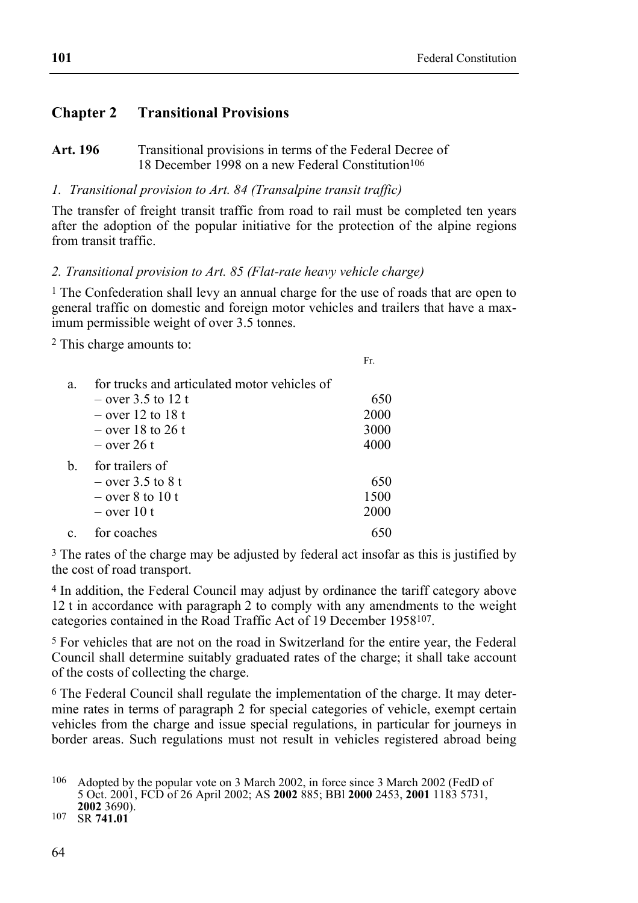## Chapter 2 Transitional Provisions

**Art. 196** Transitional provisions in terms of the Federal Decree of 18 December 1998 on a new Federal Constitution[106]

*1. Transitional provision to Art. 84 (Transalpine transit traffic)*

The transfer of freight transit traffic from road to rail must be completed ten years after the adoption of the popular initiative for the protection of the alpine regions from transit traffic.

*2. Transitional provision to Art. 85 (Flat-rate heavy vehicle charge)*

[1] The Confederation shall levy an annual charge for the use of roads that are open to general traffic on domestic and foreign motor vehicles and trailers that have a maximum permissible weight of over 3.5 tonnes.

[2] This charge amounts to:

| | | Fr. |
|---|---|---|
| a. | for trucks and articulated motor vehicles of | |
| | – over 3.5 to 12 t | 650 |
| | – over 12 to 18 t | 2000 |
| | – over 18 to 26 t | 3000 |
| | – over 26 t | 4000 |
| b. | for trailers of | |
| | – over 3.5 to 8 t | 650 |
| | – over 8 to 10 t | 1500 |
| | – over 10 t | 2000 |
| c. | for coaches | 650 |

[3] The rates of the charge may be adjusted by federal act insofar as this is justified by the cost of road transport.

[4] In addition, the Federal Council may adjust by ordinance the tariff category above 12 t in accordance with paragraph 2 to comply with any amendments to the weight categories contained in the Road Traffic Act of 19 December 1958[107].

[5] For vehicles that are not on the road in Switzerland for the entire year, the Federal Council shall determine suitably graduated rates of the charge; it shall take account of the costs of collecting the charge.

[6] The Federal Council shall regulate the implementation of the charge. It may determine rates in terms of paragraph 2 for special categories of vehicle, exempt certain vehicles from the charge and issue special regulations, in particular for journeys in border areas. Such regulations must not result in vehicles registered abroad being

---

[106] Adopted by the popular vote on 3 March 2002, in force since 3 March 2002 (FedD of 5 Oct. 2001, FCD of 26 April 2002; AS **2002** 885; BBl **2000** 2453, **2001** 1183 5731, **2002** 3690).

[107] SR **741.01**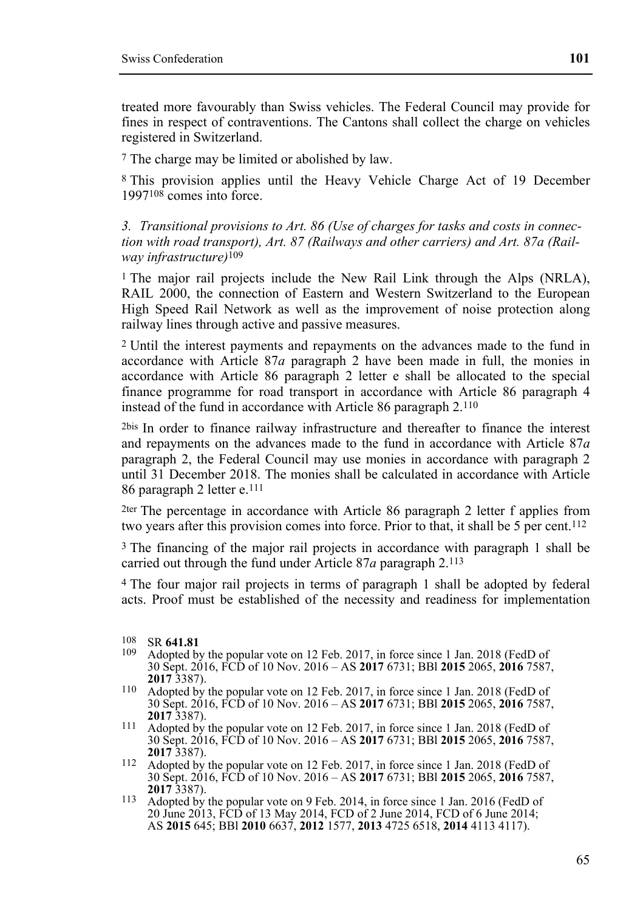treated more favourably than Swiss vehicles. The Federal Council may provide for fines in respect of contraventions. The Cantons shall collect the charge on vehicles registered in Switzerland.

7 The charge may be limited or abolished by law.

8 This provision applies until the Heavy Vehicle Charge Act of 19 December 1997[108] comes into force.

*3. Transitional provisions to Art. 86 (Use of charges for tasks and costs in connection with road transport), Art. 87 (Railways and other carriers) and Art. 87a (Railway infrastructure)*[109]

1 The major rail projects include the New Rail Link through the Alps (NRLA), RAIL 2000, the connection of Eastern and Western Switzerland to the European High Speed Rail Network as well as the improvement of noise protection along railway lines through active and passive measures.

2 Until the interest payments and repayments on the advances made to the fund in accordance with Article 87*a* paragraph 2 have been made in full, the monies in accordance with Article 86 paragraph 2 letter e shall be allocated to the special finance programme for road transport in accordance with Article 86 paragraph 4 instead of the fund in accordance with Article 86 paragraph 2.[110]

2bis In order to finance railway infrastructure and thereafter to finance the interest and repayments on the advances made to the fund in accordance with Article 87*a* paragraph 2, the Federal Council may use monies in accordance with paragraph 2 until 31 December 2018. The monies shall be calculated in accordance with Article 86 paragraph 2 letter e.[111]

2ter The percentage in accordance with Article 86 paragraph 2 letter f applies from two years after this provision comes into force. Prior to that, it shall be 5 per cent.[112]

3 The financing of the major rail projects in accordance with paragraph 1 shall be carried out through the fund under Article 87*a* paragraph 2.[113]

4 The four major rail projects in terms of paragraph 1 shall be adopted by federal acts. Proof must be established of the necessity and readiness for implementation

---

108 SR **641.81**

109 Adopted by the popular vote on 12 Feb. 2017, in force since 1 Jan. 2018 (FedD of 30 Sept. 2016, FCD of 10 Nov. 2016 – AS **2017** 6731; BBl **2015** 2065, **2016** 7587, **2017** 3387).

110 Adopted by the popular vote on 12 Feb. 2017, in force since 1 Jan. 2018 (FedD of 30 Sept. 2016, FCD of 10 Nov. 2016 – AS **2017** 6731; BBl **2015** 2065, **2016** 7587, **2017** 3387).

111 Adopted by the popular vote on 12 Feb. 2017, in force since 1 Jan. 2018 (FedD of 30 Sept. 2016, FCD of 10 Nov. 2016 – AS **2017** 6731; BBl **2015** 2065, **2016** 7587, **2017** 3387).

112 Adopted by the popular vote on 12 Feb. 2017, in force since 1 Jan. 2018 (FedD of 30 Sept. 2016, FCD of 10 Nov. 2016 – AS **2017** 6731; BBl **2015** 2065, **2016** 7587, **2017** 3387).

113 Adopted by the popular vote on 9 Feb. 2014, in force since 1 Jan. 2016 (FedD of 20 June 2013, FCD of 13 May 2014, FCD of 2 June 2014, FCD of 6 June 2014; AS **2015** 645; BBl **2010** 6637, **2012** 1577, **2013** 4725 6518, **2014** 4113 4117).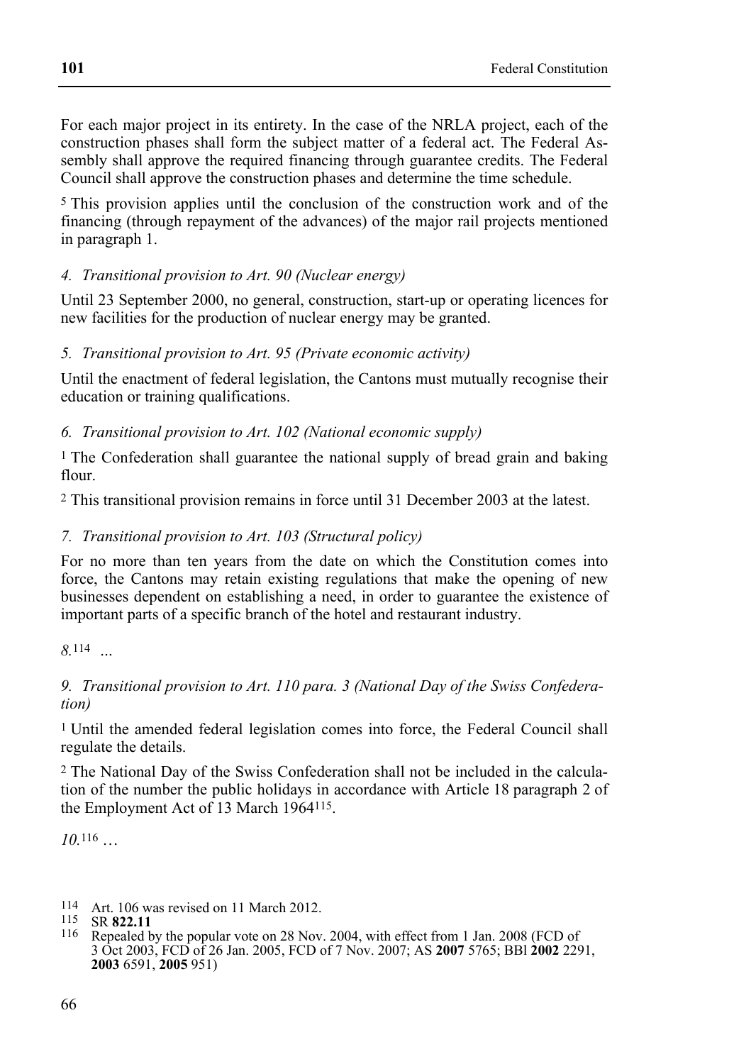For each major project in its entirety. In the case of the NRLA project, each of the construction phases shall form the subject matter of a federal act. The Federal Assembly shall approve the required financing through guarantee credits. The Federal Council shall approve the construction phases and determine the time schedule.

5 This provision applies until the conclusion of the construction work and of the financing (through repayment of the advances) of the major rail projects mentioned in paragraph 1.

*4. Transitional provision to Art. 90 (Nuclear energy)*

Until 23 September 2000, no general, construction, start-up or operating licences for new facilities for the production of nuclear energy may be granted.

*5. Transitional provision to Art. 95 (Private economic activity)*

Until the enactment of federal legislation, the Cantons must mutually recognise their education or training qualifications.

*6. Transitional provision to Art. 102 (National economic supply)*

1 The Confederation shall guarantee the national supply of bread grain and baking flour.

2 This transitional provision remains in force until 31 December 2003 at the latest.

*7. Transitional provision to Art. 103 (Structural policy)*

For no more than ten years from the date on which the Constitution comes into force, the Cantons may retain existing regulations that make the opening of new businesses dependent on establishing a need, in order to guarantee the existence of important parts of a specific branch of the hotel and restaurant industry.

*8.*[114] ...

*9. Transitional provision to Art. 110 para. 3 (National Day of the Swiss Confederation)*

1 Until the amended federal legislation comes into force, the Federal Council shall regulate the details.

2 The National Day of the Swiss Confederation shall not be included in the calculation of the number the public holidays in accordance with Article 18 paragraph 2 of the Employment Act of 13 March 1964[115].

*10.*[116] …

114 Art. 106 was revised on 11 March 2012.

115 SR **822.11**

116 Repealed by the popular vote on 28 Nov. 2004, with effect from 1 Jan. 2008 (FCD of 3 Oct 2003, FCD of 26 Jan. 2005, FCD of 7 Nov. 2007; AS **2007** 5765; BBl **2002** 2291, **2003** 6591, **2005** 951)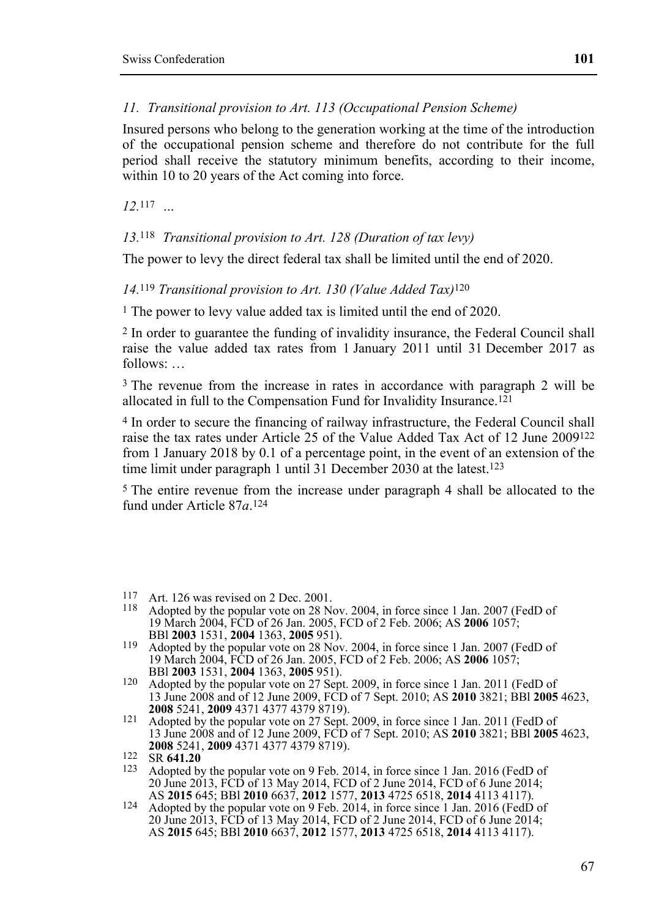*11. Transitional provision to Art. 113 (Occupational Pension Scheme)*

Insured persons who belong to the generation working at the time of the introduction of the occupational pension scheme and therefore do not contribute for the full period shall receive the statutory minimum benefits, according to their income, within 10 to 20 years of the Act coming into force.

*12.*[117] …

*13.*[118] *Transitional provision to Art. 128 (Duration of tax levy)*

The power to levy the direct federal tax shall be limited until the end of 2020.

*14.*[119] *Transitional provision to Art. 130 (Value Added Tax)*[120]

[1] The power to levy value added tax is limited until the end of 2020.

[2] In order to guarantee the funding of invalidity insurance, the Federal Council shall raise the value added tax rates from 1 January 2011 until 31 December 2017 as follows: …

[3] The revenue from the increase in rates in accordance with paragraph 2 will be allocated in full to the Compensation Fund for Invalidity Insurance.[121]

[4] In order to secure the financing of railway infrastructure, the Federal Council shall raise the tax rates under Article 25 of the Value Added Tax Act of 12 June 2009[122] from 1 January 2018 by 0.1 of a percentage point, in the event of an extension of the time limit under paragraph 1 until 31 December 2030 at the latest.[123]

[5] The entire revenue from the increase under paragraph 4 shall be allocated to the fund under Article 87*a*.[124]

---

[117] Art. 126 was revised on 2 Dec. 2001.

[118] Adopted by the popular vote on 28 Nov. 2004, in force since 1 Jan. 2007 (FedD of 19 March 2004, FCD of 26 Jan. 2005, FCD of 2 Feb. 2006; AS **2006** 1057; BBl **2003** 1531, **2004** 1363, **2005** 951).

[119] Adopted by the popular vote on 28 Nov. 2004, in force since 1 Jan. 2007 (FedD of 19 March 2004, FCD of 26 Jan. 2005, FCD of 2 Feb. 2006; AS **2006** 1057; BBl **2003** 1531, **2004** 1363, **2005** 951).

[120] Adopted by the popular vote on 27 Sept. 2009, in force since 1 Jan. 2011 (FedD of 13 June 2008 and of 12 June 2009, FCD of 7 Sept. 2010; AS **2010** 3821; BBl **2005** 4623, **2008** 5241, **2009** 4371 4377 4379 8719).

[121] Adopted by the popular vote on 27 Sept. 2009, in force since 1 Jan. 2011 (FedD of 13 June 2008 and of 12 June 2009, FCD of 7 Sept. 2010; AS **2010** 3821; BBl **2005** 4623, **2008** 5241, **2009** 4371 4377 4379 8719).

[122] SR **641.20**

[123] Adopted by the popular vote on 9 Feb. 2014, in force since 1 Jan. 2016 (FedD of 20 June 2013, FCD of 13 May 2014, FCD of 2 June 2014, FCD of 6 June 2014; AS **2015** 645; BBl **2010** 6637, **2012** 1577, **2013** 4725 6518, **2014** 4113 4117).

[124] Adopted by the popular vote on 9 Feb. 2014, in force since 1 Jan. 2016 (FedD of 20 June 2013, FCD of 13 May 2014, FCD of 2 June 2014, FCD of 6 June 2014; AS **2015** 645; BBl **2010** 6637, **2012** 1577, **2013** 4725 6518, **2014** 4113 4117).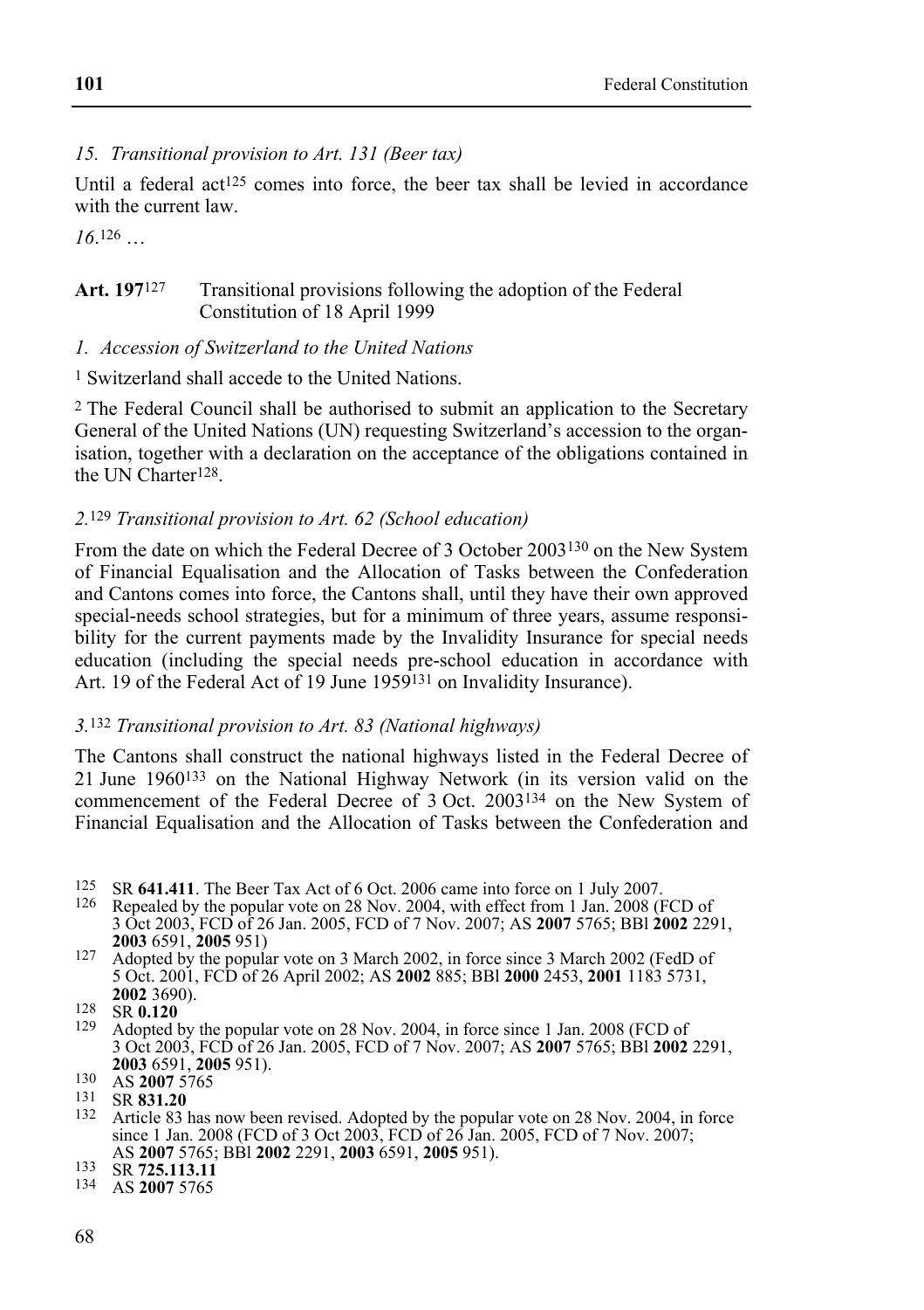*15. Transitional provision to Art. 131 (Beer tax)*

Until a federal act[125] comes into force, the beer tax shall be levied in accordance with the current law.

*16.*[126] …

**Art. 197**[127] Transitional provisions following the adoption of the Federal Constitution of 18 April 1999

*1. Accession of Switzerland to the United Nations*

[1] Switzerland shall accede to the United Nations.

[2] The Federal Council shall be authorised to submit an application to the Secretary General of the United Nations (UN) requesting Switzerland's accession to the organisation, together with a declaration on the acceptance of the obligations contained in the UN Charter[128].

*2.*[129] *Transitional provision to Art. 62 (School education)*

From the date on which the Federal Decree of 3 October 2003[130] on the New System of Financial Equalisation and the Allocation of Tasks between the Confederation and Cantons comes into force, the Cantons shall, until they have their own approved special-needs school strategies, but for a minimum of three years, assume responsibility for the current payments made by the Invalidity Insurance for special needs education (including the special needs pre-school education in accordance with Art. 19 of the Federal Act of 19 June 1959[131] on Invalidity Insurance).

*3.*[132] *Transitional provision to Art. 83 (National highways)*

The Cantons shall construct the national highways listed in the Federal Decree of 21 June 1960[133] on the National Highway Network (in its version valid on the commencement of the Federal Decree of 3 Oct. 2003[134] on the New System of Financial Equalisation and the Allocation of Tasks between the Confederation and

---

125 SR **641.411**. The Beer Tax Act of 6 Oct. 2006 came into force on 1 July 2007.
126 Repealed by the popular vote on 28 Nov. 2004, with effect from 1 Jan. 2008 (FCD of 3 Oct 2003, FCD of 26 Jan. 2005, FCD of 7 Nov. 2007; AS **2007** 5765; BBl **2002** 2291, **2003** 6591, **2005** 951)
127 Adopted by the popular vote on 3 March 2002, in force since 3 March 2002 (FedD of 5 Oct. 2001, FCD of 26 April 2002; AS **2002** 885; BBl **2000** 2453, **2001** 1183 5731, **2002** 3690).
128 SR **0.120**
129 Adopted by the popular vote on 28 Nov. 2004, in force since 1 Jan. 2008 (FCD of 3 Oct 2003, FCD of 26 Jan. 2005, FCD of 7 Nov. 2007; AS **2007** 5765; BBl **2002** 2291, **2003** 6591, **2005** 951).
130 AS **2007** 5765
131 SR **831.20**
132 Article 83 has now been revised. Adopted by the popular vote on 28 Nov. 2004, in force since 1 Jan. 2008 (FCD of 3 Oct 2003, FCD of 26 Jan. 2005, FCD of 7 Nov. 2007; AS **2007** 5765; BBl **2002** 2291, **2003** 6591, **2005** 951).
133 SR **725.113.11**
134 AS **2007** 5765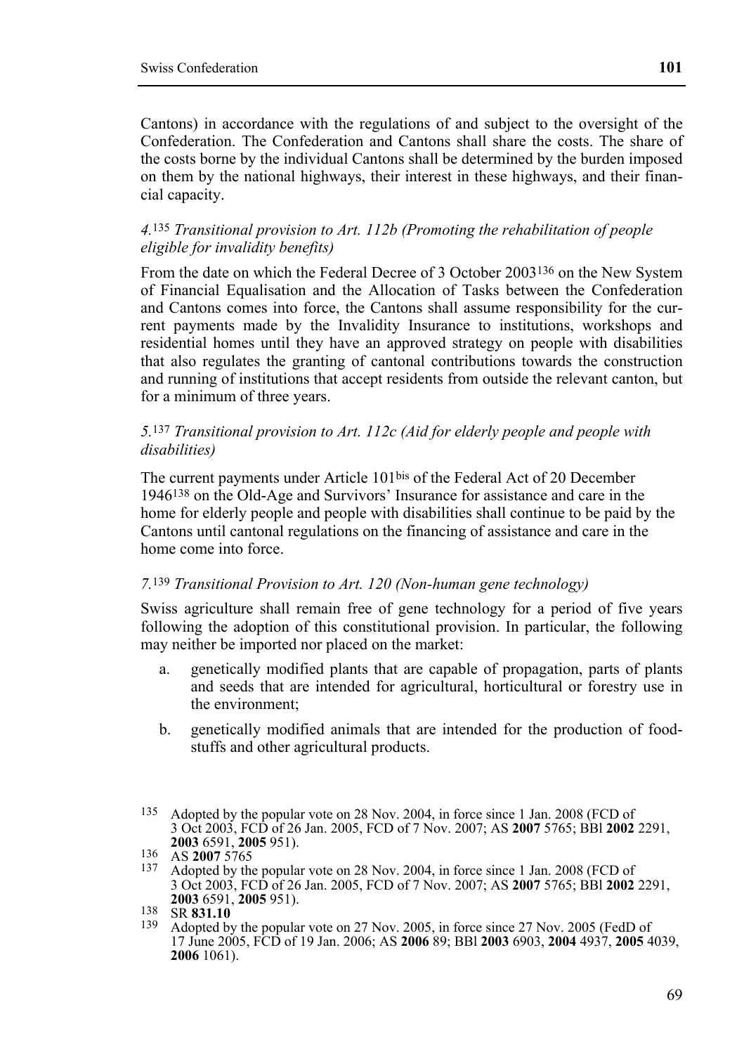Cantons) in accordance with the regulations of and subject to the oversight of the Confederation. The Confederation and Cantons shall share the costs. The share of the costs borne by the individual Cantons shall be determined by the burden imposed on them by the national highways, their interest in these highways, and their financial capacity.

*4.*[135] *Transitional provision to Art. 112b (Promoting the rehabilitation of people eligible for invalidity benefits)*

From the date on which the Federal Decree of 3 October 2003[136] on the New System of Financial Equalisation and the Allocation of Tasks between the Confederation and Cantons comes into force, the Cantons shall assume responsibility for the current payments made by the Invalidity Insurance to institutions, workshops and residential homes until they have an approved strategy on people with disabilities that also regulates the granting of cantonal contributions towards the construction and running of institutions that accept residents from outside the relevant canton, but for a minimum of three years.

*5.*[137] *Transitional provision to Art. 112c (Aid for elderly people and people with disabilities)*

The current payments under Article 101bis of the Federal Act of 20 December 1946[138] on the Old-Age and Survivors' Insurance for assistance and care in the home for elderly people and people with disabilities shall continue to be paid by the Cantons until cantonal regulations on the financing of assistance and care in the home come into force.

*7.*[139] *Transitional Provision to Art. 120 (Non-human gene technology)*

Swiss agriculture shall remain free of gene technology for a period of five years following the adoption of this constitutional provision. In particular, the following may neither be imported nor placed on the market:

a. genetically modified plants that are capable of propagation, parts of plants and seeds that are intended for agricultural, horticultural or forestry use in the environment;

b. genetically modified animals that are intended for the production of foodstuffs and other agricultural products.

---

[135] Adopted by the popular vote on 28 Nov. 2004, in force since 1 Jan. 2008 (FCD of 3 Oct 2003, FCD of 26 Jan. 2005, FCD of 7 Nov. 2007; AS **2007** 5765; BBl **2002** 2291, **2003** 6591, **2005** 951).

[136] AS **2007** 5765

[137] Adopted by the popular vote on 28 Nov. 2004, in force since 1 Jan. 2008 (FCD of 3 Oct 2003, FCD of 26 Jan. 2005, FCD of 7 Nov. 2007; AS **2007** 5765; BBl **2002** 2291, **2003** 6591, **2005** 951).

[138] SR **831.10**

[139] Adopted by the popular vote on 27 Nov. 2005, in force since 27 Nov. 2005 (FedD of 17 June 2005, FCD of 19 Jan. 2006; AS **2006** 89; BBl **2003** 6903, **2004** 4937, **2005** 4039, **2006** 1061).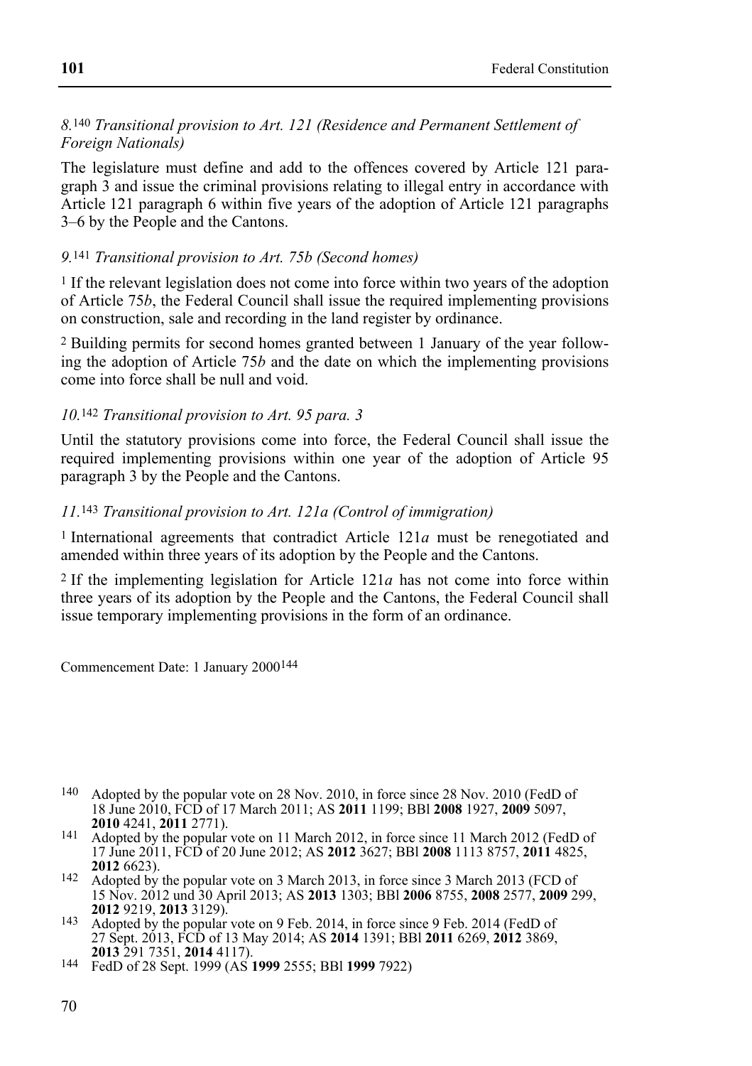*8.*[140] *Transitional provision to Art. 121 (Residence and Permanent Settlement of Foreign Nationals)*

The legislature must define and add to the offences covered by Article 121 paragraph 3 and issue the criminal provisions relating to illegal entry in accordance with Article 121 paragraph 6 within five years of the adoption of Article 121 paragraphs 3–6 by the People and the Cantons.

*9.*[141] *Transitional provision to Art. 75b (Second homes)*

[1] If the relevant legislation does not come into force within two years of the adoption of Article 75*b*, the Federal Council shall issue the required implementing provisions on construction, sale and recording in the land register by ordinance.

[2] Building permits for second homes granted between 1 January of the year following the adoption of Article 75*b* and the date on which the implementing provisions come into force shall be null and void.

*10.*[142] *Transitional provision to Art. 95 para. 3*

Until the statutory provisions come into force, the Federal Council shall issue the required implementing provisions within one year of the adoption of Article 95 paragraph 3 by the People and the Cantons.

*11.*[143] *Transitional provision to Art. 121a (Control of immigration)*

[1] International agreements that contradict Article 121*a* must be renegotiated and amended within three years of its adoption by the People and the Cantons.

[2] If the implementing legislation for Article 121*a* has not come into force within three years of its adoption by the People and the Cantons, the Federal Council shall issue temporary implementing provisions in the form of an ordinance.

Commencement Date: 1 January 2000[144]

---

[140] Adopted by the popular vote on 28 Nov. 2010, in force since 28 Nov. 2010 (FedD of 18 June 2010, FCD of 17 March 2011; AS **2011** 1199; BBl **2008** 1927, **2009** 5097, **2010** 4241, **2011** 2771).

[141] Adopted by the popular vote on 11 March 2012, in force since 11 March 2012 (FedD of 17 June 2011, FCD of 20 June 2012; AS **2012** 3627; BBl **2008** 1113 8757, **2011** 4825, **2012** 6623).

[142] Adopted by the popular vote on 3 March 2013, in force since 3 March 2013 (FCD of 15 Nov. 2012 und 30 April 2013; AS **2013** 1303; BBl **2006** 8755, **2008** 2577, **2009** 299, **2012** 9219, **2013** 3129).

[143] Adopted by the popular vote on 9 Feb. 2014, in force since 9 Feb. 2014 (FedD of 27 Sept. 2013, FCD of 13 May 2014; AS **2014** 1391; BBl **2011** 6269, **2012** 3869, **2013** 291 7351, **2014** 4117).

[144] FedD of 28 Sept. 1999 (AS **1999** 2555; BBl **1999** 7922)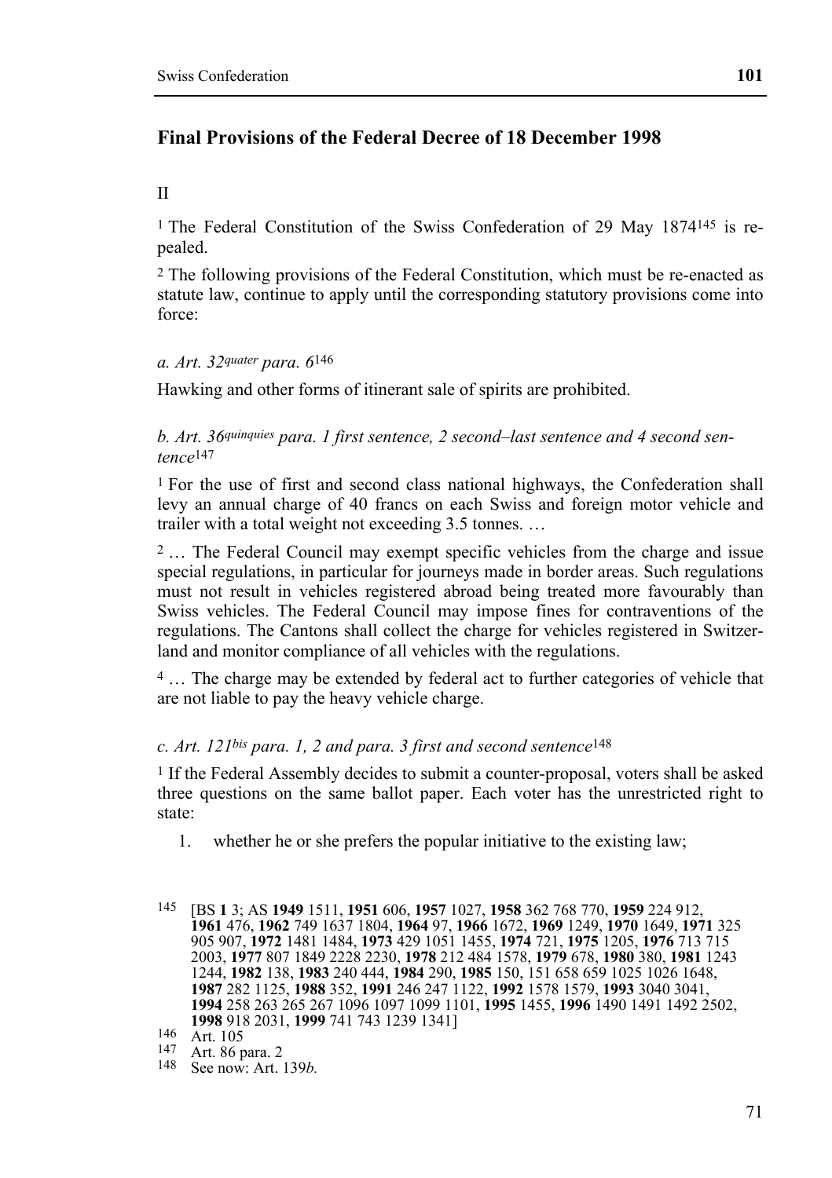## Final Provisions of the Federal Decree of 18 December 1998

II

[1] The Federal Constitution of the Swiss Confederation of 29 May 1874[145] is repealed.

[2] The following provisions of the Federal Constitution, which must be re-enacted as statute law, continue to apply until the corresponding statutory provisions come into force:

*a. Art. 32quater para. 6*[146]

Hawking and other forms of itinerant sale of spirits are prohibited.

*b. Art. 36quinquies para. 1 first sentence, 2 second–last sentence and 4 second sentence*[147]

[1] For the use of first and second class national highways, the Confederation shall levy an annual charge of 40 francs on each Swiss and foreign motor vehicle and trailer with a total weight not exceeding 3.5 tonnes. …

[2] … The Federal Council may exempt specific vehicles from the charge and issue special regulations, in particular for journeys made in border areas. Such regulations must not result in vehicles registered abroad being treated more favourably than Swiss vehicles. The Federal Council may impose fines for contraventions of the regulations. The Cantons shall collect the charge for vehicles registered in Switzerland and monitor compliance of all vehicles with the regulations.

[4] … The charge may be extended by federal act to further categories of vehicle that are not liable to pay the heavy vehicle charge.

*c. Art. 121bis para. 1, 2 and para. 3 first and second sentence*[148]

[1] If the Federal Assembly decides to submit a counter-proposal, voters shall be asked three questions on the same ballot paper. Each voter has the unrestricted right to state:

1. whether he or she prefers the popular initiative to the existing law;

---

145 [BS **1** 3; AS **1949** 1511, **1951** 606, **1957** 1027, **1958** 362 768 770, **1959** 224 912, **1961** 476, **1962** 749 1637 1804, **1964** 97, **1966** 1672, **1969** 1249, **1970** 1649, **1971** 325 905 907, **1972** 1481 1484, **1973** 429 1051 1455, **1974** 721, **1975** 1205, **1976** 713 715 2003, **1977** 807 1849 2228 2230, **1978** 212 484 1578, **1979** 678, **1980** 380, **1981** 1243 1244, **1982** 138, **1983** 240 444, **1984** 290, **1985** 150, 151 658 659 1025 1026 1648, **1987** 282 1125, **1988** 352, **1991** 246 247 1122, **1992** 1578 1579, **1993** 3040 3041, **1994** 258 263 265 267 1096 1097 1099 1101, **1995** 1455, **1996** 1490 1491 1492 2502, **1998** 918 2031, **1999** 741 743 1239 1341]

146 Art. 105

147 Art. 86 para. 2

148 See now: Art. 139*b.*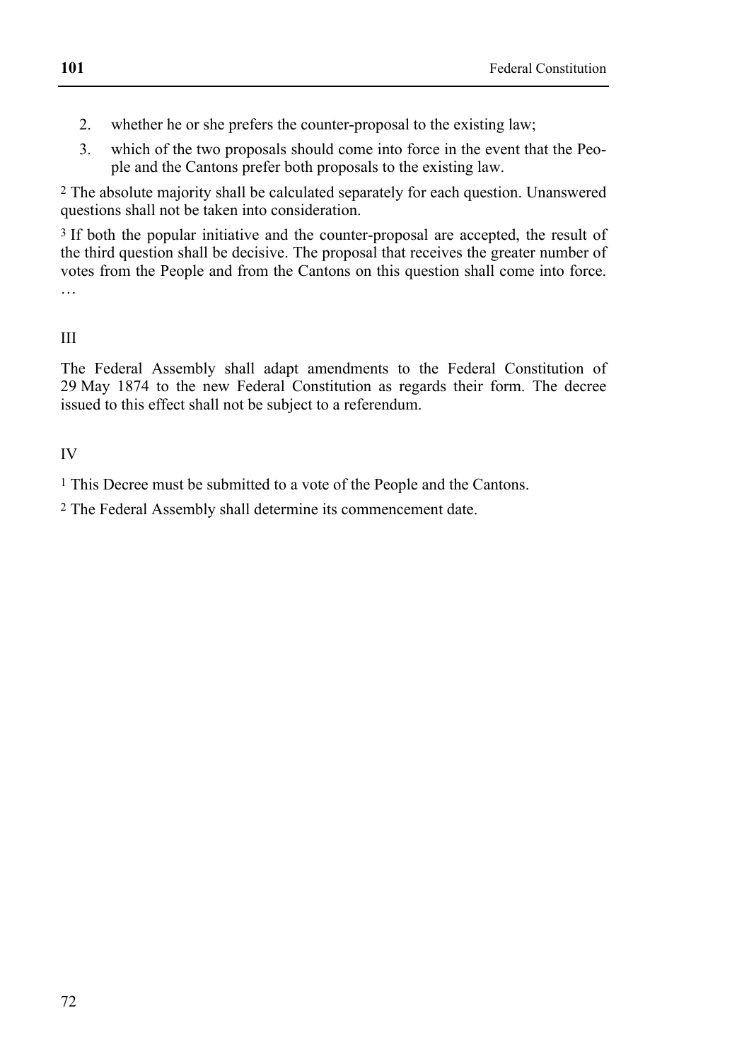2. whether he or she prefers the counter-proposal to the existing law;
3. which of the two proposals should come into force in the event that the People and the Cantons prefer both proposals to the existing law.

[2] The absolute majority shall be calculated separately for each question. Unanswered questions shall not be taken into consideration.

[3] If both the popular initiative and the counter-proposal are accepted, the result of the third question shall be decisive. The proposal that receives the greater number of votes from the People and from the Cantons on this question shall come into force. …

III

The Federal Assembly shall adapt amendments to the Federal Constitution of 29 May 1874 to the new Federal Constitution as regards their form. The decree issued to this effect shall not be subject to a referendum.

IV

[1] This Decree must be submitted to a vote of the People and the Cantons.

[2] The Federal Assembly shall determine its commencement date.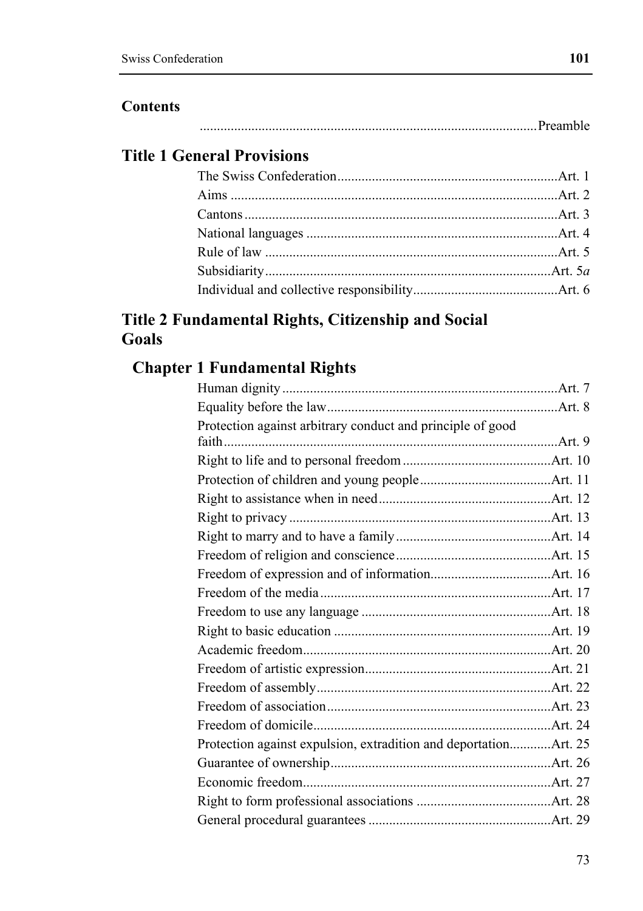## Contents

................................................................................................Preamble

## Title 1 General Provisions

The Swiss Confederation...............................................................Art. 1
Aims ..............................................................................................Art. 2
Cantons ..........................................................................................Art. 3
National languages .........................................................................Art. 4
Rule of law .....................................................................................Art. 5
Subsidiarity....................................................................................Art. 5*a*
Individual and collective responsibility..........................................Art. 6

## Title 2 Fundamental Rights, Citizenship and Social Goals

### Chapter 1 Fundamental Rights

Human dignity ................................................................................Art. 7
Equality before the law...................................................................Art. 8
Protection against arbitrary conduct and principle of good faith................................................................................................Art. 9
Right to life and to personal freedom ...........................................Art. 10
Protection of children and young people......................................Art. 11
Right to assistance when in need..................................................Art. 12
Right to privacy ............................................................................Art. 13
Right to marry and to have a family.............................................Art. 14
Freedom of religion and conscience.............................................Art. 15
Freedom of expression and of information...................................Art. 16
Freedom of the media ...................................................................Art. 17
Freedom to use any language .......................................................Art. 18
Right to basic education ...............................................................Art. 19
Academic freedom........................................................................Art. 20
Freedom of artistic expression......................................................Art. 21
Freedom of assembly....................................................................Art. 22
Freedom of association.................................................................Art. 23
Freedom of domicile.....................................................................Art. 24
Protection against expulsion, extradition and deportation............Art. 25
Guarantee of ownership................................................................Art. 26
Economic freedom........................................................................Art. 27
Right to form professional associations .......................................Art. 28
General procedural guarantees .....................................................Art. 29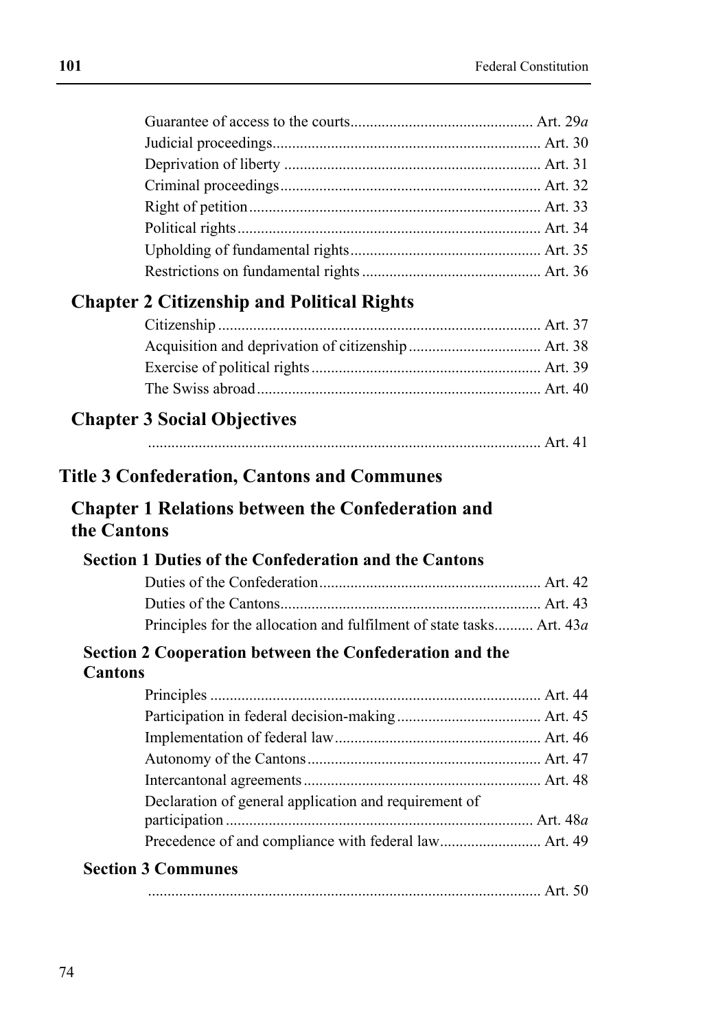Guarantee of access to the courts .............................................. Art. 29*a*
Judicial proceedings .................................................................... Art. 30
Deprivation of liberty .................................................................. Art. 31
Criminal proceedings .................................................................. Art. 32
Right of petition .......................................................................... Art. 33
Political rights ............................................................................. Art. 34
Upholding of fundamental rights ................................................ Art. 35
Restrictions on fundamental rights ............................................. Art. 36

## Chapter 2 Citizenship and Political Rights

Citizenship .................................................................................. Art. 37
Acquisition and deprivation of citizenship ................................. Art. 38
Exercise of political rights .......................................................... Art. 39
The Swiss abroad ........................................................................ Art. 40

## Chapter 3 Social Objectives

.................................................................................................... Art. 41

# Title 3 Confederation, Cantons and Communes

## Chapter 1 Relations between the Confederation and the Cantons

### Section 1 Duties of the Confederation and the Cantons

Duties of the Confederation ......................................................... Art. 42
Duties of the Cantons .................................................................. Art. 43
Principles for the allocation and fulfilment of state tasks .......... Art. 43*a*

### Section 2 Cooperation between the Confederation and the Cantons

Principles .................................................................................... Art. 44
Participation in federal decision-making .................................... Art. 45
Implementation of federal law .................................................... Art. 46
Autonomy of the Cantons ........................................................... Art. 47
Intercantonal agreements ............................................................ Art. 48
Declaration of general application and requirement of participation .............................................................................. Art. 48*a*
Precedence of and compliance with federal law ......................... Art. 49

### Section 3 Communes

.................................................................................................... Art. 50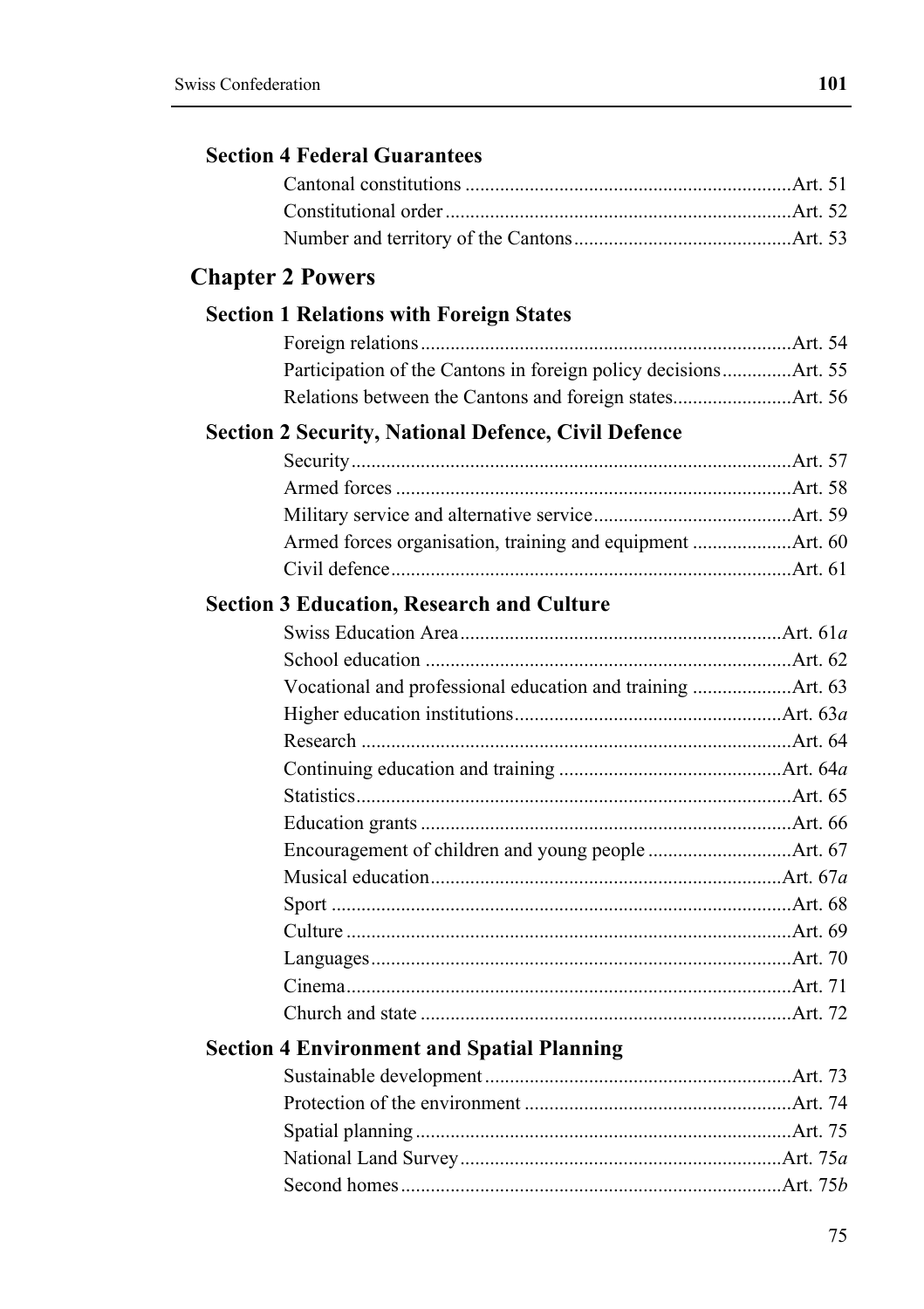### Section 4 Federal Guarantees

Cantonal constitutions .................................................................Art. 51
Constitutional order ......................................................................Art. 52
Number and territory of the Cantons ...........................................Art. 53

## Chapter 2 Powers

### Section 1 Relations with Foreign States

Foreign relations ...........................................................................Art. 54
Participation of the Cantons in foreign policy decisions ..............Art. 55
Relations between the Cantons and foreign states........................Art. 56

### Section 2 Security, National Defence, Civil Defence

Security.........................................................................................Art. 57
Armed forces ................................................................................Art. 58
Military service and alternative service........................................Art. 59
Armed forces organisation, training and equipment ....................Art. 60
Civil defence.................................................................................Art. 61

### Section 3 Education, Research and Culture

Swiss Education Area.................................................................Art. 61*a*
School education ..........................................................................Art. 62
Vocational and professional education and training ....................Art. 63
Higher education institutions......................................................Art. 63*a*
Research .......................................................................................Art. 64
Continuing education and training .............................................Art. 64*a*
Statistics........................................................................................Art. 65
Education grants ...........................................................................Art. 66
Encouragement of children and young people .............................Art. 67
Musical education.......................................................................Art. 67*a*
Sport .............................................................................................Art. 68
Culture ..........................................................................................Art. 69
Languages.....................................................................................Art. 70
Cinema..........................................................................................Art. 71
Church and state ...........................................................................Art. 72

### Section 4 Environment and Spatial Planning

Sustainable development ..............................................................Art. 73
Protection of the environment ......................................................Art. 74
Spatial planning ............................................................................Art. 75
National Land Survey.................................................................Art. 75*a*
Second homes.............................................................................Art. 75*b*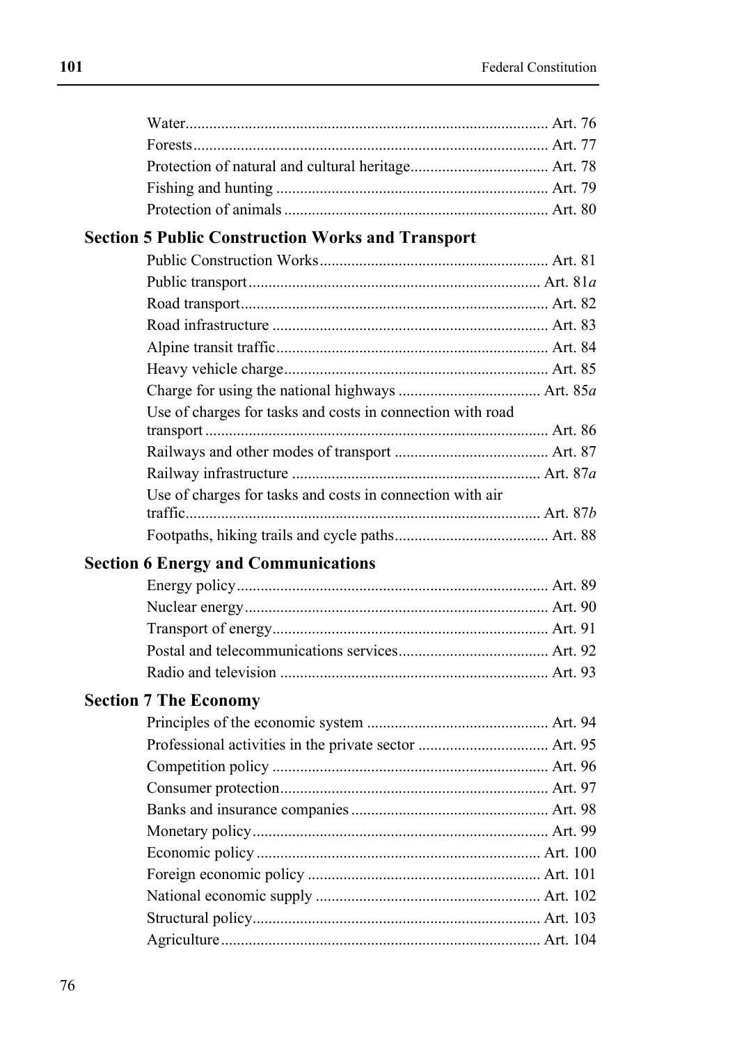Water ... Art. 76
Forests ... Art. 77
Protection of natural and cultural heritage ... Art. 78
Fishing and hunting ... Art. 79
Protection of animals ... Art. 80

**Section 5 Public Construction Works and Transport**

Public Construction Works ... Art. 81
Public transport ... Art. 81*a*
Road transport ... Art. 82
Road infrastructure ... Art. 83
Alpine transit traffic ... Art. 84
Heavy vehicle charge ... Art. 85
Charge for using the national highways ... Art. 85*a*
Use of charges for tasks and costs in connection with road transport ... Art. 86
Railways and other modes of transport ... Art. 87
Railway infrastructure ... Art. 87*a*
Use of charges for tasks and costs in connection with air traffic ... Art. 87*b*
Footpaths, hiking trails and cycle paths ... Art. 88

**Section 6 Energy and Communications**

Energy policy ... Art. 89
Nuclear energy ... Art. 90
Transport of energy ... Art. 91
Postal and telecommunications services ... Art. 92
Radio and television ... Art. 93

**Section 7 The Economy**

Principles of the economic system ... Art. 94
Professional activities in the private sector ... Art. 95
Competition policy ... Art. 96
Consumer protection ... Art. 97
Banks and insurance companies ... Art. 98
Monetary policy ... Art. 99
Economic policy ... Art. 100
Foreign economic policy ... Art. 101
National economic supply ... Art. 102
Structural policy ... Art. 103
Agriculture ... Art. 104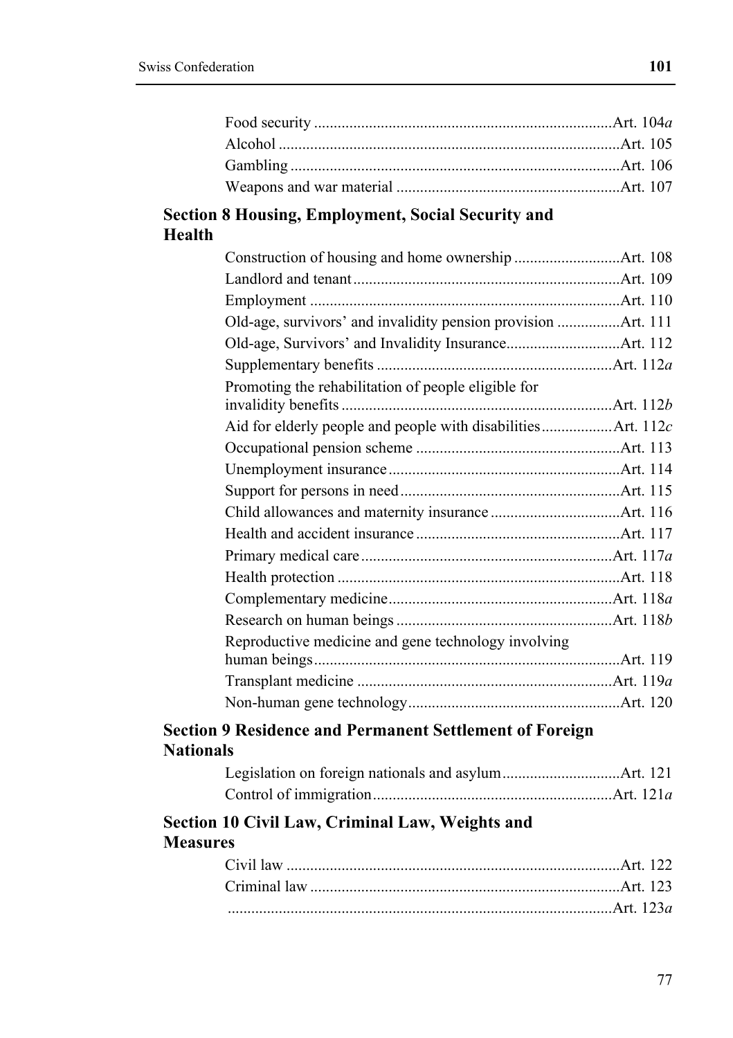Food security ........................................................................Art. 104*a*
Alcohol ...................................................................................Art. 105
Gambling ................................................................................Art. 106
Weapons and war material ......................................................Art. 107

**Section 8 Housing, Employment, Social Security and Health**

Construction of housing and home ownership ...........................Art. 108
Landlord and tenant ...................................................................Art. 109
Employment ..............................................................................Art. 110
Old-age, survivors' and invalidity pension provision ................Art. 111
Old-age, Survivors' and Invalidity Insurance.............................Art. 112
Supplementary benefits ............................................................Art. 112*a*
Promoting the rehabilitation of people eligible for invalidity benefits .....................................................................Art. 112*b*
Aid for elderly people and people with disabilities..................Art. 112*c*
Occupational pension scheme ....................................................Art. 113
Unemployment insurance ...........................................................Art. 114
Support for persons in need ........................................................Art. 115
Child allowances and maternity insurance .................................Art. 116
Health and accident insurance ....................................................Art. 117
Primary medical care ................................................................Art. 117*a*
Health protection ........................................................................Art. 118
Complementary medicine.........................................................Art. 118*a*
Research on human beings .......................................................Art. 118*b*
Reproductive medicine and gene technology involving human beings..............................................................................Art. 119
Transplant medicine .................................................................Art. 119*a*
Non-human gene technology......................................................Art. 120

**Section 9 Residence and Permanent Settlement of Foreign Nationals**

Legislation on foreign nationals and asylum..............................Art. 121
Control of immigration.............................................................Art. 121*a*

**Section 10 Civil Law, Criminal Law, Weights and Measures**

Civil law .....................................................................................Art. 122
Criminal law ...............................................................................Art. 123
..................................................................................................Art. 123*a*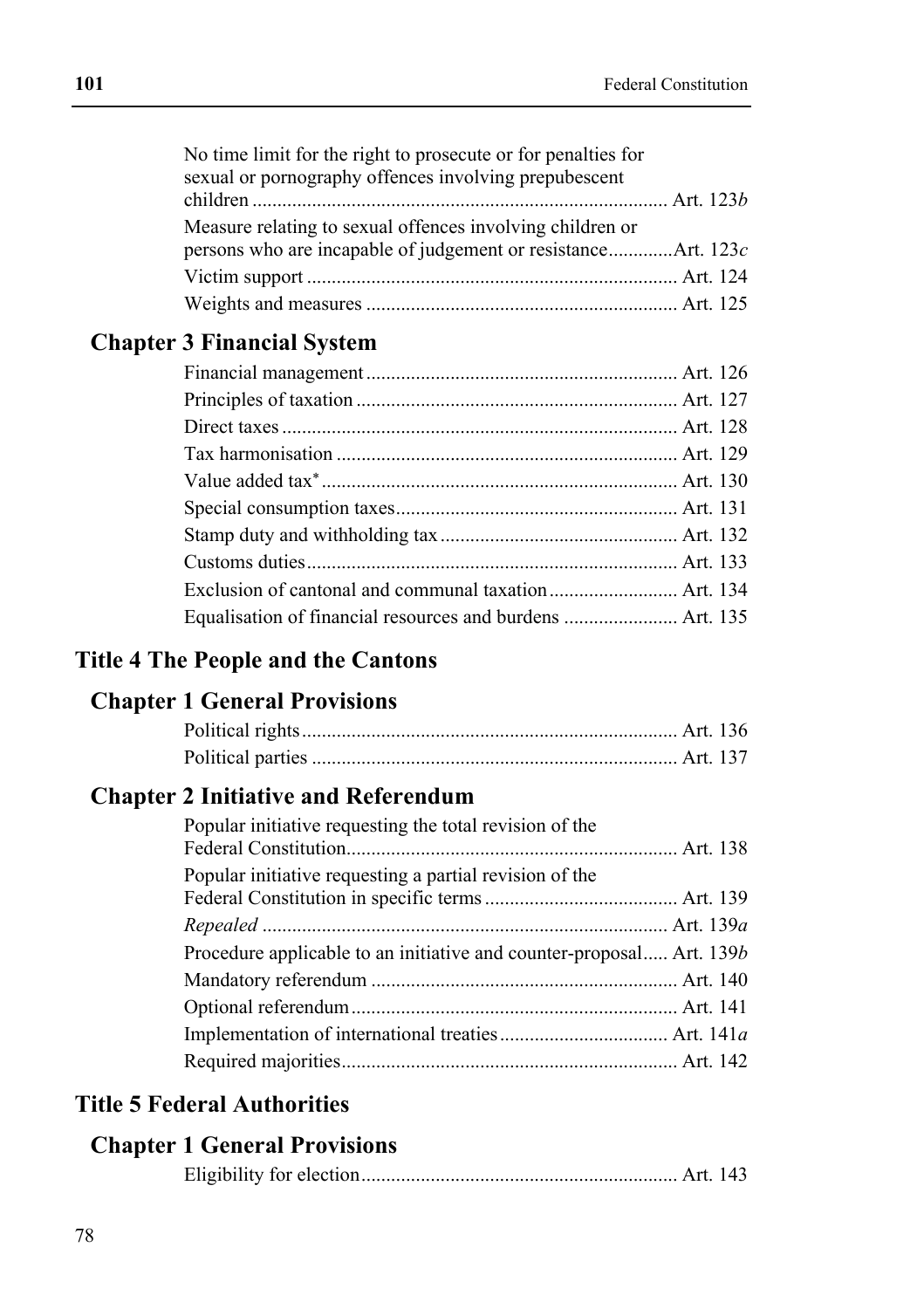No time limit for the right to prosecute or for penalties for sexual or pornography offences involving prepubescent children .................................................................................... Art. 123*b*

Measure relating to sexual offences involving children or persons who are incapable of judgement or resistance.............Art. 123*c*

Victim support .......................................................................... Art. 124

Weights and measures .............................................................. Art. 125

### Chapter 3 Financial System

Financial management .............................................................. Art. 126

Principles of taxation ................................................................ Art. 127

Direct taxes ............................................................................... Art. 128

Tax harmonisation .................................................................... Art. 129

Value added tax* ....................................................................... Art. 130

Special consumption taxes......................................................... Art. 131

Stamp duty and withholding tax ................................................ Art. 132

Customs duties........................................................................... Art. 133

Exclusion of cantonal and communal taxation .......................... Art. 134

Equalisation of financial resources and burdens ....................... Art. 135

## Title 4 The People and the Cantons

### Chapter 1 General Provisions

Political rights ........................................................................... Art. 136

Political parties ......................................................................... Art. 137

### Chapter 2 Initiative and Referendum

Popular initiative requesting the total revision of the Federal Constitution.................................................................... Art. 138

Popular initiative requesting a partial revision of the Federal Constitution in specific terms ....................................... Art. 139

*Repealed* ................................................................................. Art. 139*a*

Procedure applicable to an initiative and counter-proposal..... Art. 139*b*

Mandatory referendum ............................................................. Art. 140

Optional referendum ................................................................. Art. 141

Implementation of international treaties .................................. Art. 141*a*

Required majorities.................................................................... Art. 142

## Title 5 Federal Authorities

### Chapter 1 General Provisions

Eligibility for election................................................................ Art. 143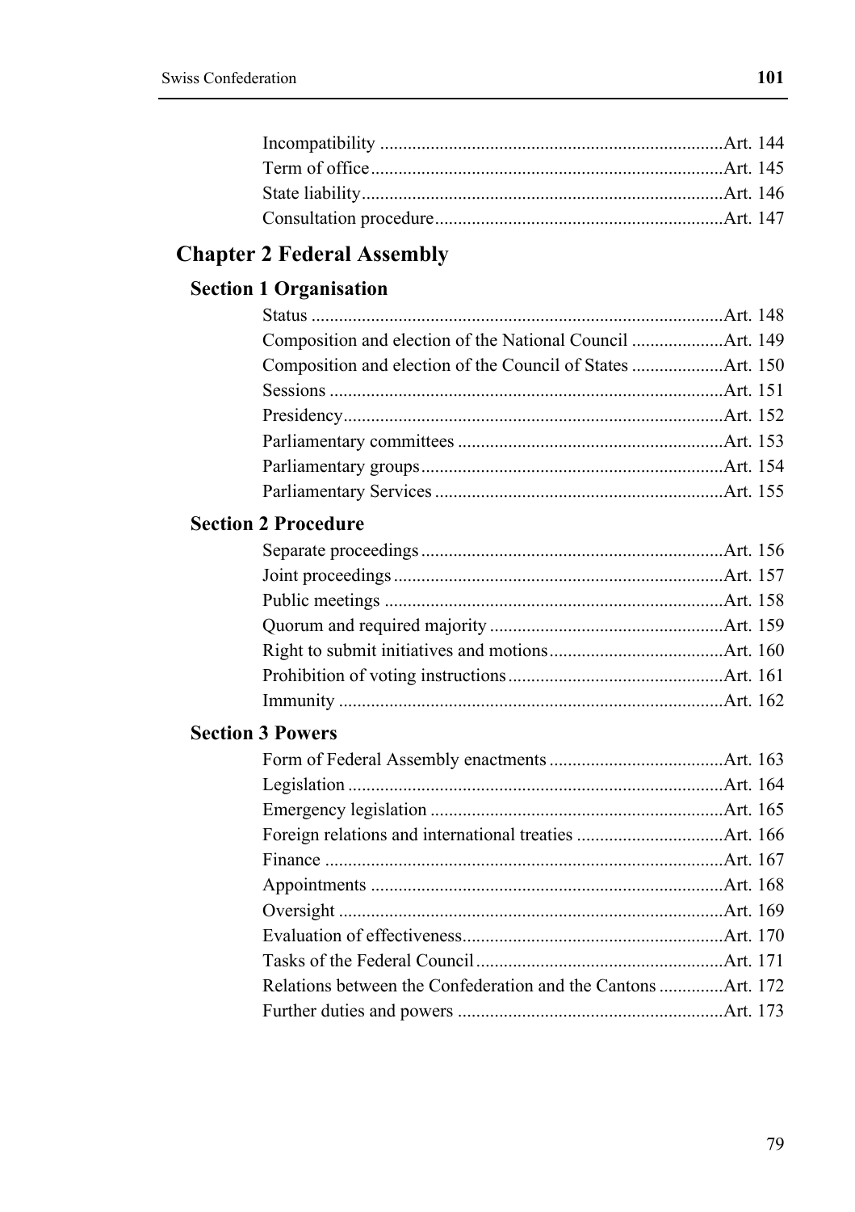Incompatibility ........................................................................... Art. 144
Term of office ............................................................................ Art. 145
State liability .............................................................................. Art. 146
Consultation procedure .............................................................. Art. 147

## Chapter 2 Federal Assembly

### Section 1 Organisation

Status ......................................................................................... Art. 148
Composition and election of the National Council .................... Art. 149
Composition and election of the Council of States .................... Art. 150
Sessions ..................................................................................... Art. 151
Presidency .................................................................................. Art. 152
Parliamentary committees .......................................................... Art. 153
Parliamentary groups .................................................................. Art. 154
Parliamentary Services ............................................................... Art. 155

### Section 2 Procedure

Separate proceedings .................................................................. Art. 156
Joint proceedings ........................................................................ Art. 157
Public meetings .......................................................................... Art. 158
Quorum and required majority ................................................... Art. 159
Right to submit initiatives and motions ...................................... Art. 160
Prohibition of voting instructions ............................................... Art. 161
Immunity .................................................................................... Art. 162

### Section 3 Powers

Form of Federal Assembly enactments ...................................... Art. 163
Legislation .................................................................................. Art. 164
Emergency legislation ................................................................ Art. 165
Foreign relations and international treaties ................................ Art. 166
Finance ....................................................................................... Art. 167
Appointments ............................................................................. Art. 168
Oversight .................................................................................... Art. 169
Evaluation of effectiveness ......................................................... Art. 170
Tasks of the Federal Council ...................................................... Art. 171
Relations between the Confederation and the Cantons .............. Art. 172
Further duties and powers .......................................................... Art. 173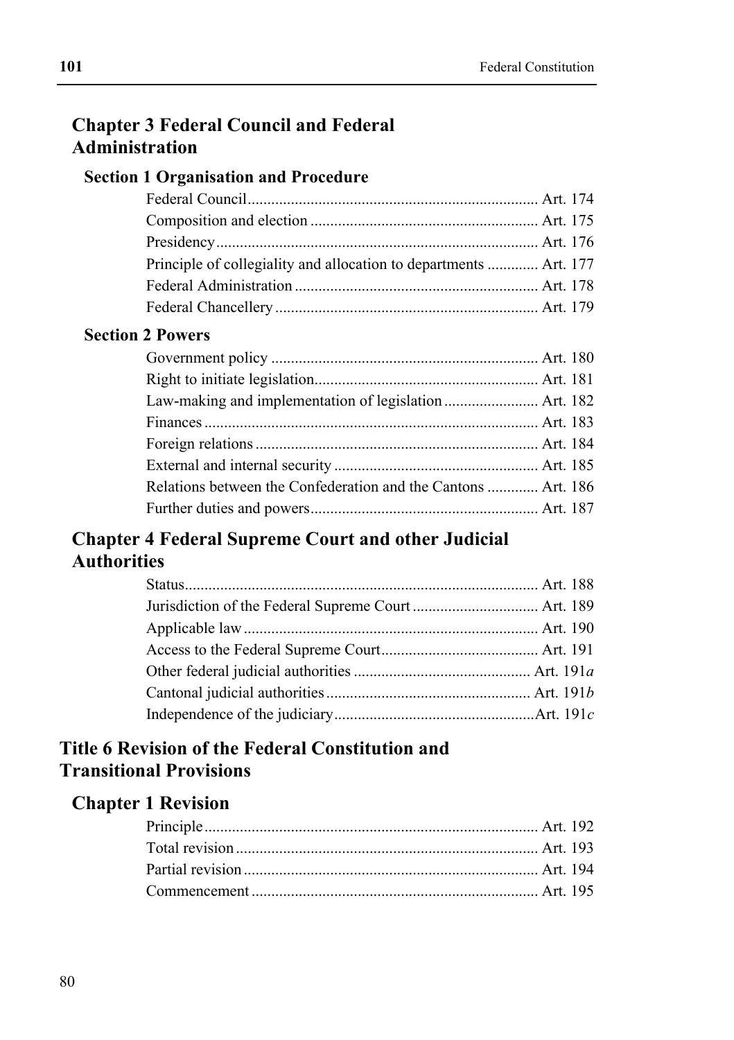## Chapter 3 Federal Council and Federal Administration

### Section 1 Organisation and Procedure

Federal Council ........................................................................ Art. 174
Composition and election ......................................................... Art. 175
Presidency ................................................................................ Art. 176
Principle of collegiality and allocation to departments ............. Art. 177
Federal Administration ............................................................. Art. 178
Federal Chancellery .................................................................. Art. 179

### Section 2 Powers

Government policy .................................................................... Art. 180
Right to initiate legislation......................................................... Art. 181
Law-making and implementation of legislation ........................ Art. 182
Finances .................................................................................... Art. 183
Foreign relations ....................................................................... Art. 184
External and internal security .................................................... Art. 185
Relations between the Confederation and the Cantons ............. Art. 186
Further duties and powers.......................................................... Art. 187

## Chapter 4 Federal Supreme Court and other Judicial Authorities

Status......................................................................................... Art. 188
Jurisdiction of the Federal Supreme Court ................................ Art. 189
Applicable law ........................................................................... Art. 190
Access to the Federal Supreme Court........................................ Art. 191
Other federal judicial authorities ............................................. Art. 191*a*
Cantonal judicial authorities .................................................... Art. 191*b*
Independence of the judiciary...................................................Art. 191*c*

# Title 6 Revision of the Federal Constitution and Transitional Provisions

## Chapter 1 Revision

Principle .................................................................................... Art. 192
Total revision ............................................................................ Art. 193
Partial revision .......................................................................... Art. 194
Commencement ........................................................................ Art. 195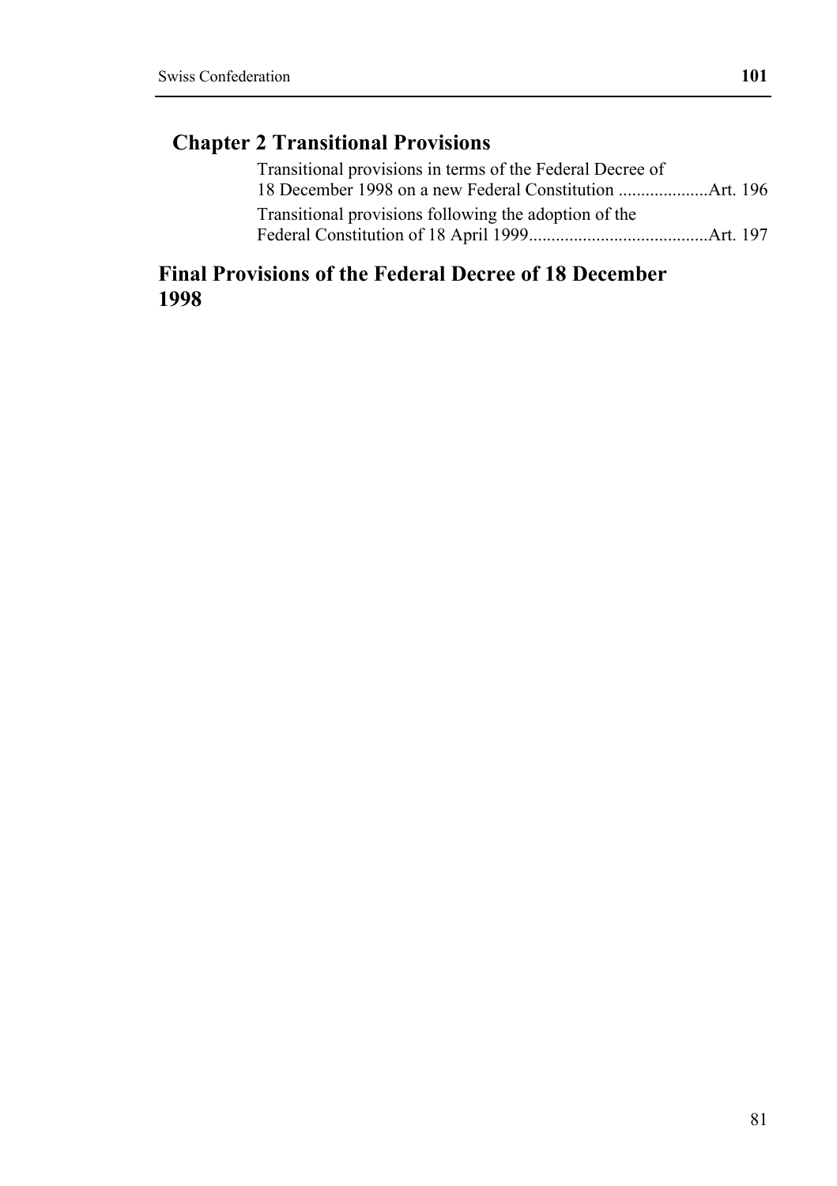## Chapter 2 Transitional Provisions

Transitional provisions in terms of the Federal Decree of 18 December 1998 on a new Federal Constitution ....................Art. 196

Transitional provisions following the adoption of the Federal Constitution of 18 April 1999........................................Art. 197

# Final Provisions of the Federal Decree of 18 December 1998